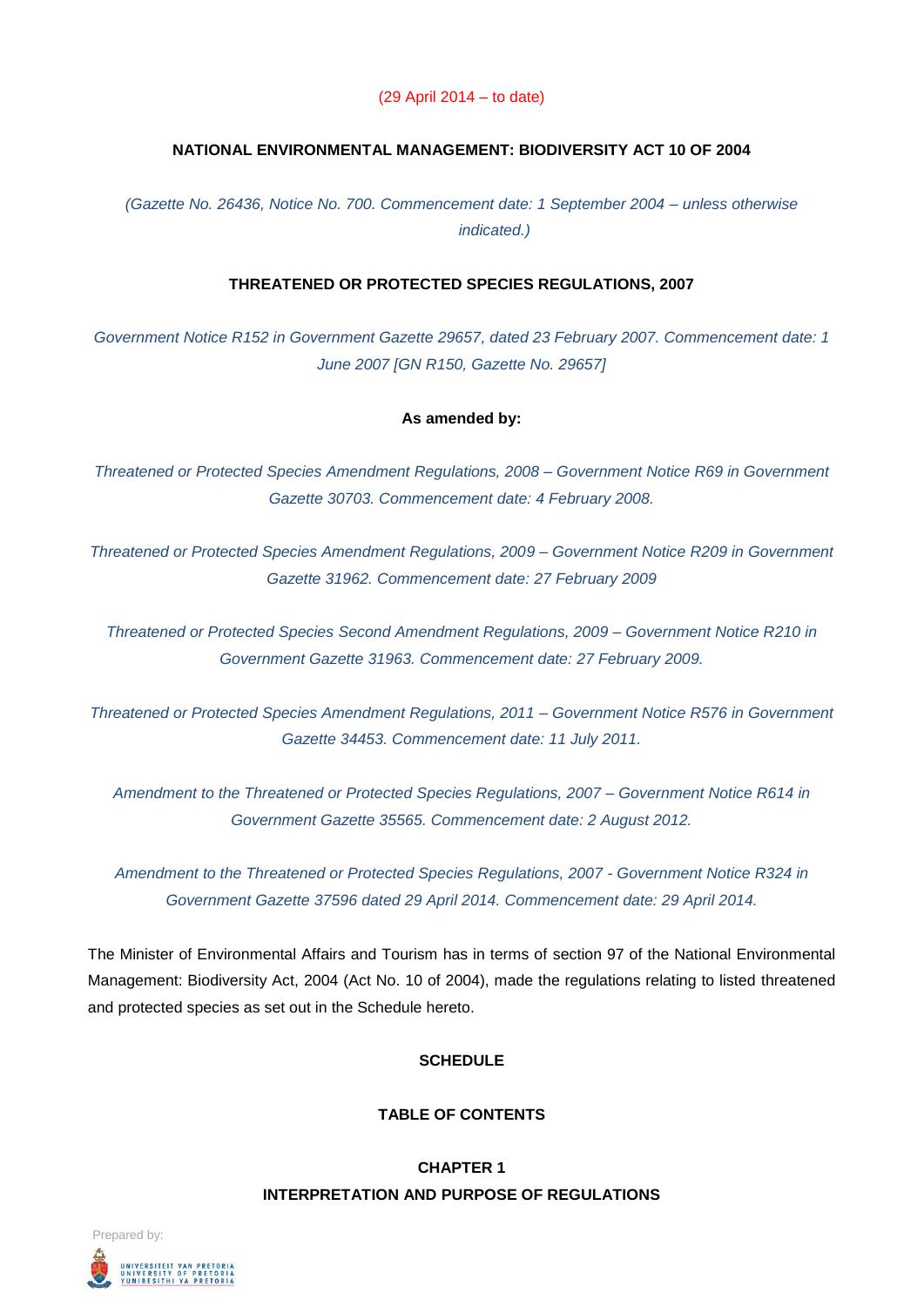(29 April 2014 – to date)

# NATIONAL ENVIRONMENTAL MANAGEMENT: BIODIVERSITY ACT 10 OF 2004

*(Gazette No. 26436, Notice No. 700. Commencement date: 1 September 2004 – unless otherwise indicated.)*

## THREATENED OR PROTECTED SPECIES REGULATIONS, 2007

*Government Notice R152 in Government Gazette 29657, dated 23 February 2007. Commencement date: 1 June 2007 [GN R150, Gazette No. 29657]*

**As amended by:**

*Threatened or Protected Species Amendment Regulations, 2008 – Government Notice R69 in Government Gazette 30703. Commencement date: 4 February 2008.*

*Threatened or Protected Species Amendment Regulations, 2009 – Government Notice R209 in Government Gazette 31962. Commencement date: 27 February 2009*

*Threatened or Protected Species Second Amendment Regulations, 2009 – Government Notice R210 in Government Gazette 31963. Commencement date: 27 February 2009.*

*Threatened or Protected Species Amendment Regulations, 2011 – Government Notice R576 in Government Gazette 34453. Commencement date: 11 July 2011.*

*Amendment to the Threatened or Protected Species Regulations, 2007 – Government Notice R614 in Government Gazette 35565. Commencement date: 2 August 2012.*

*Amendment to the Threatened or Protected Species Regulations, 2007 - Government Notice R324 in Government Gazette 37596 dated 29 April 2014. Commencement date: 29 April 2014.*

The Minister of Environmental Affairs and Tourism has in terms of section 97 of the National Environmental Management: Biodiversity Act, 2004 (Act No. 10 of 2004), made the regulations relating to listed threatened and protected species as set out in the Schedule hereto.

## SCHEDULE

## TABLE OF CONTENTS

### CHAPTER 1
### INTERPRETATION AND PURPOSE OF REGULATIONS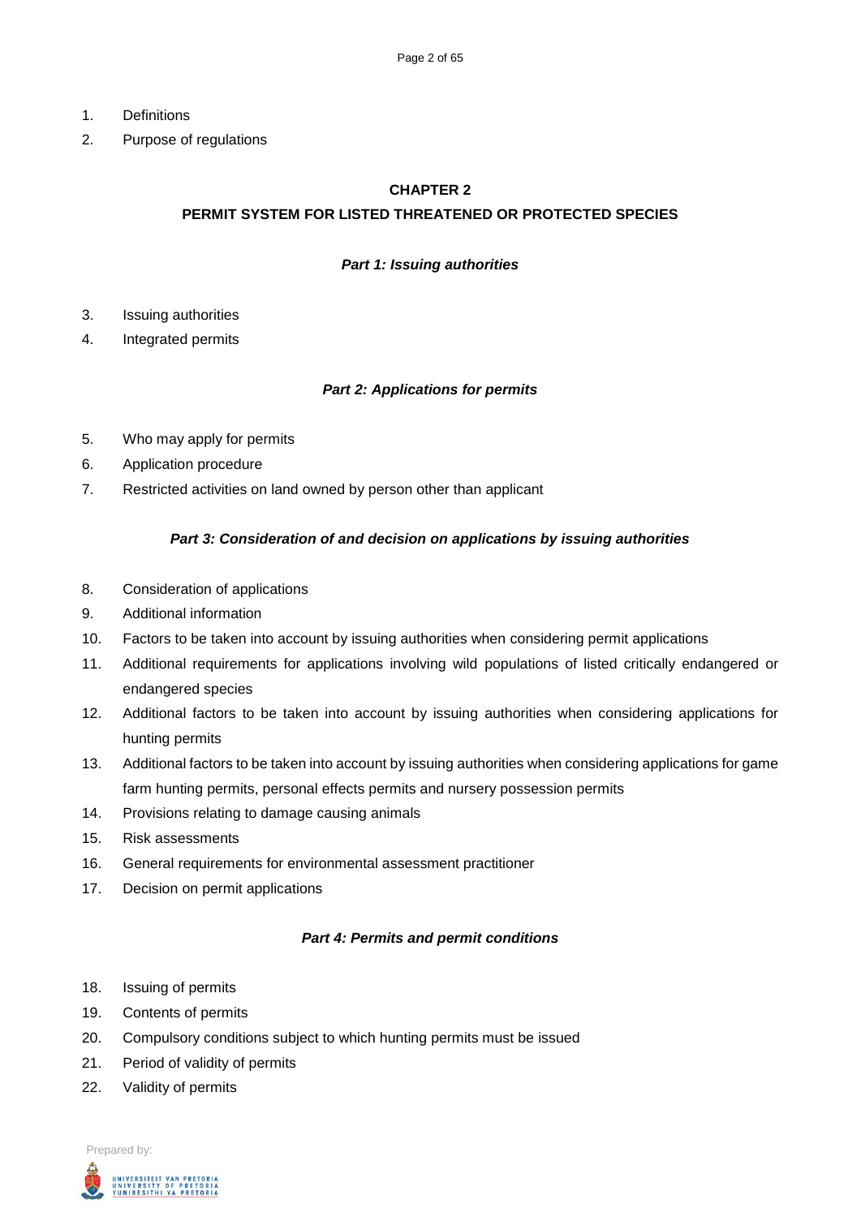1. Definitions
2. Purpose of regulations

## CHAPTER 2
## PERMIT SYSTEM FOR LISTED THREATENED OR PROTECTED SPECIES

### *Part 1: Issuing authorities*

3. Issuing authorities
4. Integrated permits

### *Part 2: Applications for permits*

5. Who may apply for permits
6. Application procedure
7. Restricted activities on land owned by person other than applicant

### *Part 3: Consideration of and decision on applications by issuing authorities*

8. Consideration of applications
9. Additional information
10. Factors to be taken into account by issuing authorities when considering permit applications
11. Additional requirements for applications involving wild populations of listed critically endangered or endangered species
12. Additional factors to be taken into account by issuing authorities when considering applications for hunting permits
13. Additional factors to be taken into account by issuing authorities when considering applications for game farm hunting permits, personal effects permits and nursery possession permits
14. Provisions relating to damage causing animals
15. Risk assessments
16. General requirements for environmental assessment practitioner
17. Decision on permit applications

### *Part 4: Permits and permit conditions*

18. Issuing of permits
19. Contents of permits
20. Compulsory conditions subject to which hunting permits must be issued
21. Period of validity of permits
22. Validity of permits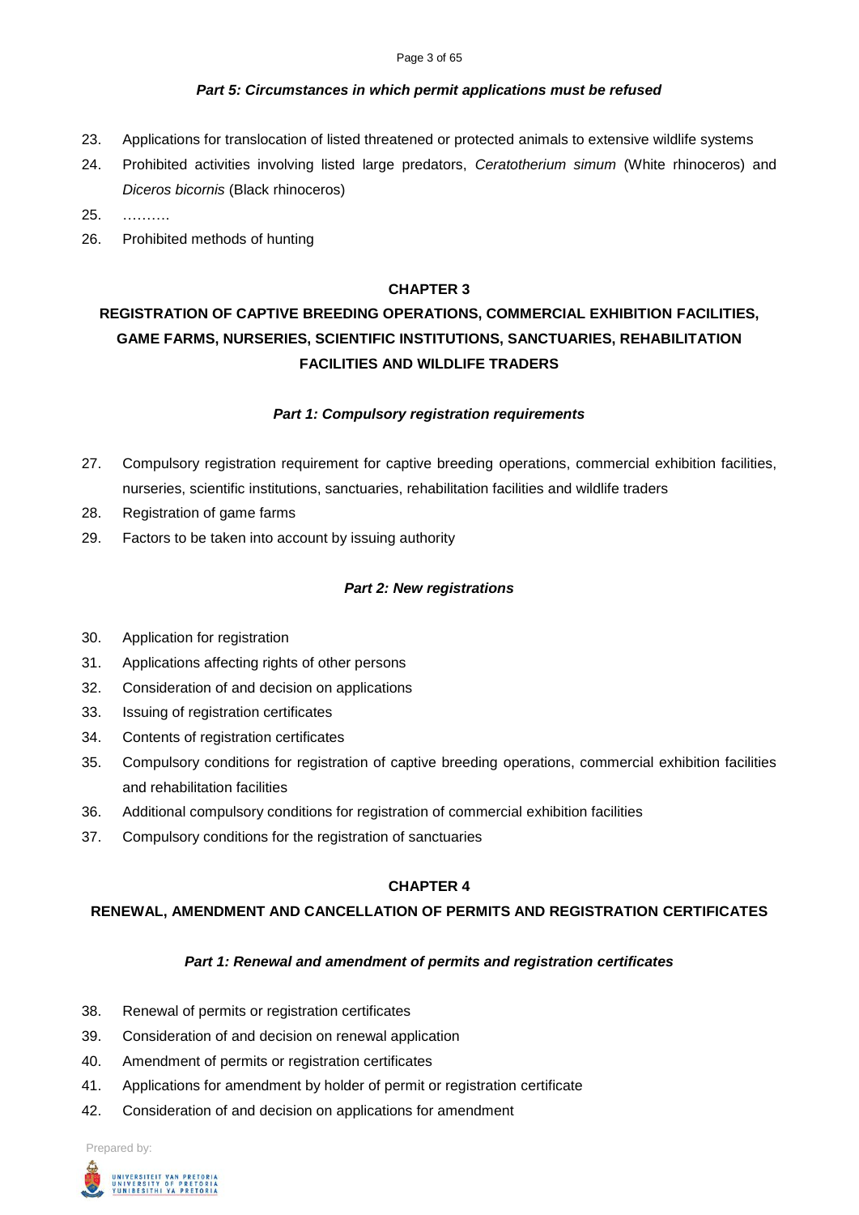***Part 5: Circumstances in which permit applications must be refused***

23. Applications for translocation of listed threatened or protected animals to extensive wildlife systems
24. Prohibited activities involving listed large predators, *Ceratotherium simum* (White rhinoceros) and *Diceros bicornis* (Black rhinoceros)
25. ……….
26. Prohibited methods of hunting

**CHAPTER 3**

**REGISTRATION OF CAPTIVE BREEDING OPERATIONS, COMMERCIAL EXHIBITION FACILITIES, GAME FARMS, NURSERIES, SCIENTIFIC INSTITUTIONS, SANCTUARIES, REHABILITATION FACILITIES AND WILDLIFE TRADERS**

***Part 1: Compulsory registration requirements***

27. Compulsory registration requirement for captive breeding operations, commercial exhibition facilities, nurseries, scientific institutions, sanctuaries, rehabilitation facilities and wildlife traders
28. Registration of game farms
29. Factors to be taken into account by issuing authority

***Part 2: New registrations***

30. Application for registration
31. Applications affecting rights of other persons
32. Consideration of and decision on applications
33. Issuing of registration certificates
34. Contents of registration certificates
35. Compulsory conditions for registration of captive breeding operations, commercial exhibition facilities and rehabilitation facilities
36. Additional compulsory conditions for registration of commercial exhibition facilities
37. Compulsory conditions for the registration of sanctuaries

**CHAPTER 4**

**RENEWAL, AMENDMENT AND CANCELLATION OF PERMITS AND REGISTRATION CERTIFICATES**

***Part 1: Renewal and amendment of permits and registration certificates***

38. Renewal of permits or registration certificates
39. Consideration of and decision on renewal application
40. Amendment of permits or registration certificates
41. Applications for amendment by holder of permit or registration certificate
42. Consideration of and decision on applications for amendment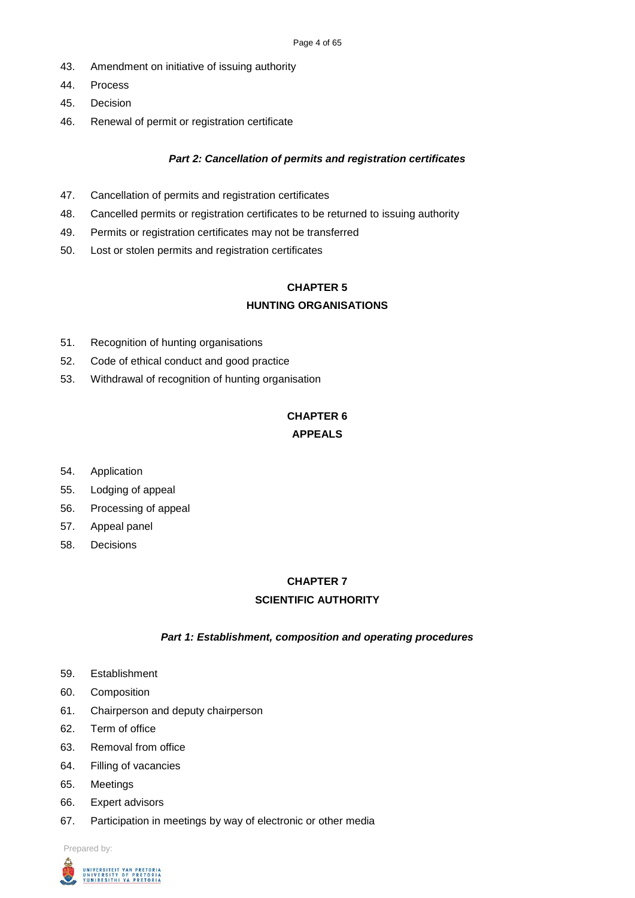43. Amendment on initiative of issuing authority
44. Process
45. Decision
46. Renewal of permit or registration certificate

***Part 2: Cancellation of permits and registration certificates***

47. Cancellation of permits and registration certificates
48. Cancelled permits or registration certificates to be returned to issuing authority
49. Permits or registration certificates may not be transferred
50. Lost or stolen permits and registration certificates

## CHAPTER 5
## HUNTING ORGANISATIONS

51. Recognition of hunting organisations
52. Code of ethical conduct and good practice
53. Withdrawal of recognition of hunting organisation

## CHAPTER 6
## APPEALS

54. Application
55. Lodging of appeal
56. Processing of appeal
57. Appeal panel
58. Decisions

## CHAPTER 7
## SCIENTIFIC AUTHORITY

***Part 1: Establishment, composition and operating procedures***

59. Establishment
60. Composition
61. Chairperson and deputy chairperson
62. Term of office
63. Removal from office
64. Filling of vacancies
65. Meetings
66. Expert advisors
67. Participation in meetings by way of electronic or other media

Prepared by: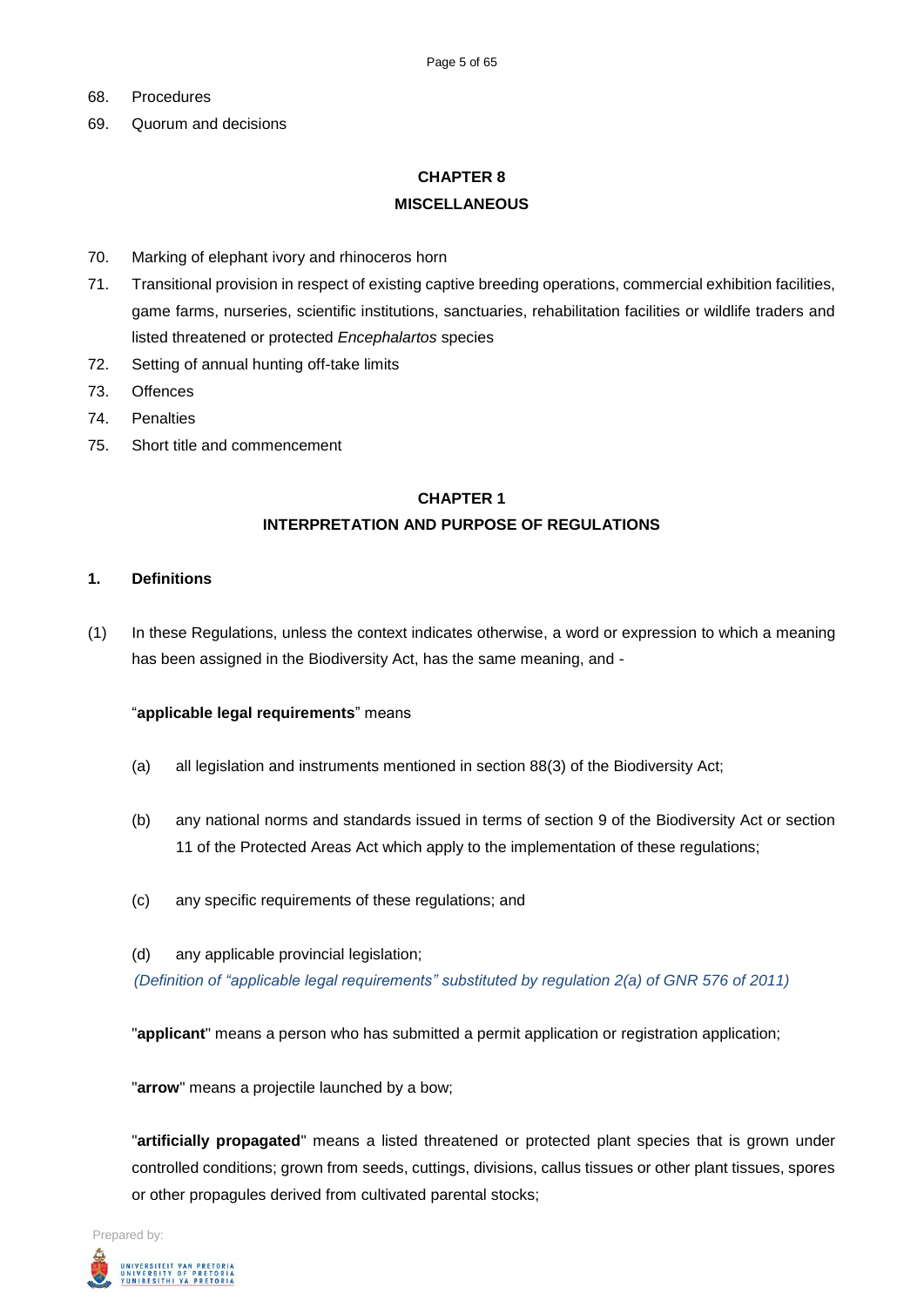68. Procedures
69. Quorum and decisions

## CHAPTER 8
## MISCELLANEOUS

70. Marking of elephant ivory and rhinoceros horn
71. Transitional provision in respect of existing captive breeding operations, commercial exhibition facilities, game farms, nurseries, scientific institutions, sanctuaries, rehabilitation facilities or wildlife traders and listed threatened or protected *Encephalartos* species
72. Setting of annual hunting off-take limits
73. Offences
74. Penalties
75. Short title and commencement

## CHAPTER 1
## INTERPRETATION AND PURPOSE OF REGULATIONS

### 1. Definitions

(1) In these Regulations, unless the context indicates otherwise, a word or expression to which a meaning has been assigned in the Biodiversity Act, has the same meaning, and -

"**applicable legal requirements**" means

(a) all legislation and instruments mentioned in section 88(3) of the Biodiversity Act;

(b) any national norms and standards issued in terms of section 9 of the Biodiversity Act or section 11 of the Protected Areas Act which apply to the implementation of these regulations;

(c) any specific requirements of these regulations; and

(d) any applicable provincial legislation;

*(Definition of "applicable legal requirements" substituted by regulation 2(a) of GNR 576 of 2011)*

"**applicant**" means a person who has submitted a permit application or registration application;

"**arrow**" means a projectile launched by a bow;

"**artificially propagated**" means a listed threatened or protected plant species that is grown under controlled conditions; grown from seeds, cuttings, divisions, callus tissues or other plant tissues, spores or other propagules derived from cultivated parental stocks;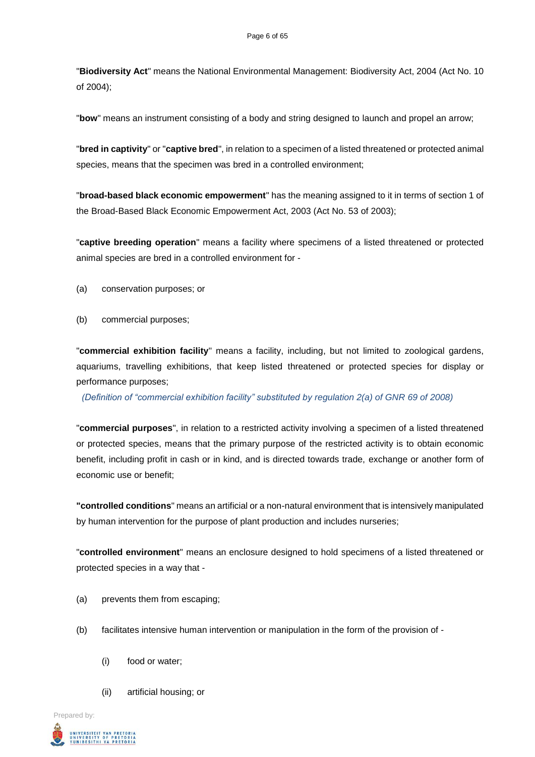"**Biodiversity Act**" means the National Environmental Management: Biodiversity Act, 2004 (Act No. 10 of 2004);

"**bow**" means an instrument consisting of a body and string designed to launch and propel an arrow;

"**bred in captivity**" or "**captive bred**", in relation to a specimen of a listed threatened or protected animal species, means that the specimen was bred in a controlled environment;

"**broad-based black economic empowerment**" has the meaning assigned to it in terms of section 1 of the Broad-Based Black Economic Empowerment Act, 2003 (Act No. 53 of 2003);

"**captive breeding operation**" means a facility where specimens of a listed threatened or protected animal species are bred in a controlled environment for -

(a) conservation purposes; or

(b) commercial purposes;

"**commercial exhibition facility**" means a facility, including, but not limited to zoological gardens, aquariums, travelling exhibitions, that keep listed threatened or protected species for display or performance purposes;

*(Definition of "commercial exhibition facility" substituted by regulation 2(a) of GNR 69 of 2008)*

"**commercial purposes**", in relation to a restricted activity involving a specimen of a listed threatened or protected species, means that the primary purpose of the restricted activity is to obtain economic benefit, including profit in cash or in kind, and is directed towards trade, exchange or another form of economic use or benefit;

**"controlled conditions**" means an artificial or a non-natural environment that is intensively manipulated by human intervention for the purpose of plant production and includes nurseries;

"**controlled environment**" means an enclosure designed to hold specimens of a listed threatened or protected species in a way that -

(a) prevents them from escaping;

(b) facilitates intensive human intervention or manipulation in the form of the provision of -

(i) food or water;

(ii) artificial housing; or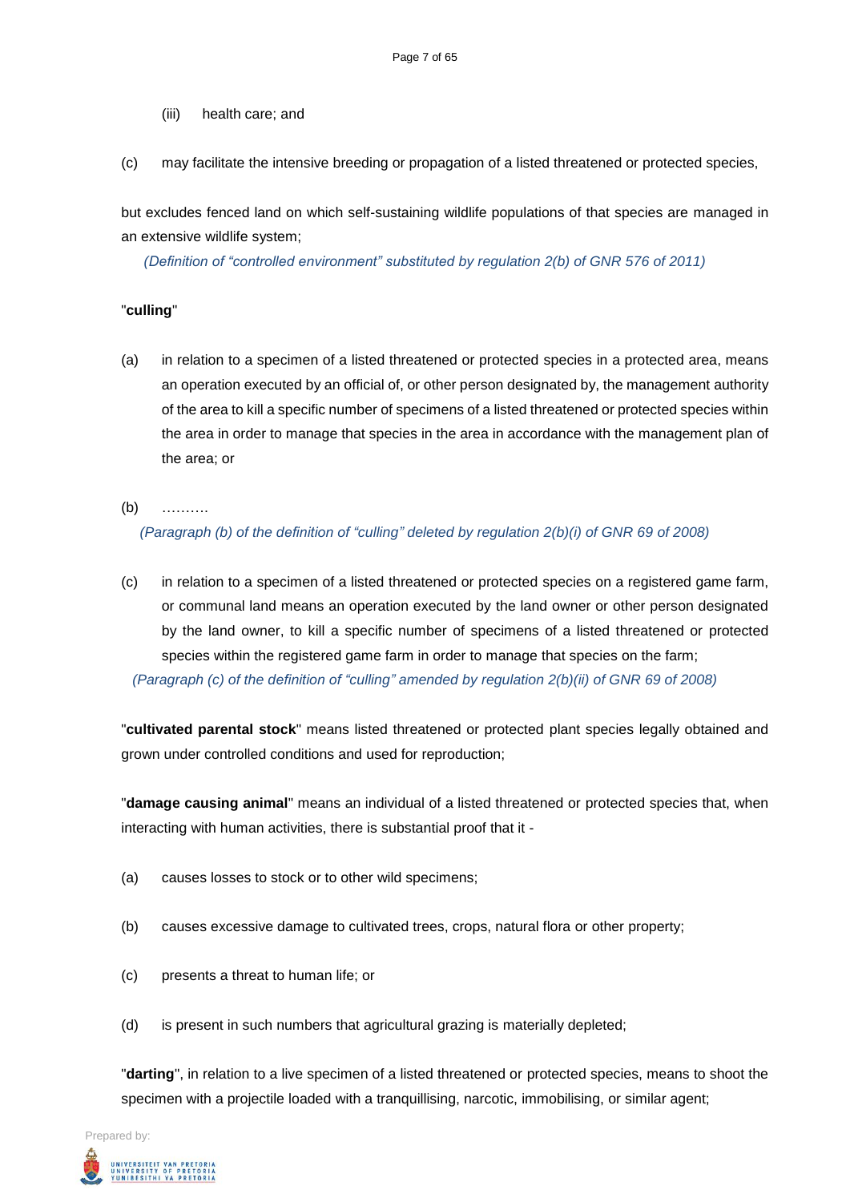(iii) health care; and

(c) may facilitate the intensive breeding or propagation of a listed threatened or protected species,

but excludes fenced land on which self-sustaining wildlife populations of that species are managed in an extensive wildlife system;

*(Definition of "controlled environment" substituted by regulation 2(b) of GNR 576 of 2011)*

"**culling**"

(a) in relation to a specimen of a listed threatened or protected species in a protected area, means an operation executed by an official of, or other person designated by, the management authority of the area to kill a specific number of specimens of a listed threatened or protected species within the area in order to manage that species in the area in accordance with the management plan of the area; or

(b) ……….

*(Paragraph (b) of the definition of "culling" deleted by regulation 2(b)(i) of GNR 69 of 2008)*

(c) in relation to a specimen of a listed threatened or protected species on a registered game farm, or communal land means an operation executed by the land owner or other person designated by the land owner, to kill a specific number of specimens of a listed threatened or protected species within the registered game farm in order to manage that species on the farm;

*(Paragraph (c) of the definition of "culling" amended by regulation 2(b)(ii) of GNR 69 of 2008)*

"**cultivated parental stock**" means listed threatened or protected plant species legally obtained and grown under controlled conditions and used for reproduction;

"**damage causing animal**" means an individual of a listed threatened or protected species that, when interacting with human activities, there is substantial proof that it -

(a) causes losses to stock or to other wild specimens;

(b) causes excessive damage to cultivated trees, crops, natural flora or other property;

(c) presents a threat to human life; or

(d) is present in such numbers that agricultural grazing is materially depleted;

"**darting**", in relation to a live specimen of a listed threatened or protected species, means to shoot the specimen with a projectile loaded with a tranquillising, narcotic, immobilising, or similar agent;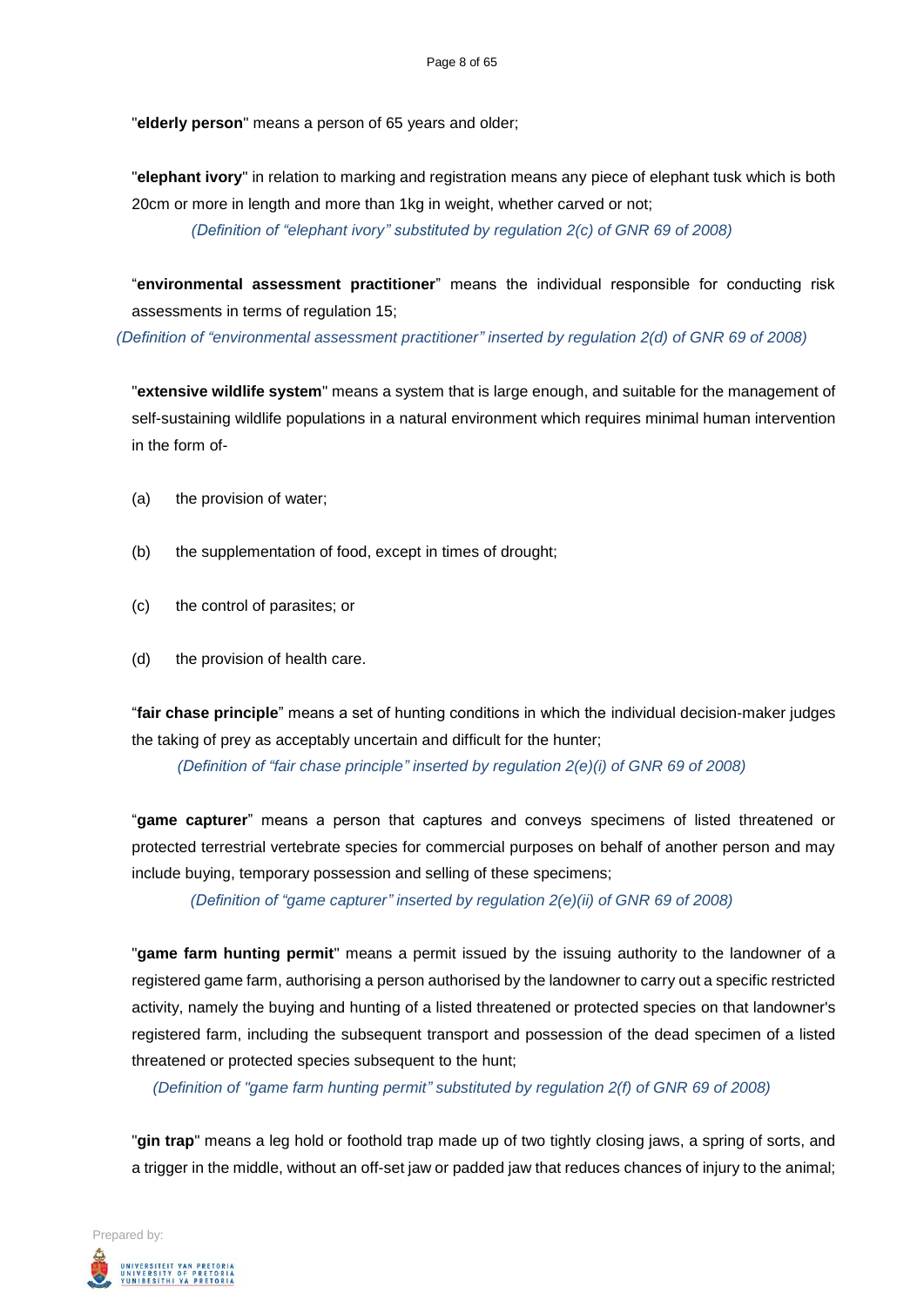"**elderly person**" means a person of 65 years and older;

"**elephant ivory**" in relation to marking and registration means any piece of elephant tusk which is both 20cm or more in length and more than 1kg in weight, whether carved or not;

*(Definition of "elephant ivory" substituted by regulation 2(c) of GNR 69 of 2008)*

"**environmental assessment practitioner**" means the individual responsible for conducting risk assessments in terms of regulation 15;

*(Definition of "environmental assessment practitioner" inserted by regulation 2(d) of GNR 69 of 2008)*

"**extensive wildlife system**" means a system that is large enough, and suitable for the management of self-sustaining wildlife populations in a natural environment which requires minimal human intervention in the form of-

(a) the provision of water;

(b) the supplementation of food, except in times of drought;

(c) the control of parasites; or

(d) the provision of health care.

"**fair chase principle**" means a set of hunting conditions in which the individual decision-maker judges the taking of prey as acceptably uncertain and difficult for the hunter;

*(Definition of "fair chase principle" inserted by regulation 2(e)(i) of GNR 69 of 2008)*

"**game capturer**" means a person that captures and conveys specimens of listed threatened or protected terrestrial vertebrate species for commercial purposes on behalf of another person and may include buying, temporary possession and selling of these specimens;

*(Definition of "game capturer" inserted by regulation 2(e)(ii) of GNR 69 of 2008)*

"**game farm hunting permit**" means a permit issued by the issuing authority to the landowner of a registered game farm, authorising a person authorised by the landowner to carry out a specific restricted activity, namely the buying and hunting of a listed threatened or protected species on that landowner's registered farm, including the subsequent transport and possession of the dead specimen of a listed threatened or protected species subsequent to the hunt;

*(Definition of "game farm hunting permit" substituted by regulation 2(f) of GNR 69 of 2008)*

"**gin trap**" means a leg hold or foothold trap made up of two tightly closing jaws, a spring of sorts, and a trigger in the middle, without an off-set jaw or padded jaw that reduces chances of injury to the animal;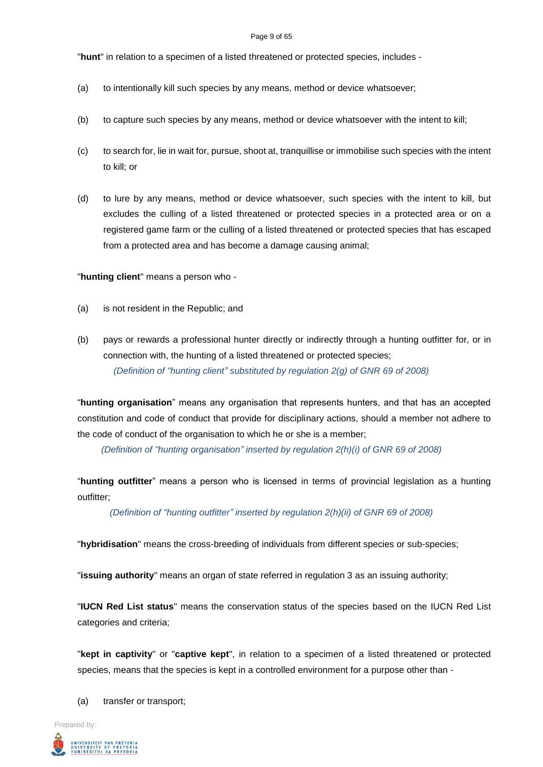"**hunt**" in relation to a specimen of a listed threatened or protected species, includes -

(a) to intentionally kill such species by any means, method or device whatsoever;

(b) to capture such species by any means, method or device whatsoever with the intent to kill;

(c) to search for, lie in wait for, pursue, shoot at, tranquillise or immobilise such species with the intent to kill; or

(d) to lure by any means, method or device whatsoever, such species with the intent to kill, but excludes the culling of a listed threatened or protected species in a protected area or on a registered game farm or the culling of a listed threatened or protected species that has escaped from a protected area and has become a damage causing animal;

"**hunting client**" means a person who -

(a) is not resident in the Republic; and

(b) pays or rewards a professional hunter directly or indirectly through a hunting outfitter for, or in connection with, the hunting of a listed threatened or protected species;

*(Definition of "hunting client" substituted by regulation 2(g) of GNR 69 of 2008)*

"**hunting organisation**" means any organisation that represents hunters, and that has an accepted constitution and code of conduct that provide for disciplinary actions, should a member not adhere to the code of conduct of the organisation to which he or she is a member;

*(Definition of "hunting organisation" inserted by regulation 2(h)(i) of GNR 69 of 2008)*

"**hunting outfitter**" means a person who is licensed in terms of provincial legislation as a hunting outfitter;

*(Definition of "hunting outfitter" inserted by regulation 2(h)(ii) of GNR 69 of 2008)*

"**hybridisation**" means the cross-breeding of individuals from different species or sub-species;

"**issuing authority**" means an organ of state referred in regulation 3 as an issuing authority;

"**IUCN Red List status**" means the conservation status of the species based on the IUCN Red List categories and criteria;

"**kept in captivity**" or "**captive kept**", in relation to a specimen of a listed threatened or protected species, means that the species is kept in a controlled environment for a purpose other than -

(a) transfer or transport;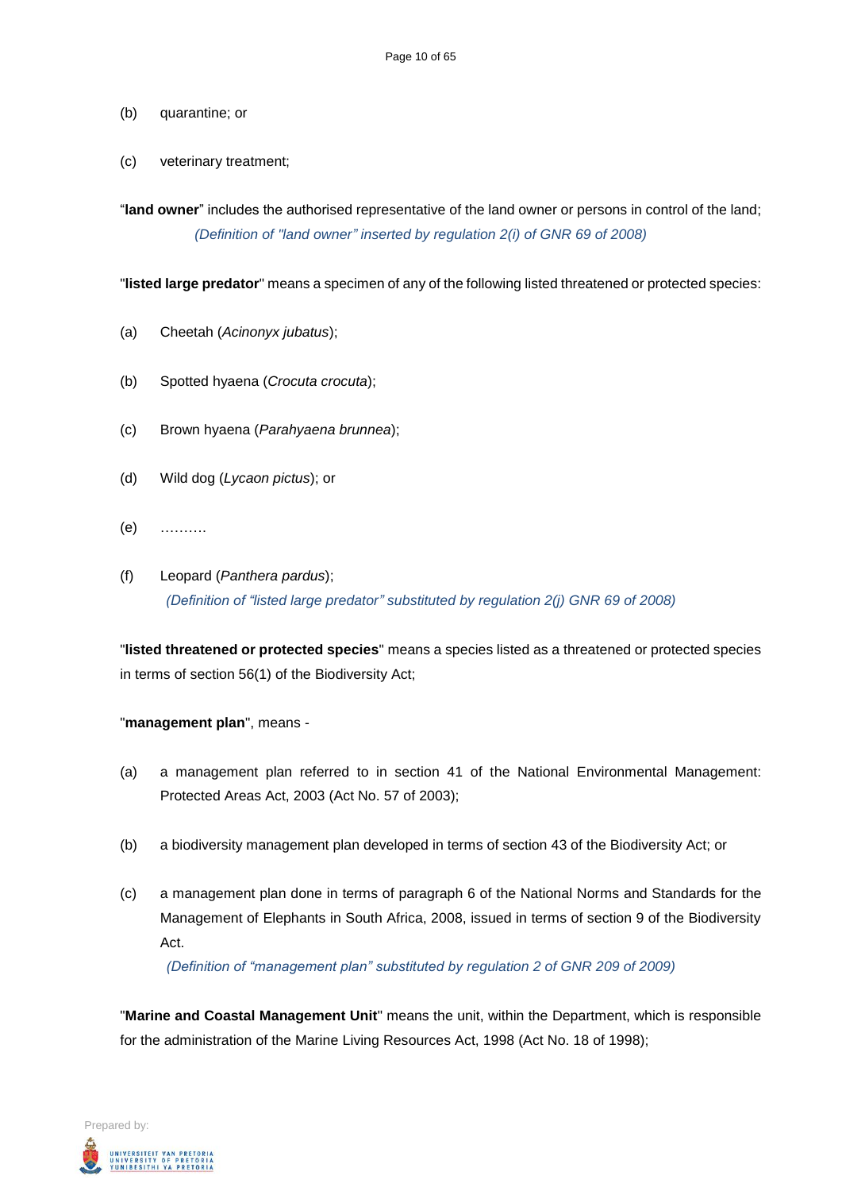(b) quarantine; or

(c) veterinary treatment;

"**land owner**" includes the authorised representative of the land owner or persons in control of the land;

*(Definition of "land owner" inserted by regulation 2(i) of GNR 69 of 2008)*

"**listed large predator**" means a specimen of any of the following listed threatened or protected species:

(a) Cheetah (*Acinonyx jubatus*);

(b) Spotted hyaena (*Crocuta crocuta*);

(c) Brown hyaena (*Parahyaena brunnea*);

(d) Wild dog (*Lycaon pictus*); or

(e) ……….

(f) Leopard (*Panthera pardus*);

*(Definition of "listed large predator" substituted by regulation 2(j) GNR 69 of 2008)*

"**listed threatened or protected species**" means a species listed as a threatened or protected species in terms of section 56(1) of the Biodiversity Act;

"**management plan**", means -

(a) a management plan referred to in section 41 of the National Environmental Management: Protected Areas Act, 2003 (Act No. 57 of 2003);

(b) a biodiversity management plan developed in terms of section 43 of the Biodiversity Act; or

(c) a management plan done in terms of paragraph 6 of the National Norms and Standards for the Management of Elephants in South Africa, 2008, issued in terms of section 9 of the Biodiversity Act.

*(Definition of "management plan" substituted by regulation 2 of GNR 209 of 2009)*

"**Marine and Coastal Management Unit**" means the unit, within the Department, which is responsible for the administration of the Marine Living Resources Act, 1998 (Act No. 18 of 1998);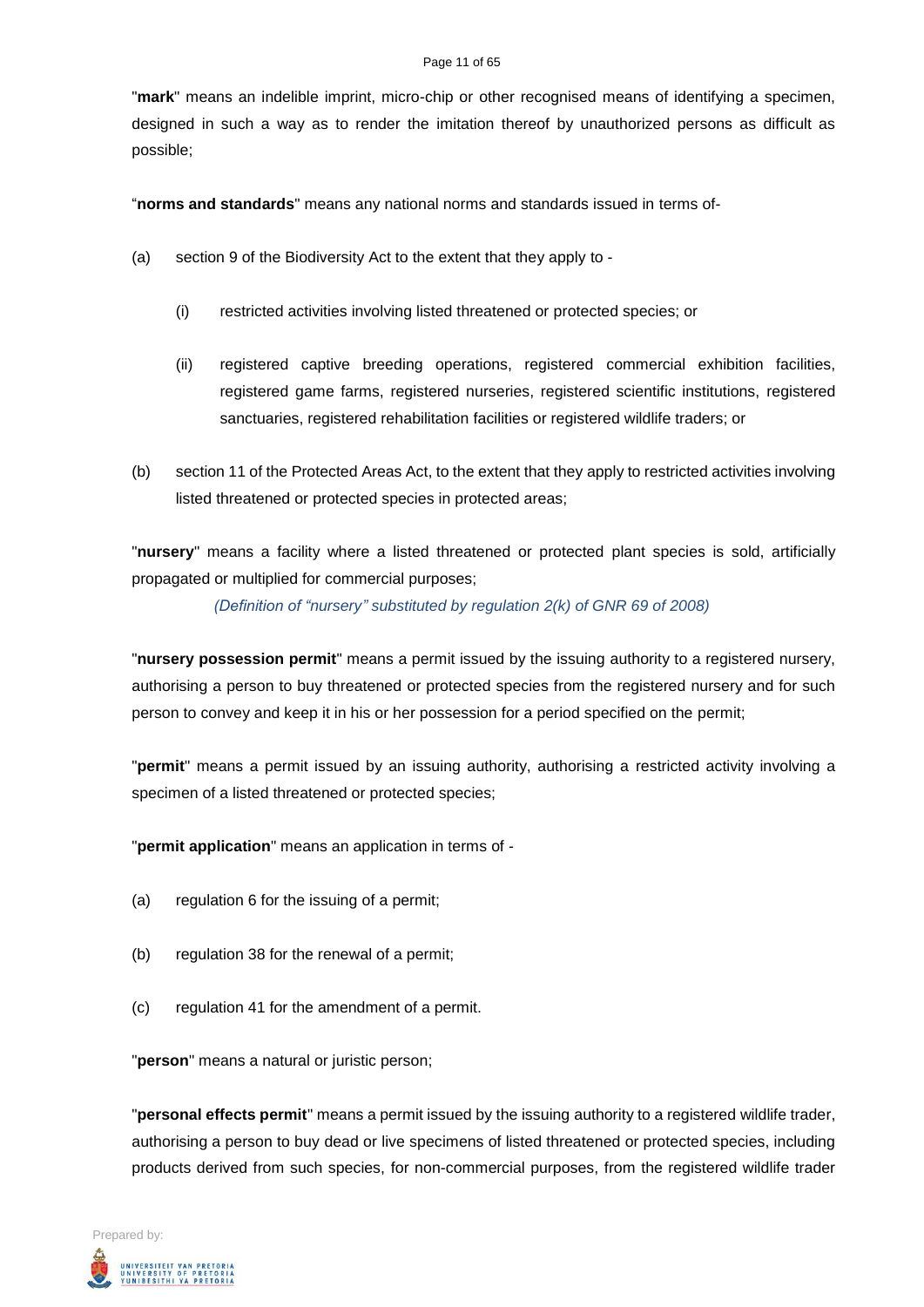"**mark**" means an indelible imprint, micro-chip or other recognised means of identifying a specimen, designed in such a way as to render the imitation thereof by unauthorized persons as difficult as possible;

"**norms and standards**" means any national norms and standards issued in terms of-

(a) section 9 of the Biodiversity Act to the extent that they apply to -

  (i) restricted activities involving listed threatened or protected species; or

  (ii) registered captive breeding operations, registered commercial exhibition facilities, registered game farms, registered nurseries, registered scientific institutions, registered sanctuaries, registered rehabilitation facilities or registered wildlife traders; or

(b) section 11 of the Protected Areas Act, to the extent that they apply to restricted activities involving listed threatened or protected species in protected areas;

"**nursery**" means a facility where a listed threatened or protected plant species is sold, artificially propagated or multiplied for commercial purposes;

*(Definition of "nursery" substituted by regulation 2(k) of GNR 69 of 2008)*

"**nursery possession permit**" means a permit issued by the issuing authority to a registered nursery, authorising a person to buy threatened or protected species from the registered nursery and for such person to convey and keep it in his or her possession for a period specified on the permit;

"**permit**" means a permit issued by an issuing authority, authorising a restricted activity involving a specimen of a listed threatened or protected species;

"**permit application**" means an application in terms of -

(a) regulation 6 for the issuing of a permit;

(b) regulation 38 for the renewal of a permit;

(c) regulation 41 for the amendment of a permit.

"**person**" means a natural or juristic person;

"**personal effects permit**" means a permit issued by the issuing authority to a registered wildlife trader, authorising a person to buy dead or live specimens of listed threatened or protected species, including products derived from such species, for non-commercial purposes, from the registered wildlife trader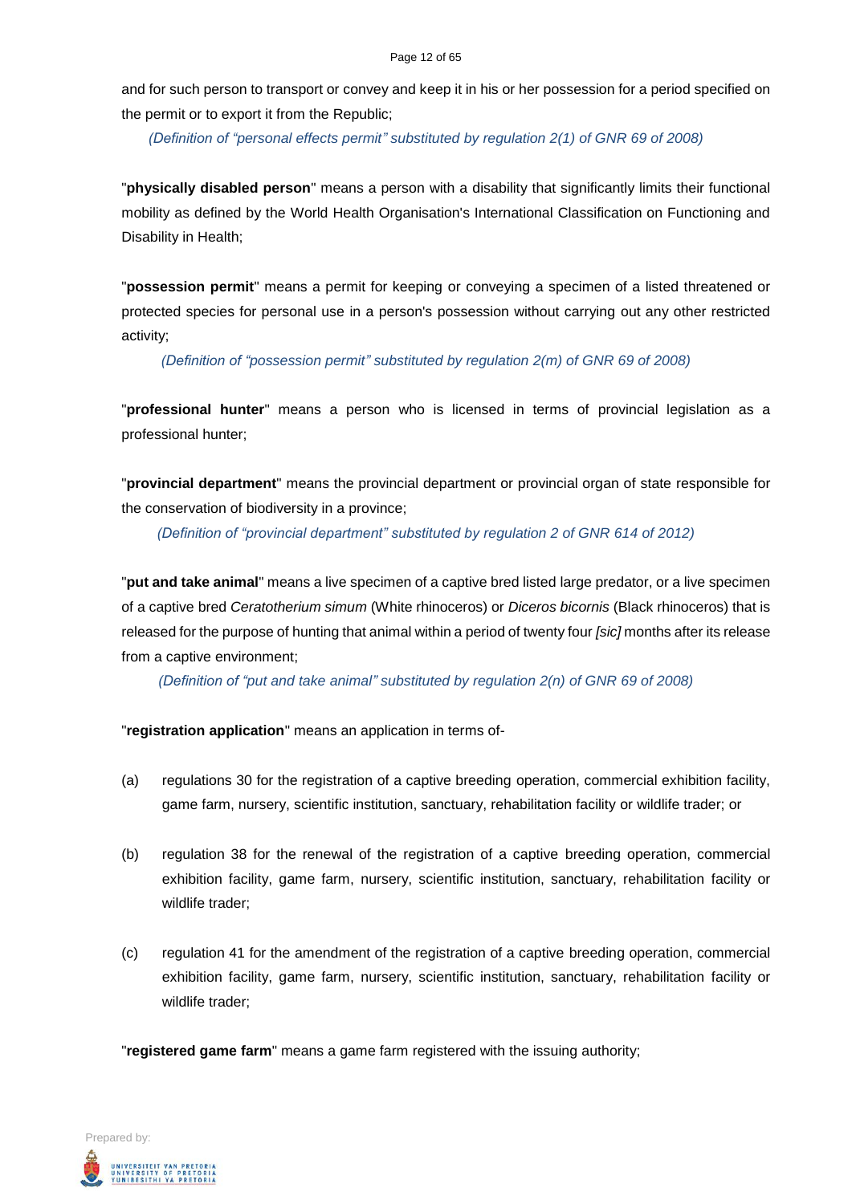and for such person to transport or convey and keep it in his or her possession for a period specified on the permit or to export it from the Republic;

*(Definition of "personal effects permit" substituted by regulation 2(1) of GNR 69 of 2008)*

"**physically disabled person**" means a person with a disability that significantly limits their functional mobility as defined by the World Health Organisation's International Classification on Functioning and Disability in Health;

"**possession permit**" means a permit for keeping or conveying a specimen of a listed threatened or protected species for personal use in a person's possession without carrying out any other restricted activity;

*(Definition of "possession permit" substituted by regulation 2(m) of GNR 69 of 2008)*

"**professional hunter**" means a person who is licensed in terms of provincial legislation as a professional hunter;

"**provincial department**" means the provincial department or provincial organ of state responsible for the conservation of biodiversity in a province;

*(Definition of "provincial department" substituted by regulation 2 of GNR 614 of 2012)*

"**put and take animal**" means a live specimen of a captive bred listed large predator, or a live specimen of a captive bred *Ceratotherium simum* (White rhinoceros) or *Diceros bicornis* (Black rhinoceros) that is released for the purpose of hunting that animal within a period of twenty four *[sic]* months after its release from a captive environment;

*(Definition of "put and take animal" substituted by regulation 2(n) of GNR 69 of 2008)*

"**registration application**" means an application in terms of-

(a) regulations 30 for the registration of a captive breeding operation, commercial exhibition facility, game farm, nursery, scientific institution, sanctuary, rehabilitation facility or wildlife trader; or

(b) regulation 38 for the renewal of the registration of a captive breeding operation, commercial exhibition facility, game farm, nursery, scientific institution, sanctuary, rehabilitation facility or wildlife trader;

(c) regulation 41 for the amendment of the registration of a captive breeding operation, commercial exhibition facility, game farm, nursery, scientific institution, sanctuary, rehabilitation facility or wildlife trader;

"**registered game farm**" means a game farm registered with the issuing authority;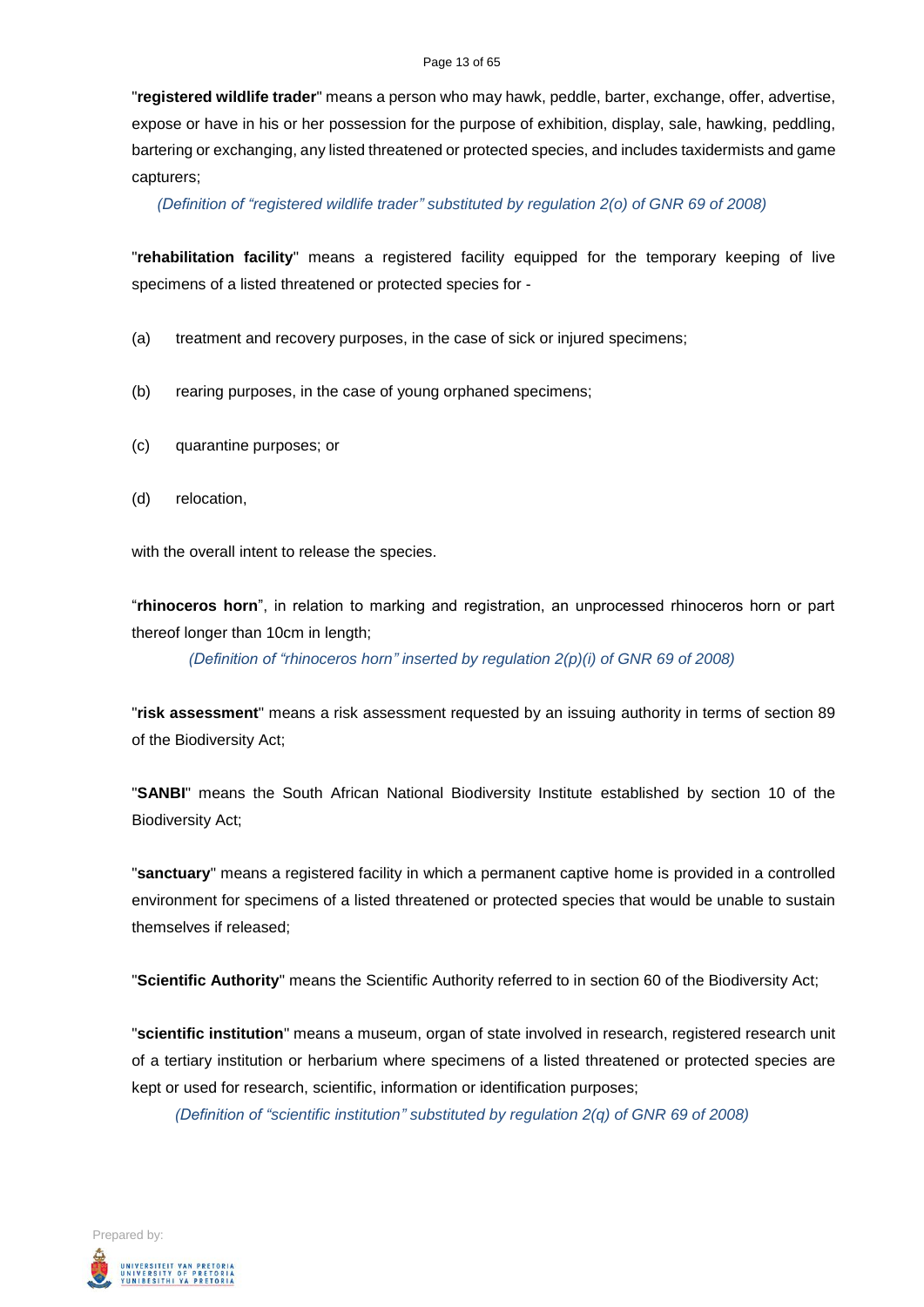"**registered wildlife trader**" means a person who may hawk, peddle, barter, exchange, offer, advertise, expose or have in his or her possession for the purpose of exhibition, display, sale, hawking, peddling, bartering or exchanging, any listed threatened or protected species, and includes taxidermists and game capturers;

*(Definition of "registered wildlife trader" substituted by regulation 2(o) of GNR 69 of 2008)*

"**rehabilitation facility**" means a registered facility equipped for the temporary keeping of live specimens of a listed threatened or protected species for -

(a) treatment and recovery purposes, in the case of sick or injured specimens;

(b) rearing purposes, in the case of young orphaned specimens;

(c) quarantine purposes; or

(d) relocation,

with the overall intent to release the species.

"**rhinoceros horn**", in relation to marking and registration, an unprocessed rhinoceros horn or part thereof longer than 10cm in length;

*(Definition of "rhinoceros horn" inserted by regulation 2(p)(i) of GNR 69 of 2008)*

"**risk assessment**" means a risk assessment requested by an issuing authority in terms of section 89 of the Biodiversity Act;

"**SANBI**" means the South African National Biodiversity Institute established by section 10 of the Biodiversity Act;

"**sanctuary**" means a registered facility in which a permanent captive home is provided in a controlled environment for specimens of a listed threatened or protected species that would be unable to sustain themselves if released;

"**Scientific Authority**" means the Scientific Authority referred to in section 60 of the Biodiversity Act;

"**scientific institution**" means a museum, organ of state involved in research, registered research unit of a tertiary institution or herbarium where specimens of a listed threatened or protected species are kept or used for research, scientific, information or identification purposes;

*(Definition of "scientific institution" substituted by regulation 2(q) of GNR 69 of 2008)*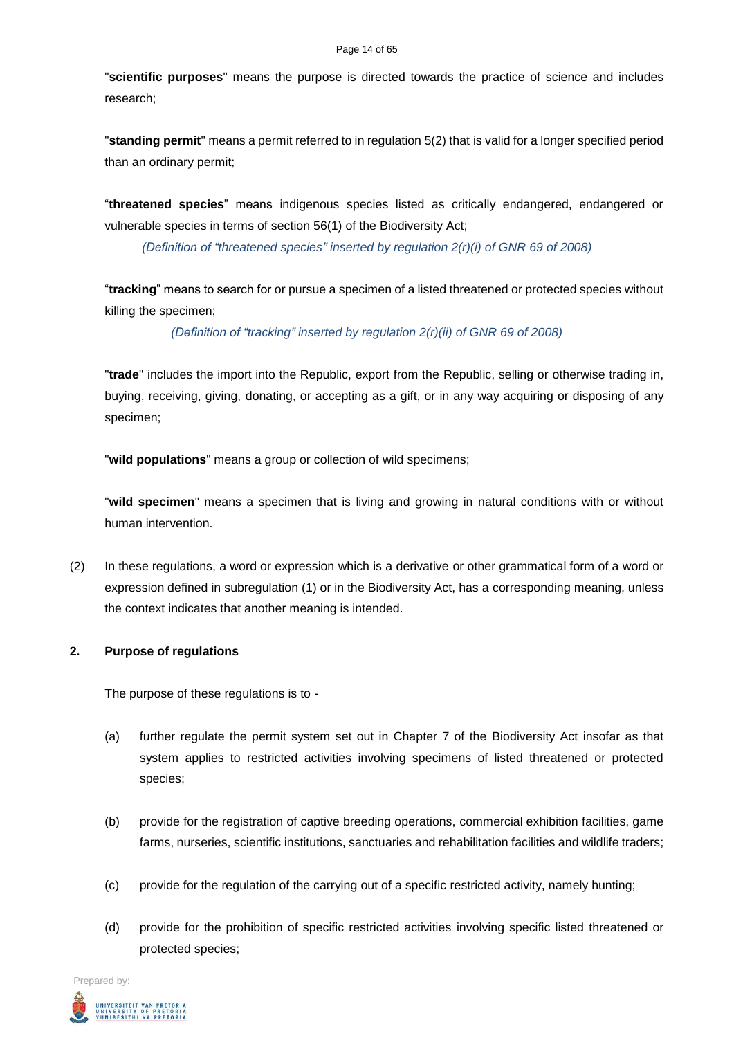"**scientific purposes**" means the purpose is directed towards the practice of science and includes research;

"**standing permit**" means a permit referred to in regulation 5(2) that is valid for a longer specified period than an ordinary permit;

"**threatened species**" means indigenous species listed as critically endangered, endangered or vulnerable species in terms of section 56(1) of the Biodiversity Act;

*(Definition of "threatened species" inserted by regulation 2(r)(i) of GNR 69 of 2008)*

"**tracking**" means to search for or pursue a specimen of a listed threatened or protected species without killing the specimen;

*(Definition of "tracking" inserted by regulation 2(r)(ii) of GNR 69 of 2008)*

"**trade**" includes the import into the Republic, export from the Republic, selling or otherwise trading in, buying, receiving, giving, donating, or accepting as a gift, or in any way acquiring or disposing of any specimen;

"**wild populations**" means a group or collection of wild specimens;

"**wild specimen**" means a specimen that is living and growing in natural conditions with or without human intervention.

(2) In these regulations, a word or expression which is a derivative or other grammatical form of a word or expression defined in subregulation (1) or in the Biodiversity Act, has a corresponding meaning, unless the context indicates that another meaning is intended.

**2. Purpose of regulations**

The purpose of these regulations is to -

(a) further regulate the permit system set out in Chapter 7 of the Biodiversity Act insofar as that system applies to restricted activities involving specimens of listed threatened or protected species;

(b) provide for the registration of captive breeding operations, commercial exhibition facilities, game farms, nurseries, scientific institutions, sanctuaries and rehabilitation facilities and wildlife traders;

(c) provide for the regulation of the carrying out of a specific restricted activity, namely hunting;

(d) provide for the prohibition of specific restricted activities involving specific listed threatened or protected species;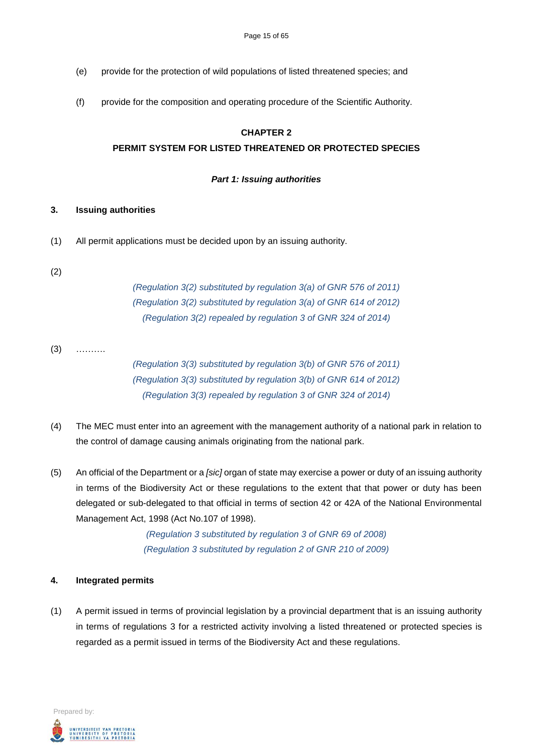(e) provide for the protection of wild populations of listed threatened species; and

(f) provide for the composition and operating procedure of the Scientific Authority.

## CHAPTER 2
## PERMIT SYSTEM FOR LISTED THREATENED OR PROTECTED SPECIES

### *Part 1: Issuing authorities*

**3. Issuing authorities**

(1) All permit applications must be decided upon by an issuing authority.

(2)

*(Regulation 3(2) substituted by regulation 3(a) of GNR 576 of 2011)*
*(Regulation 3(2) substituted by regulation 3(a) of GNR 614 of 2012)*
*(Regulation 3(2) repealed by regulation 3 of GNR 324 of 2014)*

(3) ……….

*(Regulation 3(3) substituted by regulation 3(b) of GNR 576 of 2011)*
*(Regulation 3(3) substituted by regulation 3(b) of GNR 614 of 2012)*
*(Regulation 3(3) repealed by regulation 3 of GNR 324 of 2014)*

(4) The MEC must enter into an agreement with the management authority of a national park in relation to the control of damage causing animals originating from the national park.

(5) An official of the Department or a *[sic]* organ of state may exercise a power or duty of an issuing authority in terms of the Biodiversity Act or these regulations to the extent that that power or duty has been delegated or sub-delegated to that official in terms of section 42 or 42A of the National Environmental Management Act, 1998 (Act No.107 of 1998).

*(Regulation 3 substituted by regulation 3 of GNR 69 of 2008)*
*(Regulation 3 substituted by regulation 2 of GNR 210 of 2009)*

**4. Integrated permits**

(1) A permit issued in terms of provincial legislation by a provincial department that is an issuing authority in terms of regulations 3 for a restricted activity involving a listed threatened or protected species is regarded as a permit issued in terms of the Biodiversity Act and these regulations.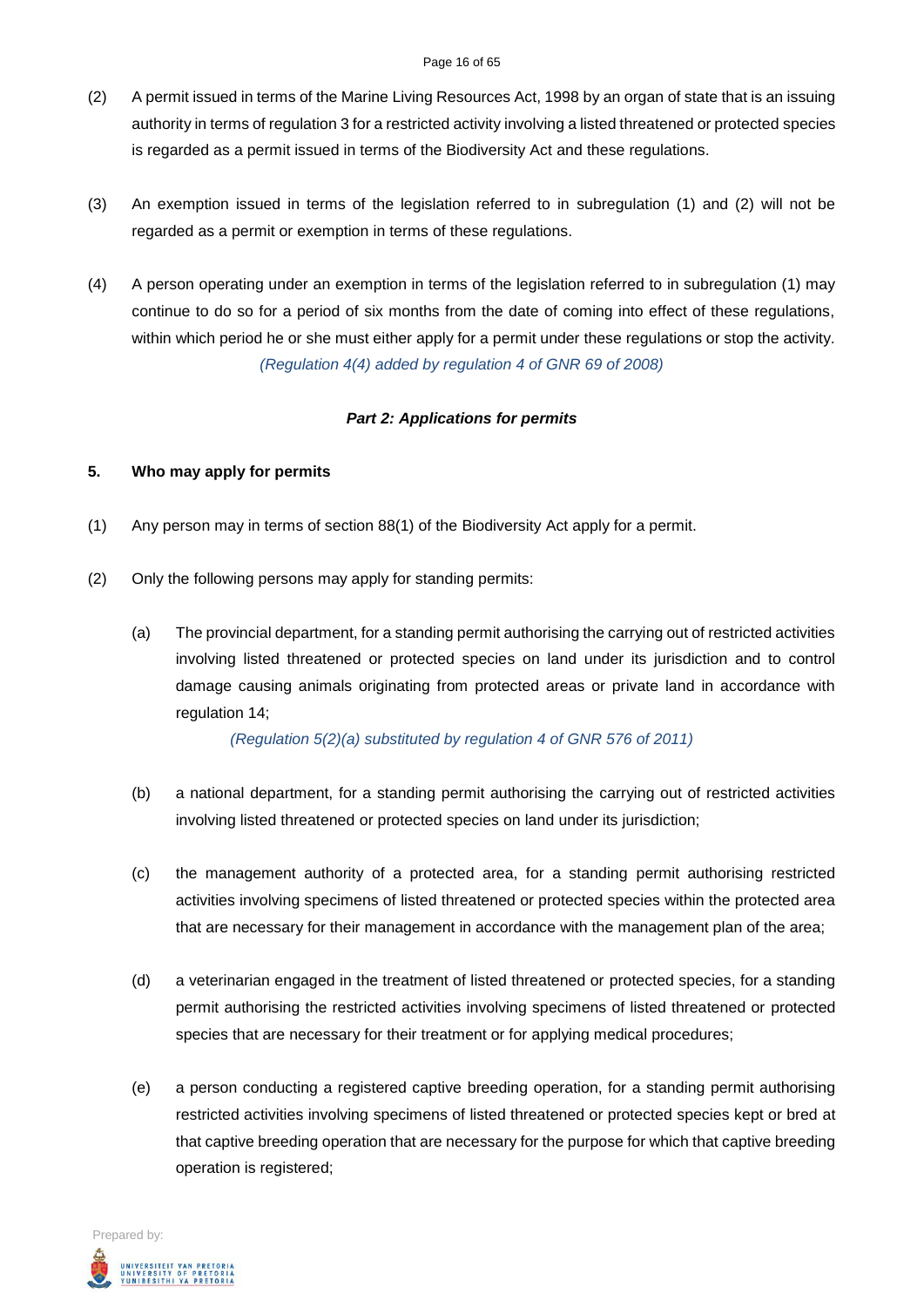(2) A permit issued in terms of the Marine Living Resources Act, 1998 by an organ of state that is an issuing authority in terms of regulation 3 for a restricted activity involving a listed threatened or protected species is regarded as a permit issued in terms of the Biodiversity Act and these regulations.

(3) An exemption issued in terms of the legislation referred to in subregulation (1) and (2) will not be regarded as a permit or exemption in terms of these regulations.

(4) A person operating under an exemption in terms of the legislation referred to in subregulation (1) may continue to do so for a period of six months from the date of coming into effect of these regulations, within which period he or she must either apply for a permit under these regulations or stop the activity.

*(Regulation 4(4) added by regulation 4 of GNR 69 of 2008)*

***Part 2: Applications for permits***

**5. Who may apply for permits**

(1) Any person may in terms of section 88(1) of the Biodiversity Act apply for a permit.

(2) Only the following persons may apply for standing permits:

(a) The provincial department, for a standing permit authorising the carrying out of restricted activities involving listed threatened or protected species on land under its jurisdiction and to control damage causing animals originating from protected areas or private land in accordance with regulation 14;

*(Regulation 5(2)(a) substituted by regulation 4 of GNR 576 of 2011)*

(b) a national department, for a standing permit authorising the carrying out of restricted activities involving listed threatened or protected species on land under its jurisdiction;

(c) the management authority of a protected area, for a standing permit authorising restricted activities involving specimens of listed threatened or protected species within the protected area that are necessary for their management in accordance with the management plan of the area;

(d) a veterinarian engaged in the treatment of listed threatened or protected species, for a standing permit authorising the restricted activities involving specimens of listed threatened or protected species that are necessary for their treatment or for applying medical procedures;

(e) a person conducting a registered captive breeding operation, for a standing permit authorising restricted activities involving specimens of listed threatened or protected species kept or bred at that captive breeding operation that are necessary for the purpose for which that captive breeding operation is registered;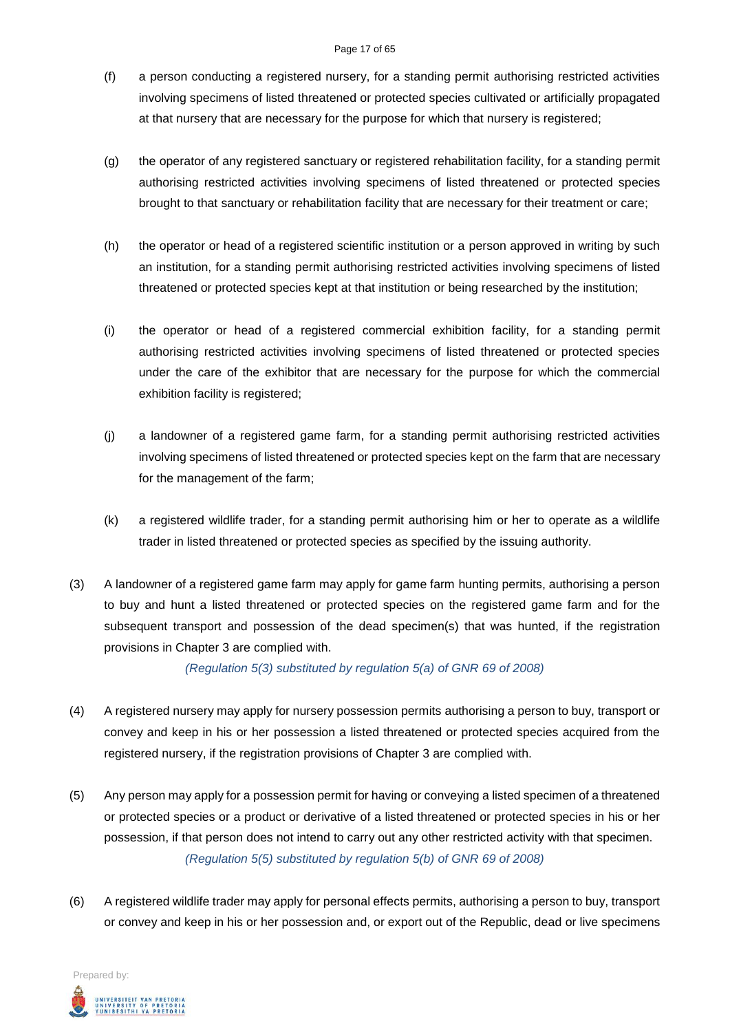(f) a person conducting a registered nursery, for a standing permit authorising restricted activities involving specimens of listed threatened or protected species cultivated or artificially propagated at that nursery that are necessary for the purpose for which that nursery is registered;

(g) the operator of any registered sanctuary or registered rehabilitation facility, for a standing permit authorising restricted activities involving specimens of listed threatened or protected species brought to that sanctuary or rehabilitation facility that are necessary for their treatment or care;

(h) the operator or head of a registered scientific institution or a person approved in writing by such an institution, for a standing permit authorising restricted activities involving specimens of listed threatened or protected species kept at that institution or being researched by the institution;

(i) the operator or head of a registered commercial exhibition facility, for a standing permit authorising restricted activities involving specimens of listed threatened or protected species under the care of the exhibitor that are necessary for the purpose for which the commercial exhibition facility is registered;

(j) a landowner of a registered game farm, for a standing permit authorising restricted activities involving specimens of listed threatened or protected species kept on the farm that are necessary for the management of the farm;

(k) a registered wildlife trader, for a standing permit authorising him or her to operate as a wildlife trader in listed threatened or protected species as specified by the issuing authority.

(3) A landowner of a registered game farm may apply for game farm hunting permits, authorising a person to buy and hunt a listed threatened or protected species on the registered game farm and for the subsequent transport and possession of the dead specimen(s) that was hunted, if the registration provisions in Chapter 3 are complied with.

*(Regulation 5(3) substituted by regulation 5(a) of GNR 69 of 2008)*

(4) A registered nursery may apply for nursery possession permits authorising a person to buy, transport or convey and keep in his or her possession a listed threatened or protected species acquired from the registered nursery, if the registration provisions of Chapter 3 are complied with.

(5) Any person may apply for a possession permit for having or conveying a listed specimen of a threatened or protected species or a product or derivative of a listed threatened or protected species in his or her possession, if that person does not intend to carry out any other restricted activity with that specimen.

*(Regulation 5(5) substituted by regulation 5(b) of GNR 69 of 2008)*

(6) A registered wildlife trader may apply for personal effects permits, authorising a person to buy, transport or convey and keep in his or her possession and, or export out of the Republic, dead or live specimens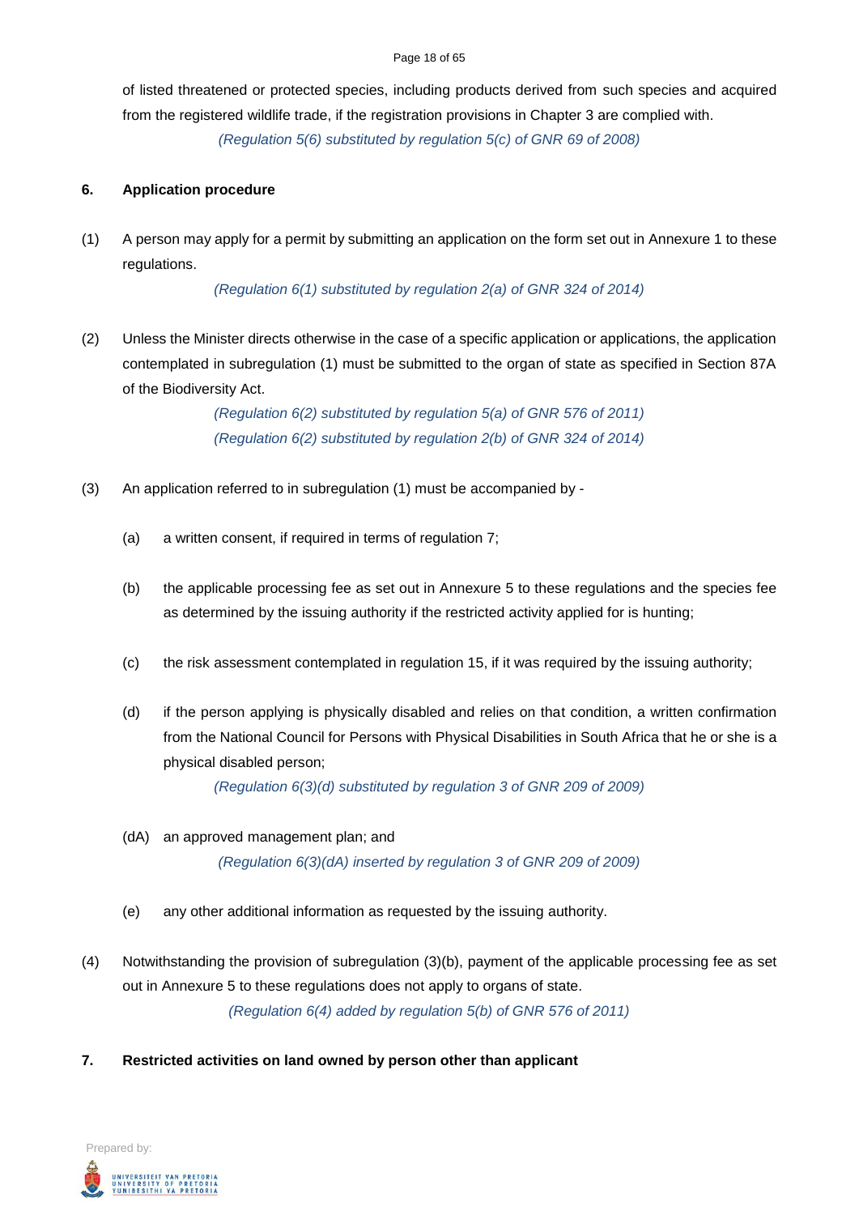of listed threatened or protected species, including products derived from such species and acquired from the registered wildlife trade, if the registration provisions in Chapter 3 are complied with.

*(Regulation 5(6) substituted by regulation 5(c) of GNR 69 of 2008)*

**6. Application procedure**

(1) A person may apply for a permit by submitting an application on the form set out in Annexure 1 to these regulations.

*(Regulation 6(1) substituted by regulation 2(a) of GNR 324 of 2014)*

(2) Unless the Minister directs otherwise in the case of a specific application or applications, the application contemplated in subregulation (1) must be submitted to the organ of state as specified in Section 87A of the Biodiversity Act.

*(Regulation 6(2) substituted by regulation 5(a) of GNR 576 of 2011)*
*(Regulation 6(2) substituted by regulation 2(b) of GNR 324 of 2014)*

(3) An application referred to in subregulation (1) must be accompanied by -

(a) a written consent, if required in terms of regulation 7;

(b) the applicable processing fee as set out in Annexure 5 to these regulations and the species fee as determined by the issuing authority if the restricted activity applied for is hunting;

(c) the risk assessment contemplated in regulation 15, if it was required by the issuing authority;

(d) if the person applying is physically disabled and relies on that condition, a written confirmation from the National Council for Persons with Physical Disabilities in South Africa that he or she is a physical disabled person;

*(Regulation 6(3)(d) substituted by regulation 3 of GNR 209 of 2009)*

(dA) an approved management plan; and

*(Regulation 6(3)(dA) inserted by regulation 3 of GNR 209 of 2009)*

(e) any other additional information as requested by the issuing authority.

(4) Notwithstanding the provision of subregulation (3)(b), payment of the applicable processing fee as set out in Annexure 5 to these regulations does not apply to organs of state.

*(Regulation 6(4) added by regulation 5(b) of GNR 576 of 2011)*

**7. Restricted activities on land owned by person other than applicant**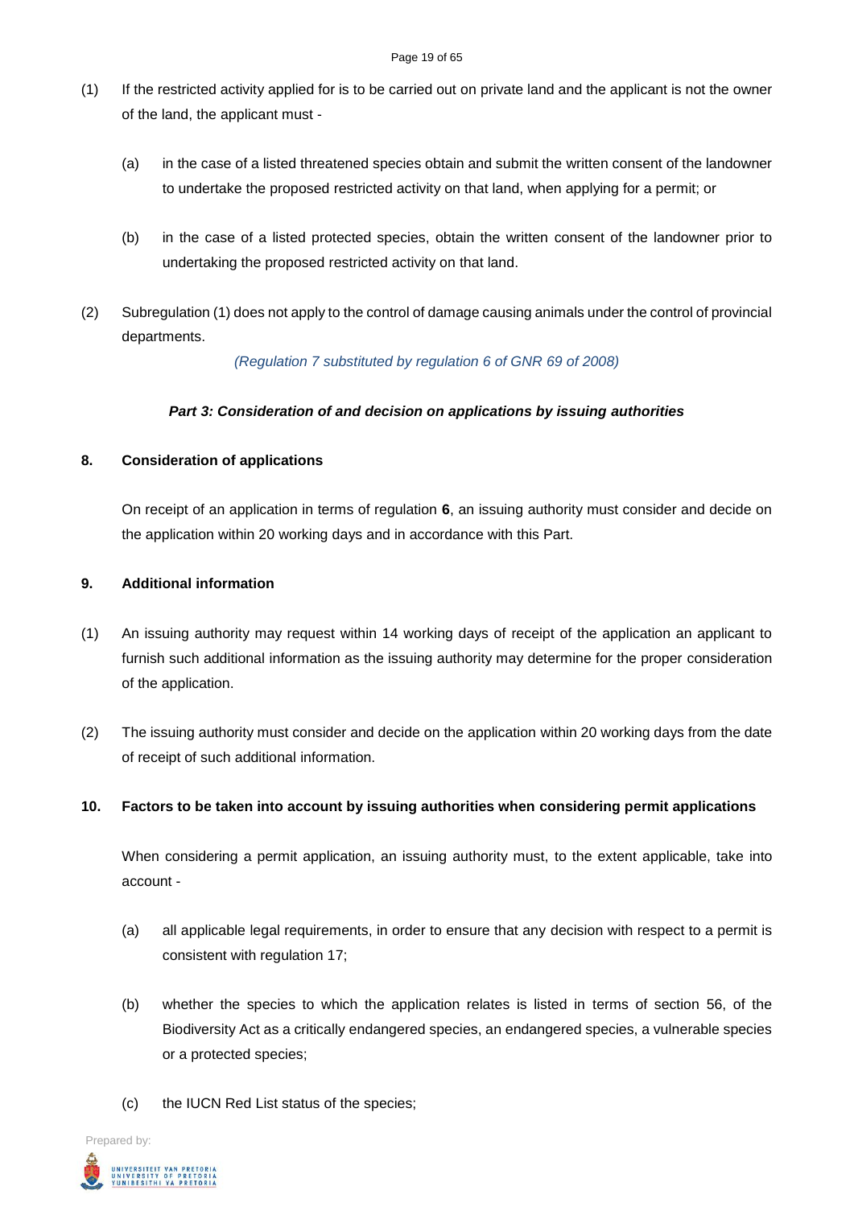(1) If the restricted activity applied for is to be carried out on private land and the applicant is not the owner of the land, the applicant must -

(a) in the case of a listed threatened species obtain and submit the written consent of the landowner to undertake the proposed restricted activity on that land, when applying for a permit; or

(b) in the case of a listed protected species, obtain the written consent of the landowner prior to undertaking the proposed restricted activity on that land.

(2) Subregulation (1) does not apply to the control of damage causing animals under the control of provincial departments.

*(Regulation 7 substituted by regulation 6 of GNR 69 of 2008)*

***Part 3: Consideration of and decision on applications by issuing authorities***

**8. Consideration of applications**

On receipt of an application in terms of regulation **6**, an issuing authority must consider and decide on the application within 20 working days and in accordance with this Part.

**9. Additional information**

(1) An issuing authority may request within 14 working days of receipt of the application an applicant to furnish such additional information as the issuing authority may determine for the proper consideration of the application.

(2) The issuing authority must consider and decide on the application within 20 working days from the date of receipt of such additional information.

**10. Factors to be taken into account by issuing authorities when considering permit applications**

When considering a permit application, an issuing authority must, to the extent applicable, take into account -

(a) all applicable legal requirements, in order to ensure that any decision with respect to a permit is consistent with regulation 17;

(b) whether the species to which the application relates is listed in terms of section 56, of the Biodiversity Act as a critically endangered species, an endangered species, a vulnerable species or a protected species;

(c) the IUCN Red List status of the species;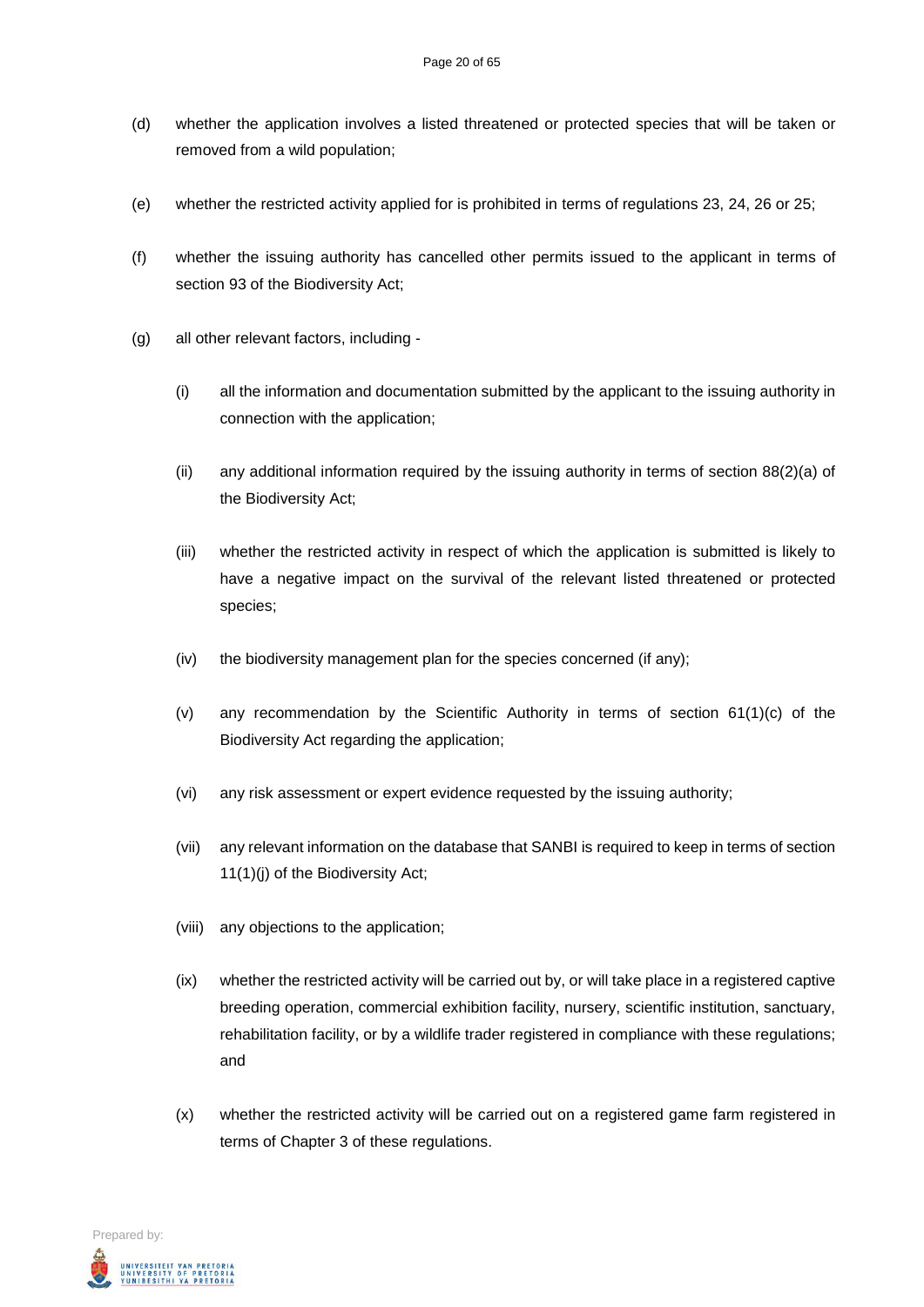(d) whether the application involves a listed threatened or protected species that will be taken or removed from a wild population;

(e) whether the restricted activity applied for is prohibited in terms of regulations 23, 24, 26 or 25;

(f) whether the issuing authority has cancelled other permits issued to the applicant in terms of section 93 of the Biodiversity Act;

(g) all other relevant factors, including -

  (i) all the information and documentation submitted by the applicant to the issuing authority in connection with the application;

  (ii) any additional information required by the issuing authority in terms of section 88(2)(a) of the Biodiversity Act;

  (iii) whether the restricted activity in respect of which the application is submitted is likely to have a negative impact on the survival of the relevant listed threatened or protected species;

  (iv) the biodiversity management plan for the species concerned (if any);

  (v) any recommendation by the Scientific Authority in terms of section 61(1)(c) of the Biodiversity Act regarding the application;

  (vi) any risk assessment or expert evidence requested by the issuing authority;

  (vii) any relevant information on the database that SANBI is required to keep in terms of section 11(1)(j) of the Biodiversity Act;

  (viii) any objections to the application;

  (ix) whether the restricted activity will be carried out by, or will take place in a registered captive breeding operation, commercial exhibition facility, nursery, scientific institution, sanctuary, rehabilitation facility, or by a wildlife trader registered in compliance with these regulations; and

  (x) whether the restricted activity will be carried out on a registered game farm registered in terms of Chapter 3 of these regulations.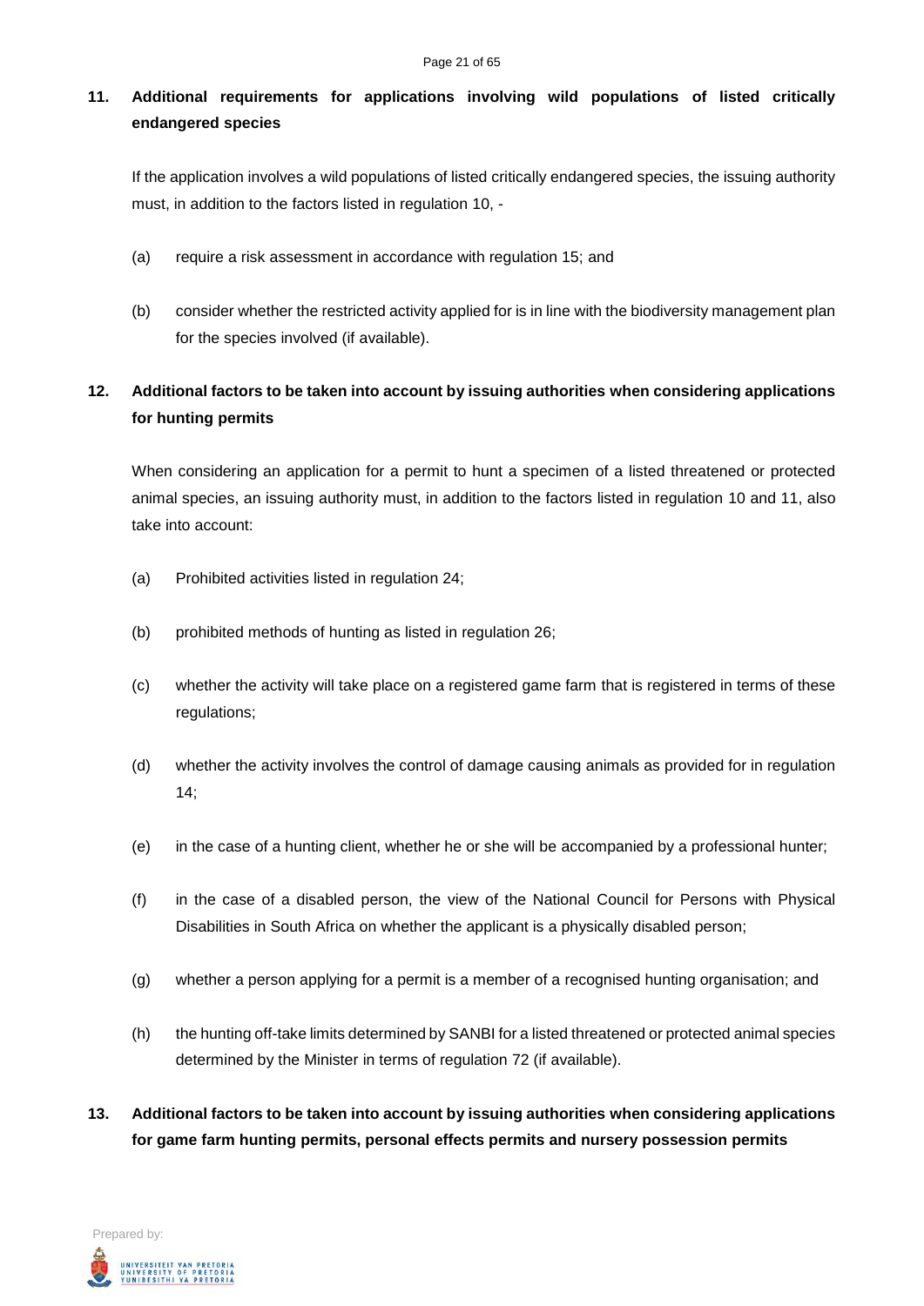**11. Additional requirements for applications involving wild populations of listed critically endangered species**

If the application involves a wild populations of listed critically endangered species, the issuing authority must, in addition to the factors listed in regulation 10, -

(a) require a risk assessment in accordance with regulation 15; and

(b) consider whether the restricted activity applied for is in line with the biodiversity management plan for the species involved (if available).

**12. Additional factors to be taken into account by issuing authorities when considering applications for hunting permits**

When considering an application for a permit to hunt a specimen of a listed threatened or protected animal species, an issuing authority must, in addition to the factors listed in regulation 10 and 11, also take into account:

(a) Prohibited activities listed in regulation 24;

(b) prohibited methods of hunting as listed in regulation 26;

(c) whether the activity will take place on a registered game farm that is registered in terms of these regulations;

(d) whether the activity involves the control of damage causing animals as provided for in regulation 14;

(e) in the case of a hunting client, whether he or she will be accompanied by a professional hunter;

(f) in the case of a disabled person, the view of the National Council for Persons with Physical Disabilities in South Africa on whether the applicant is a physically disabled person;

(g) whether a person applying for a permit is a member of a recognised hunting organisation; and

(h) the hunting off-take limits determined by SANBI for a listed threatened or protected animal species determined by the Minister in terms of regulation 72 (if available).

**13. Additional factors to be taken into account by issuing authorities when considering applications for game farm hunting permits, personal effects permits and nursery possession permits**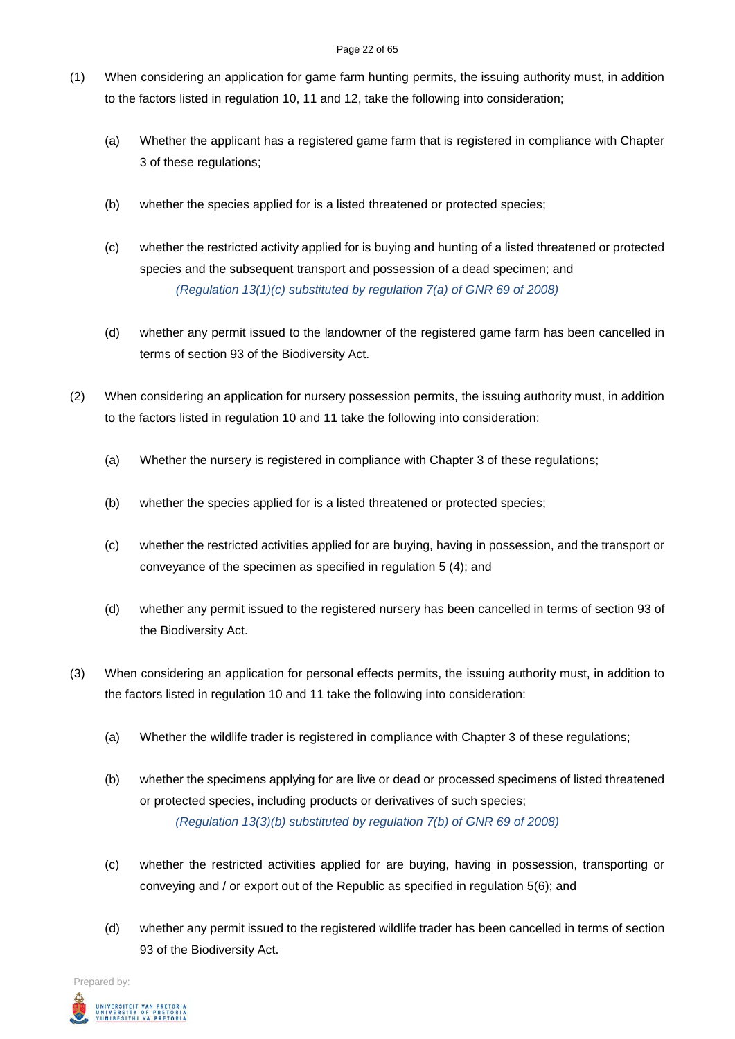(1) When considering an application for game farm hunting permits, the issuing authority must, in addition to the factors listed in regulation 10, 11 and 12, take the following into consideration;

(a) Whether the applicant has a registered game farm that is registered in compliance with Chapter 3 of these regulations;

(b) whether the species applied for is a listed threatened or protected species;

(c) whether the restricted activity applied for is buying and hunting of a listed threatened or protected species and the subsequent transport and possession of a dead specimen; and
*(Regulation 13(1)(c) substituted by regulation 7(a) of GNR 69 of 2008)*

(d) whether any permit issued to the landowner of the registered game farm has been cancelled in terms of section 93 of the Biodiversity Act.

(2) When considering an application for nursery possession permits, the issuing authority must, in addition to the factors listed in regulation 10 and 11 take the following into consideration:

(a) Whether the nursery is registered in compliance with Chapter 3 of these regulations;

(b) whether the species applied for is a listed threatened or protected species;

(c) whether the restricted activities applied for are buying, having in possession, and the transport or conveyance of the specimen as specified in regulation 5 (4); and

(d) whether any permit issued to the registered nursery has been cancelled in terms of section 93 of the Biodiversity Act.

(3) When considering an application for personal effects permits, the issuing authority must, in addition to the factors listed in regulation 10 and 11 take the following into consideration:

(a) Whether the wildlife trader is registered in compliance with Chapter 3 of these regulations;

(b) whether the specimens applying for are live or dead or processed specimens of listed threatened or protected species, including products or derivatives of such species;
*(Regulation 13(3)(b) substituted by regulation 7(b) of GNR 69 of 2008)*

(c) whether the restricted activities applied for are buying, having in possession, transporting or conveying and / or export out of the Republic as specified in regulation 5(6); and

(d) whether any permit issued to the registered wildlife trader has been cancelled in terms of section 93 of the Biodiversity Act.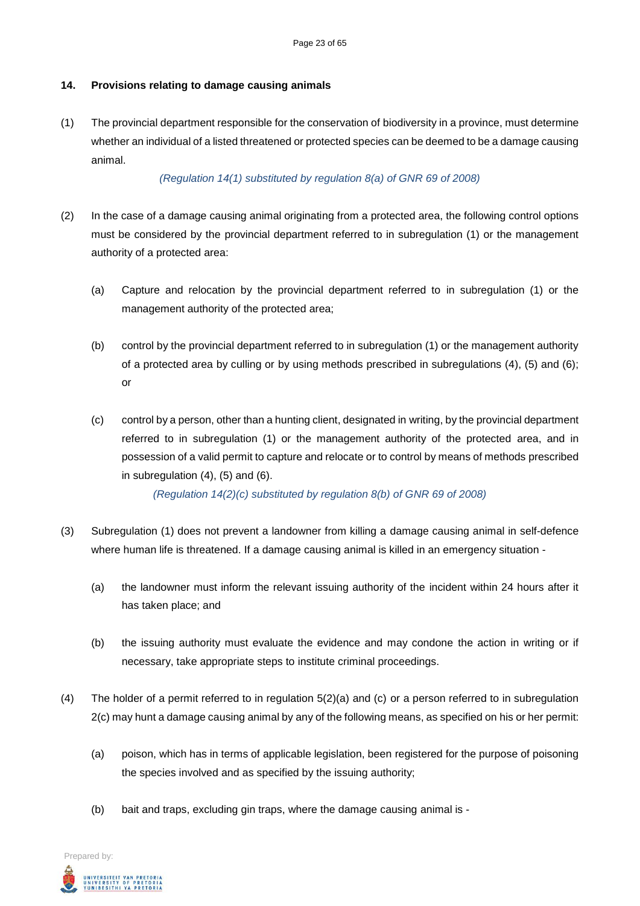### 14. Provisions relating to damage causing animals

(1) The provincial department responsible for the conservation of biodiversity in a province, must determine whether an individual of a listed threatened or protected species can be deemed to be a damage causing animal.

*(Regulation 14(1) substituted by regulation 8(a) of GNR 69 of 2008)*

(2) In the case of a damage causing animal originating from a protected area, the following control options must be considered by the provincial department referred to in subregulation (1) or the management authority of a protected area:

(a) Capture and relocation by the provincial department referred to in subregulation (1) or the management authority of the protected area;

(b) control by the provincial department referred to in subregulation (1) or the management authority of a protected area by culling or by using methods prescribed in subregulations (4), (5) and (6); or

(c) control by a person, other than a hunting client, designated in writing, by the provincial department referred to in subregulation (1) or the management authority of the protected area, and in possession of a valid permit to capture and relocate or to control by means of methods prescribed in subregulation (4), (5) and (6).

*(Regulation 14(2)(c) substituted by regulation 8(b) of GNR 69 of 2008)*

(3) Subregulation (1) does not prevent a landowner from killing a damage causing animal in self-defence where human life is threatened. If a damage causing animal is killed in an emergency situation -

(a) the landowner must inform the relevant issuing authority of the incident within 24 hours after it has taken place; and

(b) the issuing authority must evaluate the evidence and may condone the action in writing or if necessary, take appropriate steps to institute criminal proceedings.

(4) The holder of a permit referred to in regulation 5(2)(a) and (c) or a person referred to in subregulation 2(c) may hunt a damage causing animal by any of the following means, as specified on his or her permit:

(a) poison, which has in terms of applicable legislation, been registered for the purpose of poisoning the species involved and as specified by the issuing authority;

(b) bait and traps, excluding gin traps, where the damage causing animal is -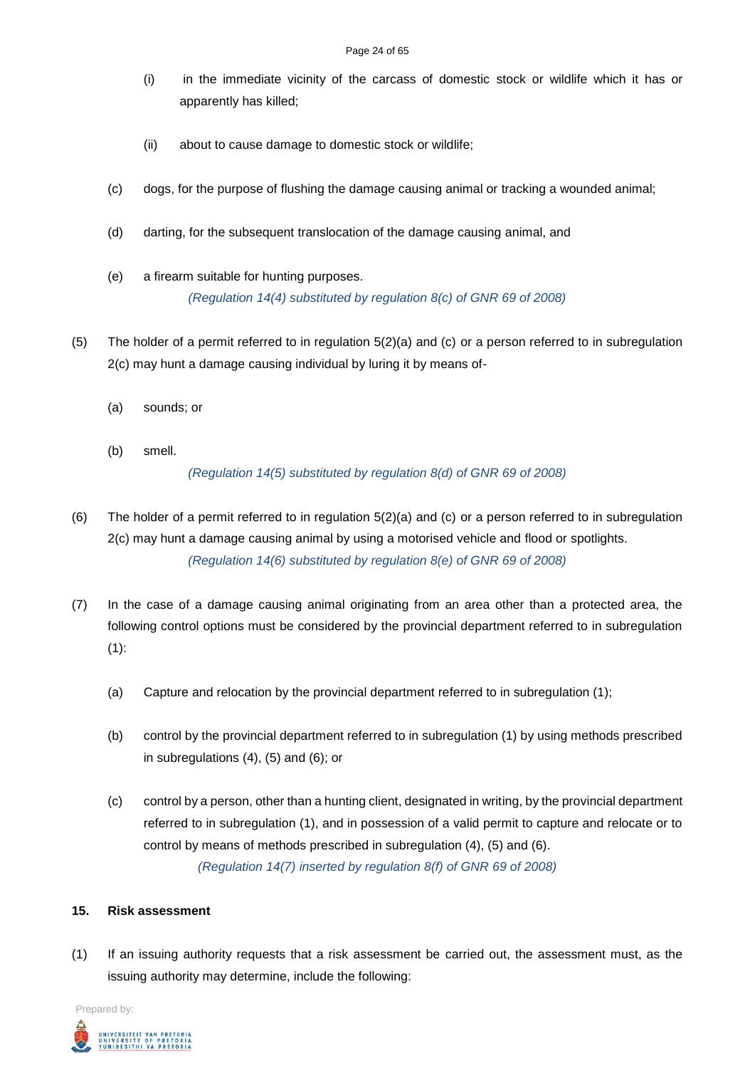(i) in the immediate vicinity of the carcass of domestic stock or wildlife which it has or apparently has killed;

(ii) about to cause damage to domestic stock or wildlife;

(c) dogs, for the purpose of flushing the damage causing animal or tracking a wounded animal;

(d) darting, for the subsequent translocation of the damage causing animal, and

(e) a firearm suitable for hunting purposes.

*(Regulation 14(4) substituted by regulation 8(c) of GNR 69 of 2008)*

(5) The holder of a permit referred to in regulation 5(2)(a) and (c) or a person referred to in subregulation 2(c) may hunt a damage causing individual by luring it by means of-

(a) sounds; or

(b) smell.

*(Regulation 14(5) substituted by regulation 8(d) of GNR 69 of 2008)*

(6) The holder of a permit referred to in regulation 5(2)(a) and (c) or a person referred to in subregulation 2(c) may hunt a damage causing animal by using a motorised vehicle and flood or spotlights.

*(Regulation 14(6) substituted by regulation 8(e) of GNR 69 of 2008)*

(7) In the case of a damage causing animal originating from an area other than a protected area, the following control options must be considered by the provincial department referred to in subregulation (1):

(a) Capture and relocation by the provincial department referred to in subregulation (1);

(b) control by the provincial department referred to in subregulation (1) by using methods prescribed in subregulations (4), (5) and (6); or

(c) control by a person, other than a hunting client, designated in writing, by the provincial department referred to in subregulation (1), and in possession of a valid permit to capture and relocate or to control by means of methods prescribed in subregulation (4), (5) and (6).

*(Regulation 14(7) inserted by regulation 8(f) of GNR 69 of 2008)*

**15. Risk assessment**

(1) If an issuing authority requests that a risk assessment be carried out, the assessment must, as the issuing authority may determine, include the following: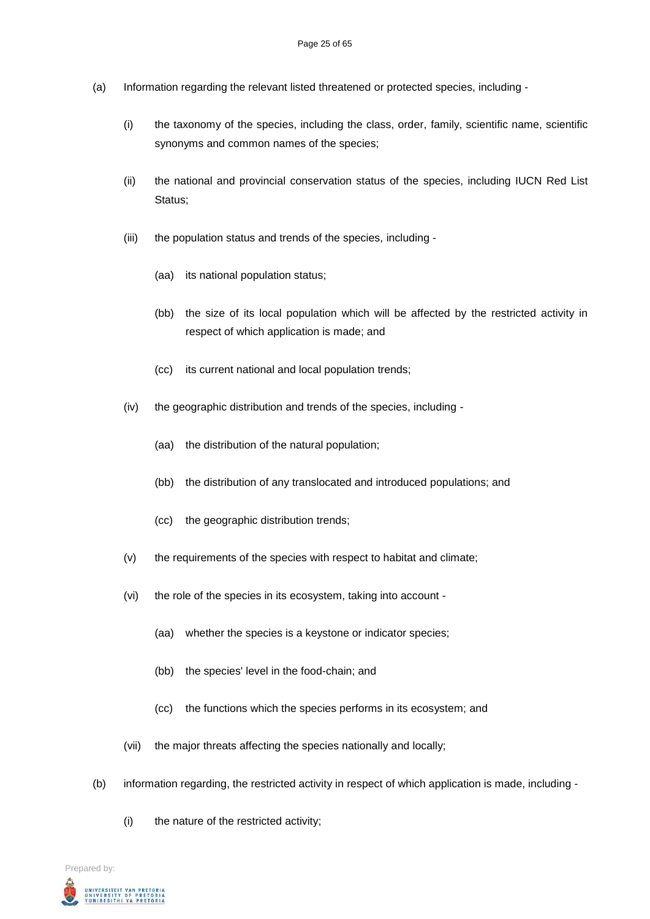(a) Information regarding the relevant listed threatened or protected species, including -

(i) the taxonomy of the species, including the class, order, family, scientific name, scientific synonyms and common names of the species;

(ii) the national and provincial conservation status of the species, including IUCN Red List Status;

(iii) the population status and trends of the species, including -

(aa) its national population status;

(bb) the size of its local population which will be affected by the restricted activity in respect of which application is made; and

(cc) its current national and local population trends;

(iv) the geographic distribution and trends of the species, including -

(aa) the distribution of the natural population;

(bb) the distribution of any translocated and introduced populations; and

(cc) the geographic distribution trends;

(v) the requirements of the species with respect to habitat and climate;

(vi) the role of the species in its ecosystem, taking into account -

(aa) whether the species is a keystone or indicator species;

(bb) the species' level in the food-chain; and

(cc) the functions which the species performs in its ecosystem; and

(vii) the major threats affecting the species nationally and locally;

(b) information regarding, the restricted activity in respect of which application is made, including -

(i) the nature of the restricted activity;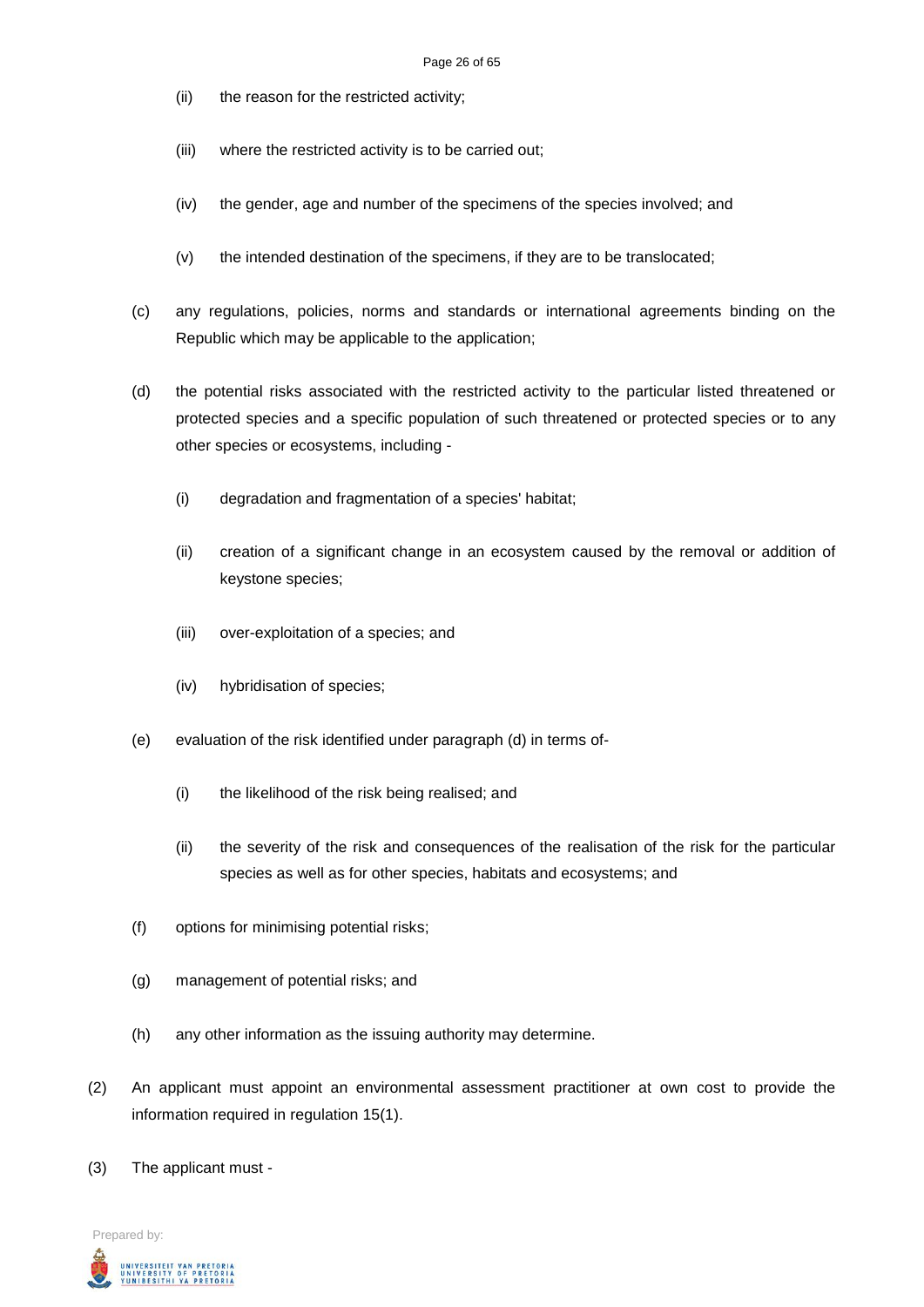(ii) the reason for the restricted activity;

(iii) where the restricted activity is to be carried out;

(iv) the gender, age and number of the specimens of the species involved; and

(v) the intended destination of the specimens, if they are to be translocated;

(c) any regulations, policies, norms and standards or international agreements binding on the Republic which may be applicable to the application;

(d) the potential risks associated with the restricted activity to the particular listed threatened or protected species and a specific population of such threatened or protected species or to any other species or ecosystems, including -

(i) degradation and fragmentation of a species' habitat;

(ii) creation of a significant change in an ecosystem caused by the removal or addition of keystone species;

(iii) over-exploitation of a species; and

(iv) hybridisation of species;

(e) evaluation of the risk identified under paragraph (d) in terms of-

(i) the likelihood of the risk being realised; and

(ii) the severity of the risk and consequences of the realisation of the risk for the particular species as well as for other species, habitats and ecosystems; and

(f) options for minimising potential risks;

(g) management of potential risks; and

(h) any other information as the issuing authority may determine.

(2) An applicant must appoint an environmental assessment practitioner at own cost to provide the information required in regulation 15(1).

(3) The applicant must -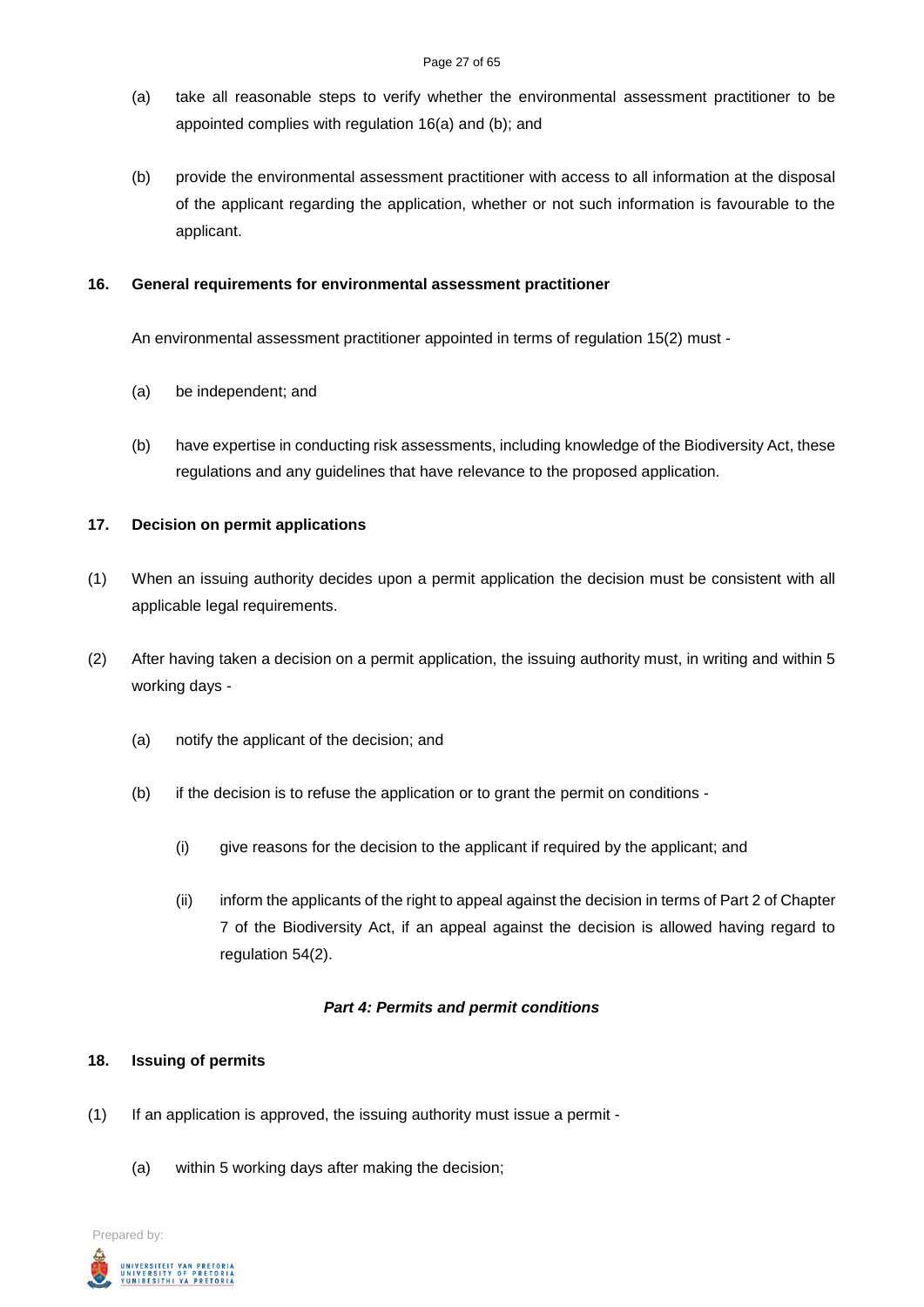(a) take all reasonable steps to verify whether the environmental assessment practitioner to be appointed complies with regulation 16(a) and (b); and

(b) provide the environmental assessment practitioner with access to all information at the disposal of the applicant regarding the application, whether or not such information is favourable to the applicant.

**16. General requirements for environmental assessment practitioner**

An environmental assessment practitioner appointed in terms of regulation 15(2) must -

(a) be independent; and

(b) have expertise in conducting risk assessments, including knowledge of the Biodiversity Act, these regulations and any guidelines that have relevance to the proposed application.

**17. Decision on permit applications**

(1) When an issuing authority decides upon a permit application the decision must be consistent with all applicable legal requirements.

(2) After having taken a decision on a permit application, the issuing authority must, in writing and within 5 working days -

(a) notify the applicant of the decision; and

(b) if the decision is to refuse the application or to grant the permit on conditions -

(i) give reasons for the decision to the applicant if required by the applicant; and

(ii) inform the applicants of the right to appeal against the decision in terms of Part 2 of Chapter 7 of the Biodiversity Act, if an appeal against the decision is allowed having regard to regulation 54(2).

***Part 4: Permits and permit conditions***

**18. Issuing of permits**

(1) If an application is approved, the issuing authority must issue a permit -

(a) within 5 working days after making the decision;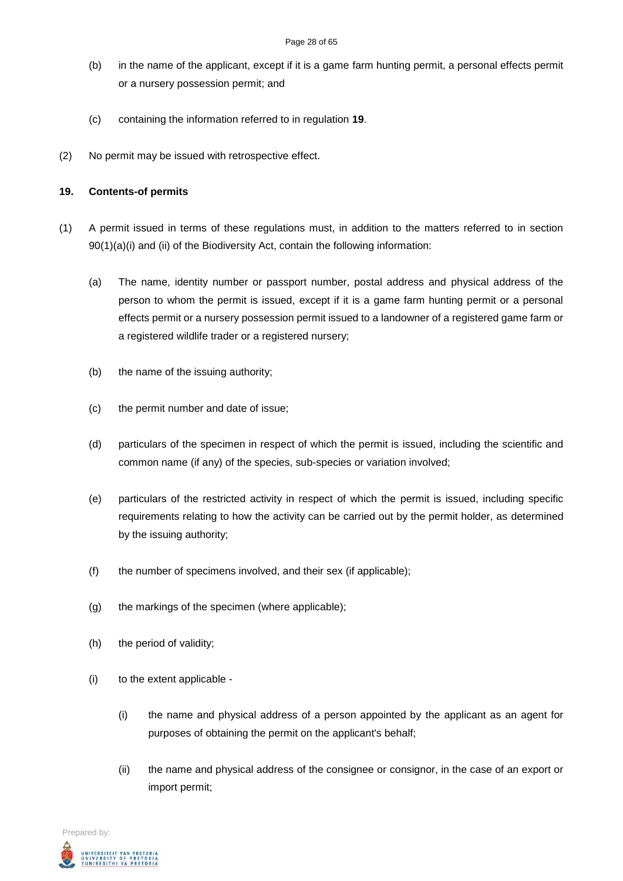(b) in the name of the applicant, except if it is a game farm hunting permit, a personal effects permit or a nursery possession permit; and

(c) containing the information referred to in regulation **19**.

(2) No permit may be issued with retrospective effect.

**19. Contents-of permits**

(1) A permit issued in terms of these regulations must, in addition to the matters referred to in section 90(1)(a)(i) and (ii) of the Biodiversity Act, contain the following information:

(a) The name, identity number or passport number, postal address and physical address of the person to whom the permit is issued, except if it is a game farm hunting permit or a personal effects permit or a nursery possession permit issued to a landowner of a registered game farm or a registered wildlife trader or a registered nursery;

(b) the name of the issuing authority;

(c) the permit number and date of issue;

(d) particulars of the specimen in respect of which the permit is issued, including the scientific and common name (if any) of the species, sub-species or variation involved;

(e) particulars of the restricted activity in respect of which the permit is issued, including specific requirements relating to how the activity can be carried out by the permit holder, as determined by the issuing authority;

(f) the number of specimens involved, and their sex (if applicable);

(g) the markings of the specimen (where applicable);

(h) the period of validity;

(i) to the extent applicable -

(i) the name and physical address of a person appointed by the applicant as an agent for purposes of obtaining the permit on the applicant's behalf;

(ii) the name and physical address of the consignee or consignor, in the case of an export or import permit;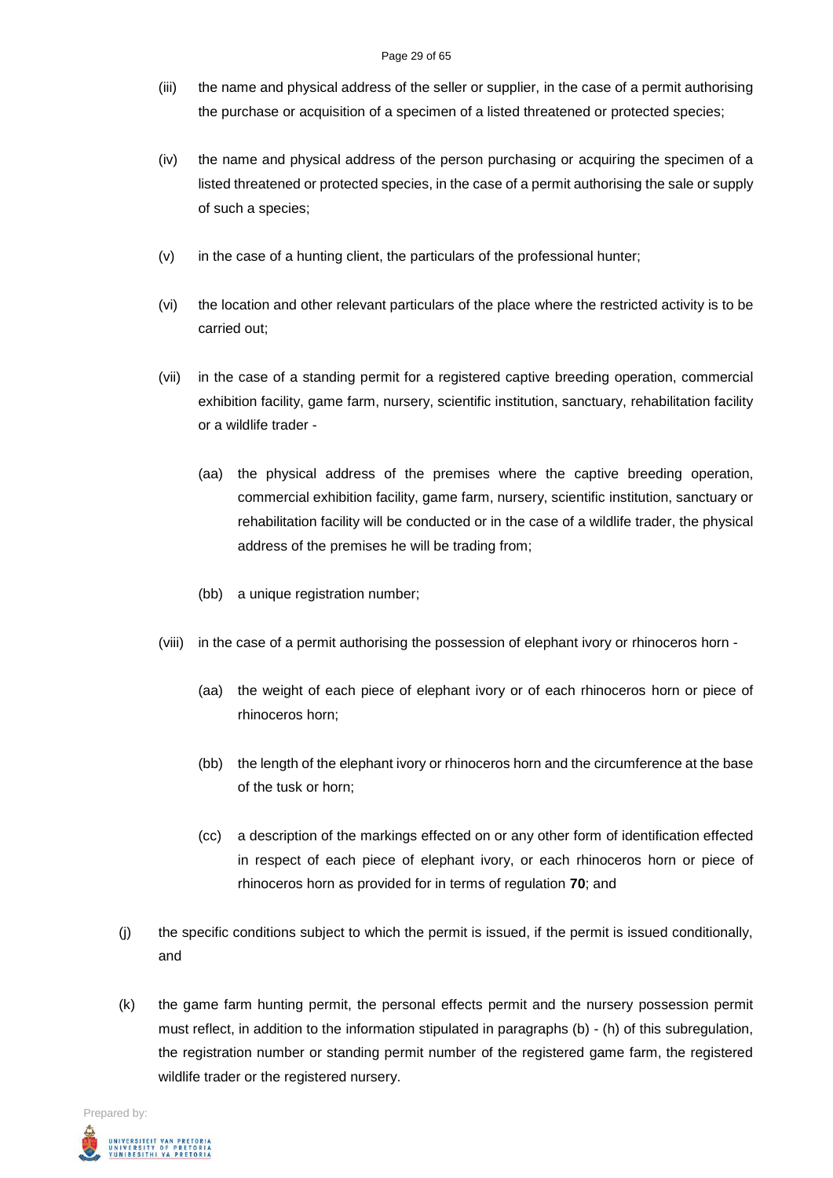(iii) the name and physical address of the seller or supplier, in the case of a permit authorising the purchase or acquisition of a specimen of a listed threatened or protected species;

(iv) the name and physical address of the person purchasing or acquiring the specimen of a listed threatened or protected species, in the case of a permit authorising the sale or supply of such a species;

(v) in the case of a hunting client, the particulars of the professional hunter;

(vi) the location and other relevant particulars of the place where the restricted activity is to be carried out;

(vii) in the case of a standing permit for a registered captive breeding operation, commercial exhibition facility, game farm, nursery, scientific institution, sanctuary, rehabilitation facility or a wildlife trader -

(aa) the physical address of the premises where the captive breeding operation, commercial exhibition facility, game farm, nursery, scientific institution, sanctuary or rehabilitation facility will be conducted or in the case of a wildlife trader, the physical address of the premises he will be trading from;

(bb) a unique registration number;

(viii) in the case of a permit authorising the possession of elephant ivory or rhinoceros horn -

(aa) the weight of each piece of elephant ivory or of each rhinoceros horn or piece of rhinoceros horn;

(bb) the length of the elephant ivory or rhinoceros horn and the circumference at the base of the tusk or horn;

(cc) a description of the markings effected on or any other form of identification effected in respect of each piece of elephant ivory, or each rhinoceros horn or piece of rhinoceros horn as provided for in terms of regulation **70**; and

(j) the specific conditions subject to which the permit is issued, if the permit is issued conditionally, and

(k) the game farm hunting permit, the personal effects permit and the nursery possession permit must reflect, in addition to the information stipulated in paragraphs (b) - (h) of this subregulation, the registration number or standing permit number of the registered game farm, the registered wildlife trader or the registered nursery.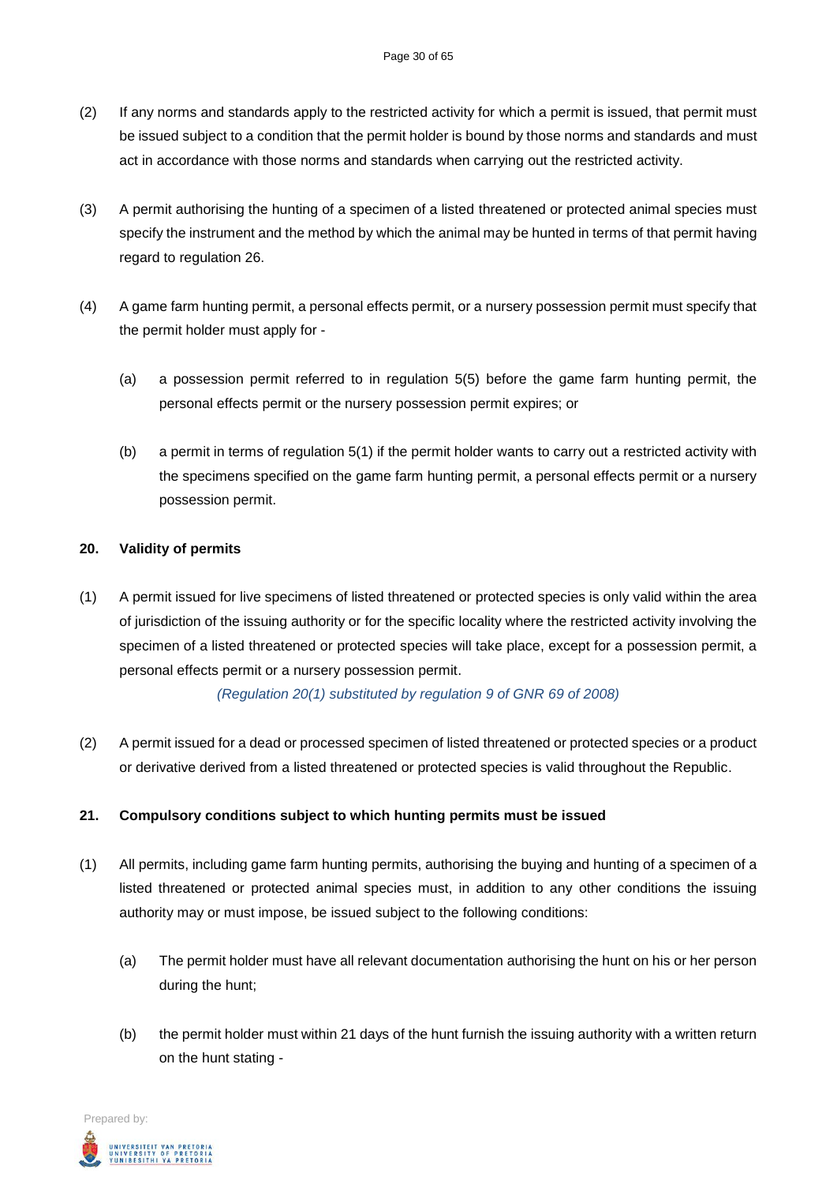(2) If any norms and standards apply to the restricted activity for which a permit is issued, that permit must be issued subject to a condition that the permit holder is bound by those norms and standards and must act in accordance with those norms and standards when carrying out the restricted activity.

(3) A permit authorising the hunting of a specimen of a listed threatened or protected animal species must specify the instrument and the method by which the animal may be hunted in terms of that permit having regard to regulation 26.

(4) A game farm hunting permit, a personal effects permit, or a nursery possession permit must specify that the permit holder must apply for -

(a) a possession permit referred to in regulation 5(5) before the game farm hunting permit, the personal effects permit or the nursery possession permit expires; or

(b) a permit in terms of regulation 5(1) if the permit holder wants to carry out a restricted activity with the specimens specified on the game farm hunting permit, a personal effects permit or a nursery possession permit.

**20. Validity of permits**

(1) A permit issued for live specimens of listed threatened or protected species is only valid within the area of jurisdiction of the issuing authority or for the specific locality where the restricted activity involving the specimen of a listed threatened or protected species will take place, except for a possession permit, a personal effects permit or a nursery possession permit.

*(Regulation 20(1) substituted by regulation 9 of GNR 69 of 2008)*

(2) A permit issued for a dead or processed specimen of listed threatened or protected species or a product or derivative derived from a listed threatened or protected species is valid throughout the Republic.

**21. Compulsory conditions subject to which hunting permits must be issued**

(1) All permits, including game farm hunting permits, authorising the buying and hunting of a specimen of a listed threatened or protected animal species must, in addition to any other conditions the issuing authority may or must impose, be issued subject to the following conditions:

(a) The permit holder must have all relevant documentation authorising the hunt on his or her person during the hunt;

(b) the permit holder must within 21 days of the hunt furnish the issuing authority with a written return on the hunt stating -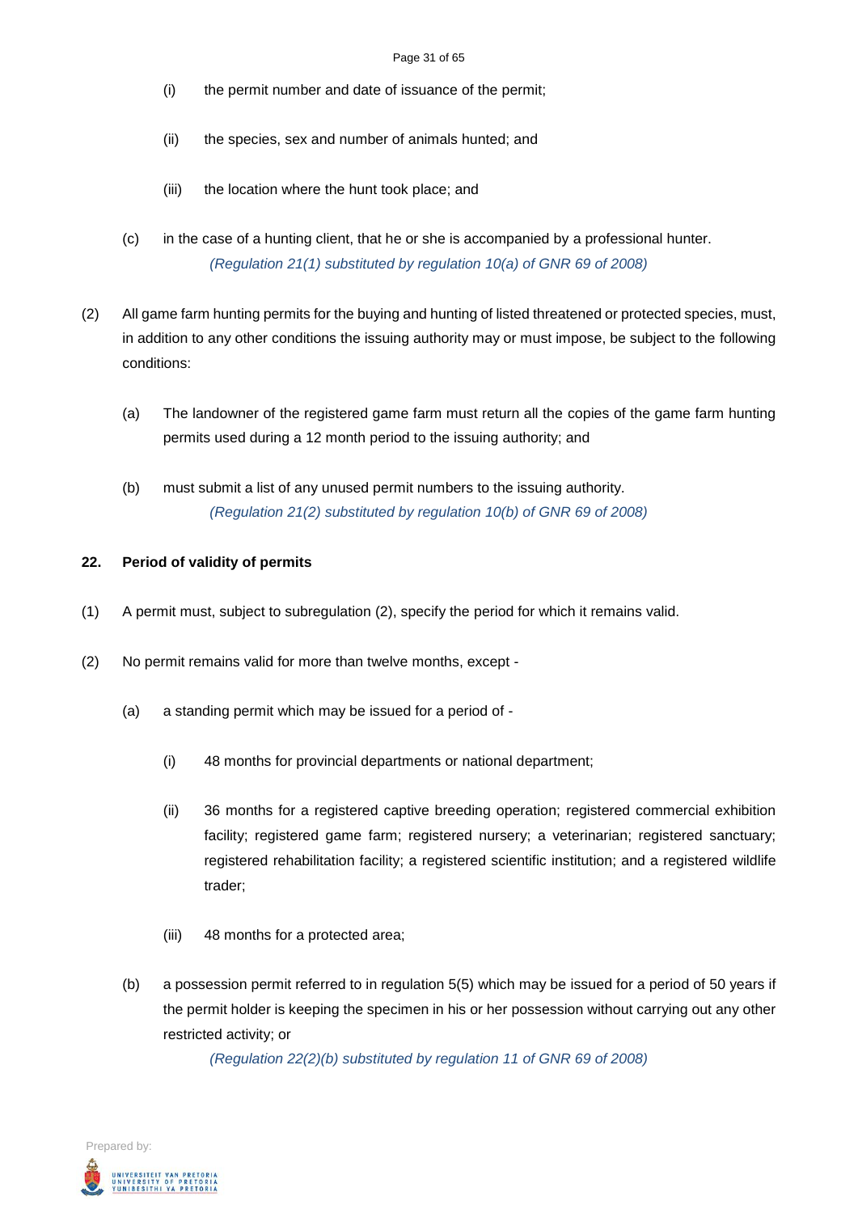(i) the permit number and date of issuance of the permit;

(ii) the species, sex and number of animals hunted; and

(iii) the location where the hunt took place; and

(c) in the case of a hunting client, that he or she is accompanied by a professional hunter.

*(Regulation 21(1) substituted by regulation 10(a) of GNR 69 of 2008)*

(2) All game farm hunting permits for the buying and hunting of listed threatened or protected species, must, in addition to any other conditions the issuing authority may or must impose, be subject to the following conditions:

(a) The landowner of the registered game farm must return all the copies of the game farm hunting permits used during a 12 month period to the issuing authority; and

(b) must submit a list of any unused permit numbers to the issuing authority.

*(Regulation 21(2) substituted by regulation 10(b) of GNR 69 of 2008)*

**22. Period of validity of permits**

(1) A permit must, subject to subregulation (2), specify the period for which it remains valid.

(2) No permit remains valid for more than twelve months, except -

(a) a standing permit which may be issued for a period of -

(i) 48 months for provincial departments or national department;

(ii) 36 months for a registered captive breeding operation; registered commercial exhibition facility; registered game farm; registered nursery; a veterinarian; registered sanctuary; registered rehabilitation facility; a registered scientific institution; and a registered wildlife trader;

(iii) 48 months for a protected area;

(b) a possession permit referred to in regulation 5(5) which may be issued for a period of 50 years if the permit holder is keeping the specimen in his or her possession without carrying out any other restricted activity; or

*(Regulation 22(2)(b) substituted by regulation 11 of GNR 69 of 2008)*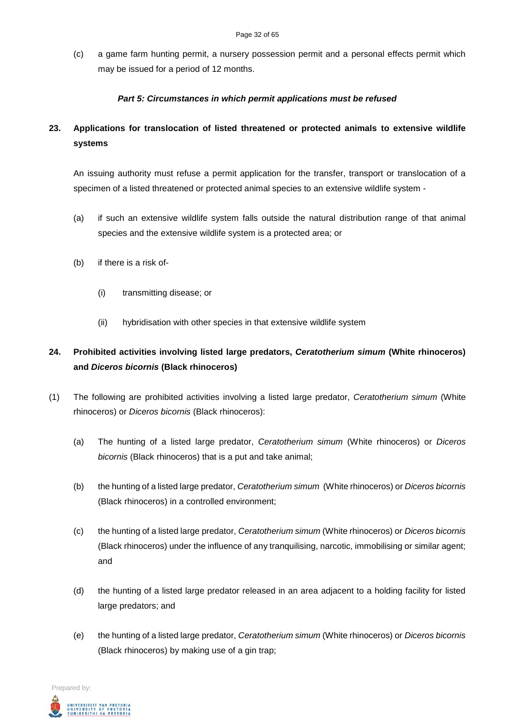(c) a game farm hunting permit, a nursery possession permit and a personal effects permit which may be issued for a period of 12 months.

***Part 5: Circumstances in which permit applications must be refused***

**23. Applications for translocation of listed threatened or protected animals to extensive wildlife systems**

An issuing authority must refuse a permit application for the transfer, transport or translocation of a specimen of a listed threatened or protected animal species to an extensive wildlife system -

(a) if such an extensive wildlife system falls outside the natural distribution range of that animal species and the extensive wildlife system is a protected area; or

(b) if there is a risk of-

(i) transmitting disease; or

(ii) hybridisation with other species in that extensive wildlife system

**24. Prohibited activities involving listed large predators, *Ceratotherium simum* (White rhinoceros) and *Diceros bicornis* (Black rhinoceros)**

(1) The following are prohibited activities involving a listed large predator, *Ceratotherium simum* (White rhinoceros) or *Diceros bicornis* (Black rhinoceros):

(a) The hunting of a listed large predator, *Ceratotherium simum* (White rhinoceros) or *Diceros bicornis* (Black rhinoceros) that is a put and take animal;

(b) the hunting of a listed large predator, *Ceratotherium simum* (White rhinoceros) or *Diceros bicornis* (Black rhinoceros) in a controlled environment;

(c) the hunting of a listed large predator, *Ceratotherium simum* (White rhinoceros) or *Diceros bicornis* (Black rhinoceros) under the influence of any tranquilising, narcotic, immobilising or similar agent; and

(d) the hunting of a listed large predator released in an area adjacent to a holding facility for listed large predators; and

(e) the hunting of a listed large predator, *Ceratotherium simum* (White rhinoceros) or *Diceros bicornis* (Black rhinoceros) by making use of a gin trap;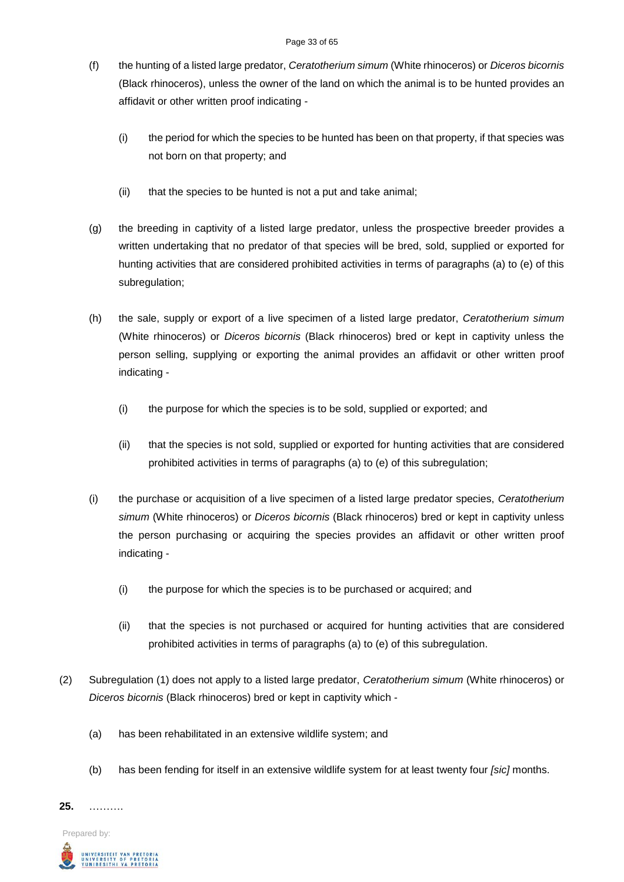(f) the hunting of a listed large predator, *Ceratotherium simum* (White rhinoceros) or *Diceros bicornis* (Black rhinoceros), unless the owner of the land on which the animal is to be hunted provides an affidavit or other written proof indicating -

  (i) the period for which the species to be hunted has been on that property, if that species was not born on that property; and

  (ii) that the species to be hunted is not a put and take animal;

(g) the breeding in captivity of a listed large predator, unless the prospective breeder provides a written undertaking that no predator of that species will be bred, sold, supplied or exported for hunting activities that are considered prohibited activities in terms of paragraphs (a) to (e) of this subregulation;

(h) the sale, supply or export of a live specimen of a listed large predator, *Ceratotherium simum* (White rhinoceros) or *Diceros bicornis* (Black rhinoceros) bred or kept in captivity unless the person selling, supplying or exporting the animal provides an affidavit or other written proof indicating -

  (i) the purpose for which the species is to be sold, supplied or exported; and

  (ii) that the species is not sold, supplied or exported for hunting activities that are considered prohibited activities in terms of paragraphs (a) to (e) of this subregulation;

(i) the purchase or acquisition of a live specimen of a listed large predator species, *Ceratotherium simum* (White rhinoceros) or *Diceros bicornis* (Black rhinoceros) bred or kept in captivity unless the person purchasing or acquiring the species provides an affidavit or other written proof indicating -

  (i) the purpose for which the species is to be purchased or acquired; and

  (ii) that the species is not purchased or acquired for hunting activities that are considered prohibited activities in terms of paragraphs (a) to (e) of this subregulation.

(2) Subregulation (1) does not apply to a listed large predator, *Ceratotherium simum* (White rhinoceros) or *Diceros bicornis* (Black rhinoceros) bred or kept in captivity which -

  (a) has been rehabilitated in an extensive wildlife system; and

  (b) has been fending for itself in an extensive wildlife system for at least twenty four *[sic]* months.

**25.** ……….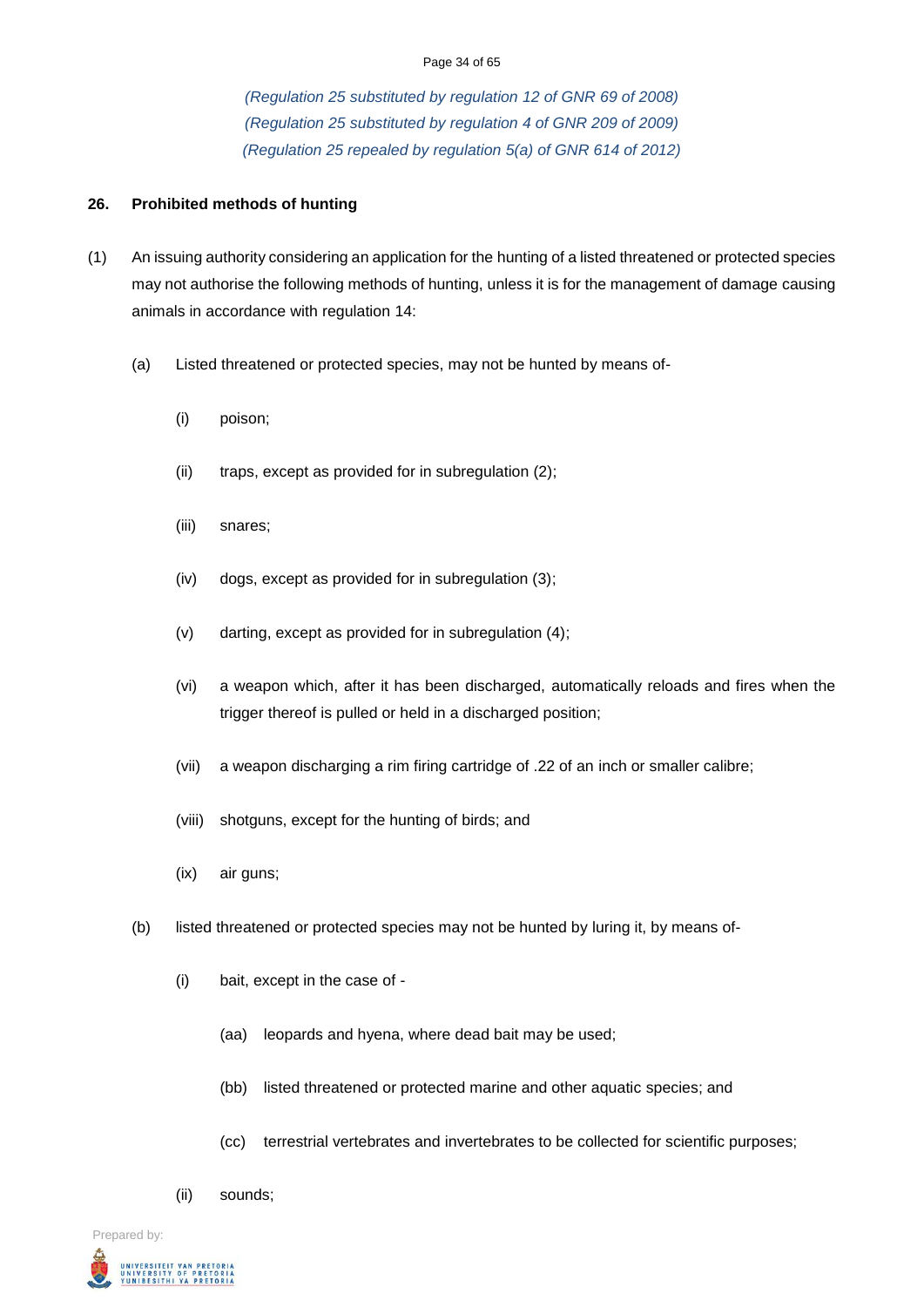*(Regulation 25 substituted by regulation 12 of GNR 69 of 2008)*
*(Regulation 25 substituted by regulation 4 of GNR 209 of 2009)*
*(Regulation 25 repealed by regulation 5(a) of GNR 614 of 2012)*

**26. Prohibited methods of hunting**

(1) An issuing authority considering an application for the hunting of a listed threatened or protected species may not authorise the following methods of hunting, unless it is for the management of damage causing animals in accordance with regulation 14:

(a) Listed threatened or protected species, may not be hunted by means of-

(i) poison;

(ii) traps, except as provided for in subregulation (2);

(iii) snares;

(iv) dogs, except as provided for in subregulation (3);

(v) darting, except as provided for in subregulation (4);

(vi) a weapon which, after it has been discharged, automatically reloads and fires when the trigger thereof is pulled or held in a discharged position;

(vii) a weapon discharging a rim firing cartridge of .22 of an inch or smaller calibre;

(viii) shotguns, except for the hunting of birds; and

(ix) air guns;

(b) listed threatened or protected species may not be hunted by luring it, by means of-

(i) bait, except in the case of -

(aa) leopards and hyena, where dead bait may be used;

(bb) listed threatened or protected marine and other aquatic species; and

(cc) terrestrial vertebrates and invertebrates to be collected for scientific purposes;

(ii) sounds;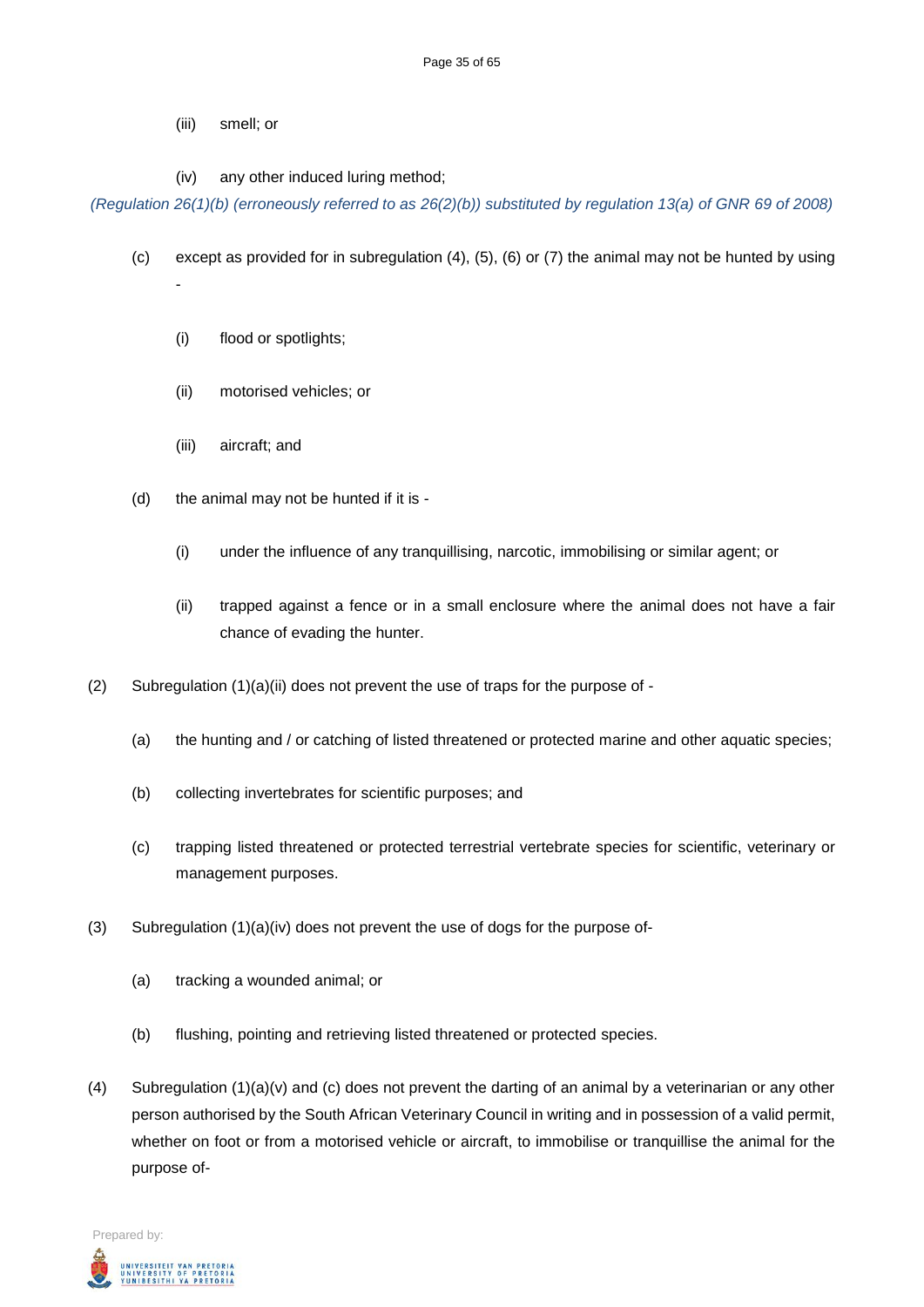(iii) smell; or

(iv) any other induced luring method;

*(Regulation 26(1)(b) (erroneously referred to as 26(2)(b)) substituted by regulation 13(a) of GNR 69 of 2008)*

(c) except as provided for in subregulation (4), (5), (6) or (7) the animal may not be hunted by using -

(i) flood or spotlights;

(ii) motorised vehicles; or

(iii) aircraft; and

(d) the animal may not be hunted if it is -

(i) under the influence of any tranquillising, narcotic, immobilising or similar agent; or

(ii) trapped against a fence or in a small enclosure where the animal does not have a fair chance of evading the hunter.

(2) Subregulation (1)(a)(ii) does not prevent the use of traps for the purpose of -

(a) the hunting and / or catching of listed threatened or protected marine and other aquatic species;

(b) collecting invertebrates for scientific purposes; and

(c) trapping listed threatened or protected terrestrial vertebrate species for scientific, veterinary or management purposes.

(3) Subregulation (1)(a)(iv) does not prevent the use of dogs for the purpose of-

(a) tracking a wounded animal; or

(b) flushing, pointing and retrieving listed threatened or protected species.

(4) Subregulation (1)(a)(v) and (c) does not prevent the darting of an animal by a veterinarian or any other person authorised by the South African Veterinary Council in writing and in possession of a valid permit, whether on foot or from a motorised vehicle or aircraft, to immobilise or tranquillise the animal for the purpose of-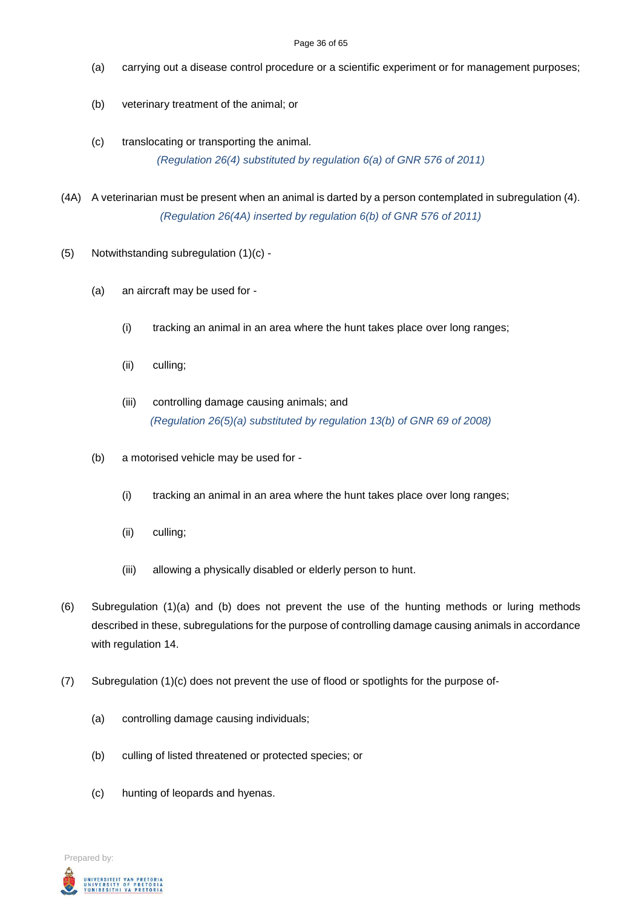(a) carrying out a disease control procedure or a scientific experiment or for management purposes;

(b) veterinary treatment of the animal; or

(c) translocating or transporting the animal.

*(Regulation 26(4) substituted by regulation 6(a) of GNR 576 of 2011)*

(4A) A veterinarian must be present when an animal is darted by a person contemplated in subregulation (4).

*(Regulation 26(4A) inserted by regulation 6(b) of GNR 576 of 2011)*

(5) Notwithstanding subregulation (1)(c) -

(a) an aircraft may be used for -

(i) tracking an animal in an area where the hunt takes place over long ranges;

(ii) culling;

(iii) controlling damage causing animals; and

*(Regulation 26(5)(a) substituted by regulation 13(b) of GNR 69 of 2008)*

(b) a motorised vehicle may be used for -

(i) tracking an animal in an area where the hunt takes place over long ranges;

(ii) culling;

(iii) allowing a physically disabled or elderly person to hunt.

(6) Subregulation (1)(a) and (b) does not prevent the use of the hunting methods or luring methods described in these, subregulations for the purpose of controlling damage causing animals in accordance with regulation 14.

(7) Subregulation (1)(c) does not prevent the use of flood or spotlights for the purpose of-

(a) controlling damage causing individuals;

(b) culling of listed threatened or protected species; or

(c) hunting of leopards and hyenas.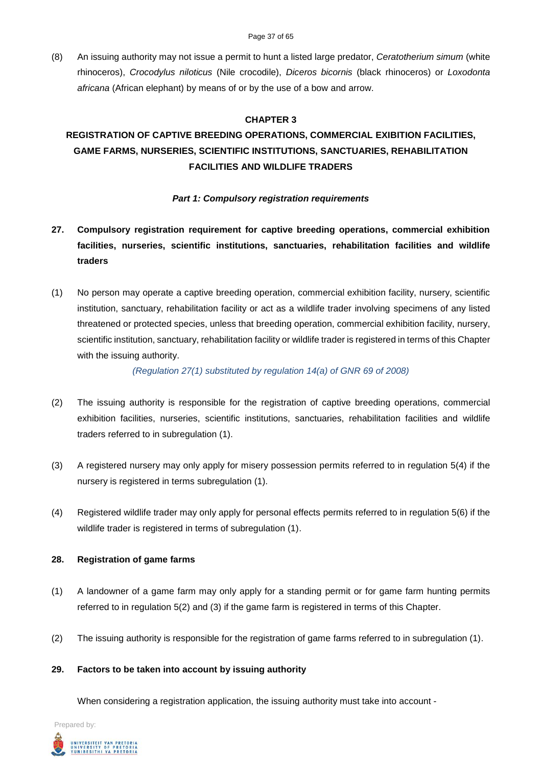(8) An issuing authority may not issue a permit to hunt a listed large predator, *Ceratotherium simum* (white rhinoceros), *Crocodylus niloticus* (Nile crocodile), *Diceros bicornis* (black rhinoceros) or *Loxodonta africana* (African elephant) by means of or by the use of a bow and arrow.

## CHAPTER 3

## REGISTRATION OF CAPTIVE BREEDING OPERATIONS, COMMERCIAL EXIBITION FACILITIES, GAME FARMS, NURSERIES, SCIENTIFIC INSTITUTIONS, SANCTUARIES, REHABILITATION FACILITIES AND WILDLIFE TRADERS

### *Part 1: Compulsory registration requirements*

**27. Compulsory registration requirement for captive breeding operations, commercial exhibition facilities, nurseries, scientific institutions, sanctuaries, rehabilitation facilities and wildlife traders**

(1) No person may operate a captive breeding operation, commercial exhibition facility, nursery, scientific institution, sanctuary, rehabilitation facility or act as a wildlife trader involving specimens of any listed threatened or protected species, unless that breeding operation, commercial exhibition facility, nursery, scientific institution, sanctuary, rehabilitation facility or wildlife trader is registered in terms of this Chapter with the issuing authority.

*(Regulation 27(1) substituted by regulation 14(a) of GNR 69 of 2008)*

(2) The issuing authority is responsible for the registration of captive breeding operations, commercial exhibition facilities, nurseries, scientific institutions, sanctuaries, rehabilitation facilities and wildlife traders referred to in subregulation (1).

(3) A registered nursery may only apply for misery possession permits referred to in regulation 5(4) if the nursery is registered in terms subregulation (1).

(4) Registered wildlife trader may only apply for personal effects permits referred to in regulation 5(6) if the wildlife trader is registered in terms of subregulation (1).

**28. Registration of game farms**

(1) A landowner of a game farm may only apply for a standing permit or for game farm hunting permits referred to in regulation 5(2) and (3) if the game farm is registered in terms of this Chapter.

(2) The issuing authority is responsible for the registration of game farms referred to in subregulation (1).

**29. Factors to be taken into account by issuing authority**

When considering a registration application, the issuing authority must take into account -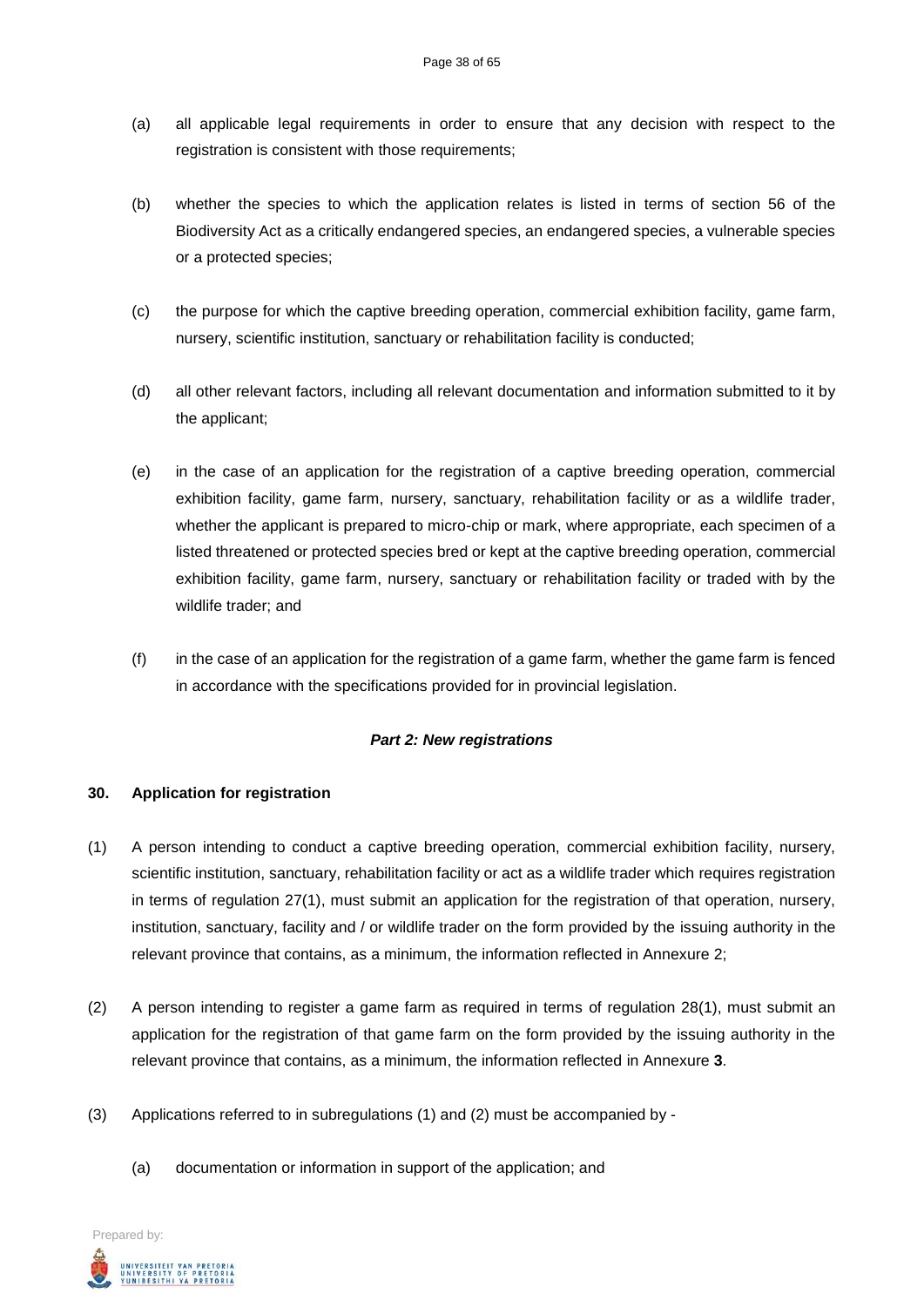(a) all applicable legal requirements in order to ensure that any decision with respect to the registration is consistent with those requirements;

(b) whether the species to which the application relates is listed in terms of section 56 of the Biodiversity Act as a critically endangered species, an endangered species, a vulnerable species or a protected species;

(c) the purpose for which the captive breeding operation, commercial exhibition facility, game farm, nursery, scientific institution, sanctuary or rehabilitation facility is conducted;

(d) all other relevant factors, including all relevant documentation and information submitted to it by the applicant;

(e) in the case of an application for the registration of a captive breeding operation, commercial exhibition facility, game farm, nursery, sanctuary, rehabilitation facility or as a wildlife trader, whether the applicant is prepared to micro-chip or mark, where appropriate, each specimen of a listed threatened or protected species bred or kept at the captive breeding operation, commercial exhibition facility, game farm, nursery, sanctuary or rehabilitation facility or traded with by the wildlife trader; and

(f) in the case of an application for the registration of a game farm, whether the game farm is fenced in accordance with the specifications provided for in provincial legislation.

***Part 2: New registrations***

**30. Application for registration**

(1) A person intending to conduct a captive breeding operation, commercial exhibition facility, nursery, scientific institution, sanctuary, rehabilitation facility or act as a wildlife trader which requires registration in terms of regulation 27(1), must submit an application for the registration of that operation, nursery, institution, sanctuary, facility and / or wildlife trader on the form provided by the issuing authority in the relevant province that contains, as a minimum, the information reflected in Annexure 2;

(2) A person intending to register a game farm as required in terms of regulation 28(1), must submit an application for the registration of that game farm on the form provided by the issuing authority in the relevant province that contains, as a minimum, the information reflected in Annexure **3**.

(3) Applications referred to in subregulations (1) and (2) must be accompanied by -

(a) documentation or information in support of the application; and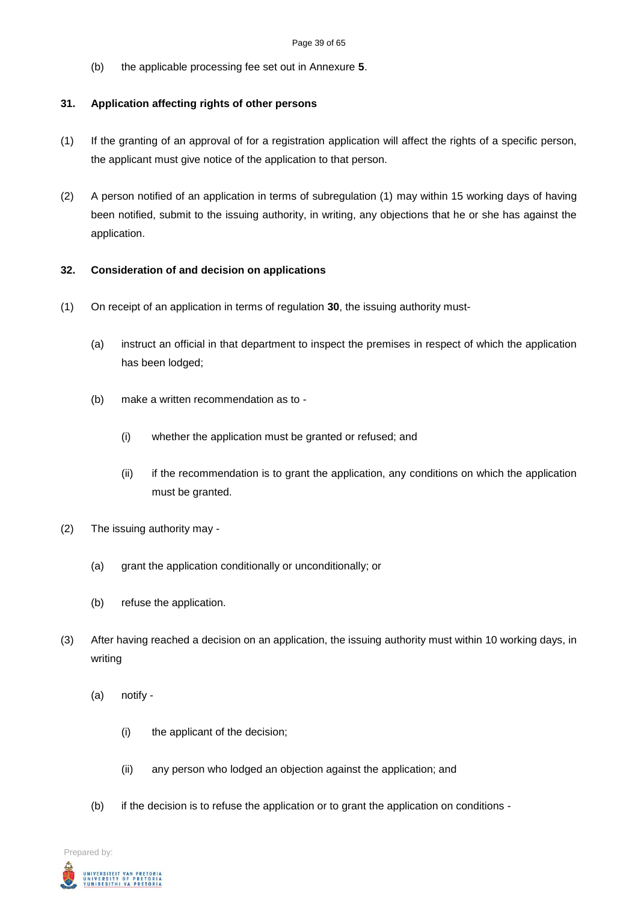(b) the applicable processing fee set out in Annexure **5**.

### 31. Application affecting rights of other persons

(1) If the granting of an approval of for a registration application will affect the rights of a specific person, the applicant must give notice of the application to that person.

(2) A person notified of an application in terms of subregulation (1) may within 15 working days of having been notified, submit to the issuing authority, in writing, any objections that he or she has against the application.

### 32. Consideration of and decision on applications

(1) On receipt of an application in terms of regulation **30**, the issuing authority must-

(a) instruct an official in that department to inspect the premises in respect of which the application has been lodged;

(b) make a written recommendation as to -

(i) whether the application must be granted or refused; and

(ii) if the recommendation is to grant the application, any conditions on which the application must be granted.

(2) The issuing authority may -

(a) grant the application conditionally or unconditionally; or

(b) refuse the application.

(3) After having reached a decision on an application, the issuing authority must within 10 working days, in writing

(a) notify -

(i) the applicant of the decision;

(ii) any person who lodged an objection against the application; and

(b) if the decision is to refuse the application or to grant the application on conditions -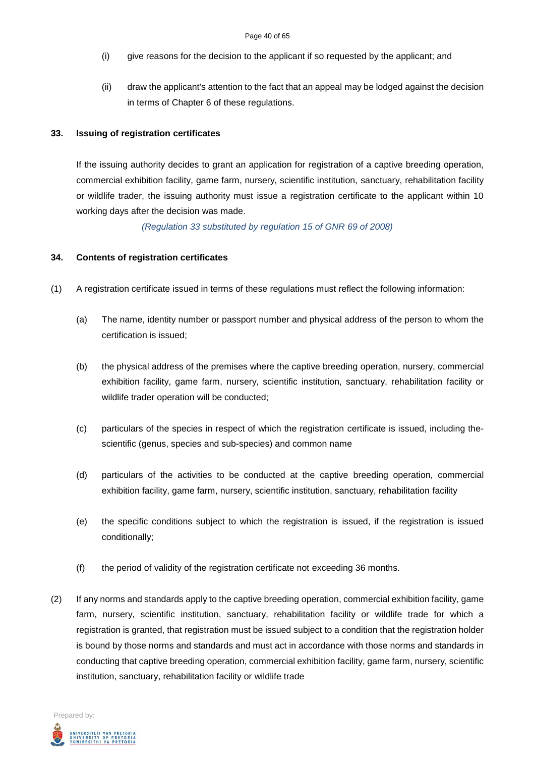(i) give reasons for the decision to the applicant if so requested by the applicant; and

(ii) draw the applicant's attention to the fact that an appeal may be lodged against the decision in terms of Chapter 6 of these regulations.

**33. Issuing of registration certificates**

If the issuing authority decides to grant an application for registration of a captive breeding operation, commercial exhibition facility, game farm, nursery, scientific institution, sanctuary, rehabilitation facility or wildlife trader, the issuing authority must issue a registration certificate to the applicant within 10 working days after the decision was made.

*(Regulation 33 substituted by regulation 15 of GNR 69 of 2008)*

**34. Contents of registration certificates**

(1) A registration certificate issued in terms of these regulations must reflect the following information:

(a) The name, identity number or passport number and physical address of the person to whom the certification is issued;

(b) the physical address of the premises where the captive breeding operation, nursery, commercial exhibition facility, game farm, nursery, scientific institution, sanctuary, rehabilitation facility or wildlife trader operation will be conducted;

(c) particulars of the species in respect of which the registration certificate is issued, including the-scientific (genus, species and sub-species) and common name

(d) particulars of the activities to be conducted at the captive breeding operation, commercial exhibition facility, game farm, nursery, scientific institution, sanctuary, rehabilitation facility

(e) the specific conditions subject to which the registration is issued, if the registration is issued conditionally;

(f) the period of validity of the registration certificate not exceeding 36 months.

(2) If any norms and standards apply to the captive breeding operation, commercial exhibition facility, game farm, nursery, scientific institution, sanctuary, rehabilitation facility or wildlife trade for which a registration is granted, that registration must be issued subject to a condition that the registration holder is bound by those norms and standards and must act in accordance with those norms and standards in conducting that captive breeding operation, commercial exhibition facility, game farm, nursery, scientific institution, sanctuary, rehabilitation facility or wildlife trade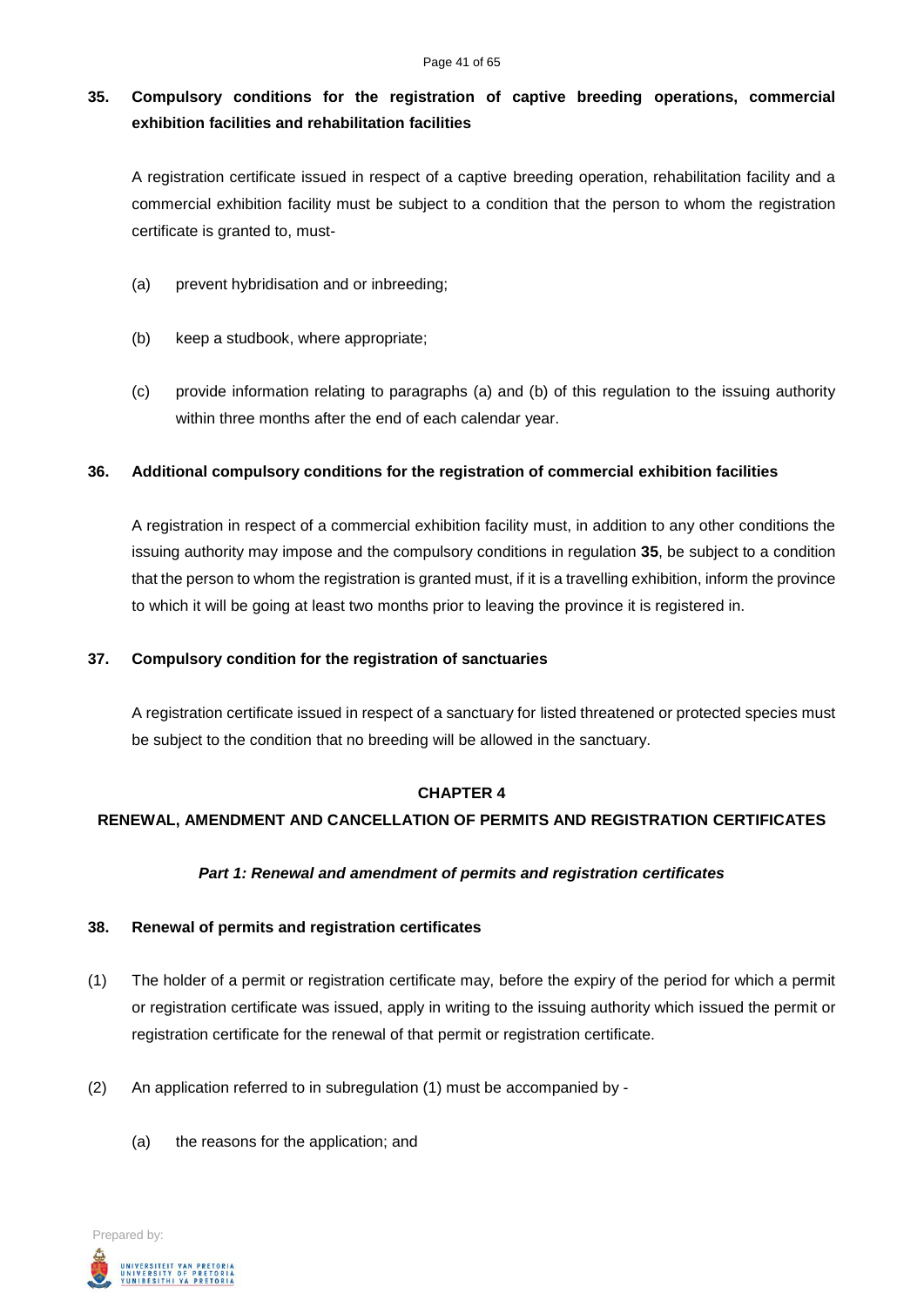**35. Compulsory conditions for the registration of captive breeding operations, commercial exhibition facilities and rehabilitation facilities**

A registration certificate issued in respect of a captive breeding operation, rehabilitation facility and a commercial exhibition facility must be subject to a condition that the person to whom the registration certificate is granted to, must-

(a) prevent hybridisation and or inbreeding;

(b) keep a studbook, where appropriate;

(c) provide information relating to paragraphs (a) and (b) of this regulation to the issuing authority within three months after the end of each calendar year.

**36. Additional compulsory conditions for the registration of commercial exhibition facilities**

A registration in respect of a commercial exhibition facility must, in addition to any other conditions the issuing authority may impose and the compulsory conditions in regulation **35**, be subject to a condition that the person to whom the registration is granted must, if it is a travelling exhibition, inform the province to which it will be going at least two months prior to leaving the province it is registered in.

**37. Compulsory condition for the registration of sanctuaries**

A registration certificate issued in respect of a sanctuary for listed threatened or protected species must be subject to the condition that no breeding will be allowed in the sanctuary.

## CHAPTER 4

## RENEWAL, AMENDMENT AND CANCELLATION OF PERMITS AND REGISTRATION CERTIFICATES

### *Part 1: Renewal and amendment of permits and registration certificates*

**38. Renewal of permits and registration certificates**

(1) The holder of a permit or registration certificate may, before the expiry of the period for which a permit or registration certificate was issued, apply in writing to the issuing authority which issued the permit or registration certificate for the renewal of that permit or registration certificate.

(2) An application referred to in subregulation (1) must be accompanied by -

(a) the reasons for the application; and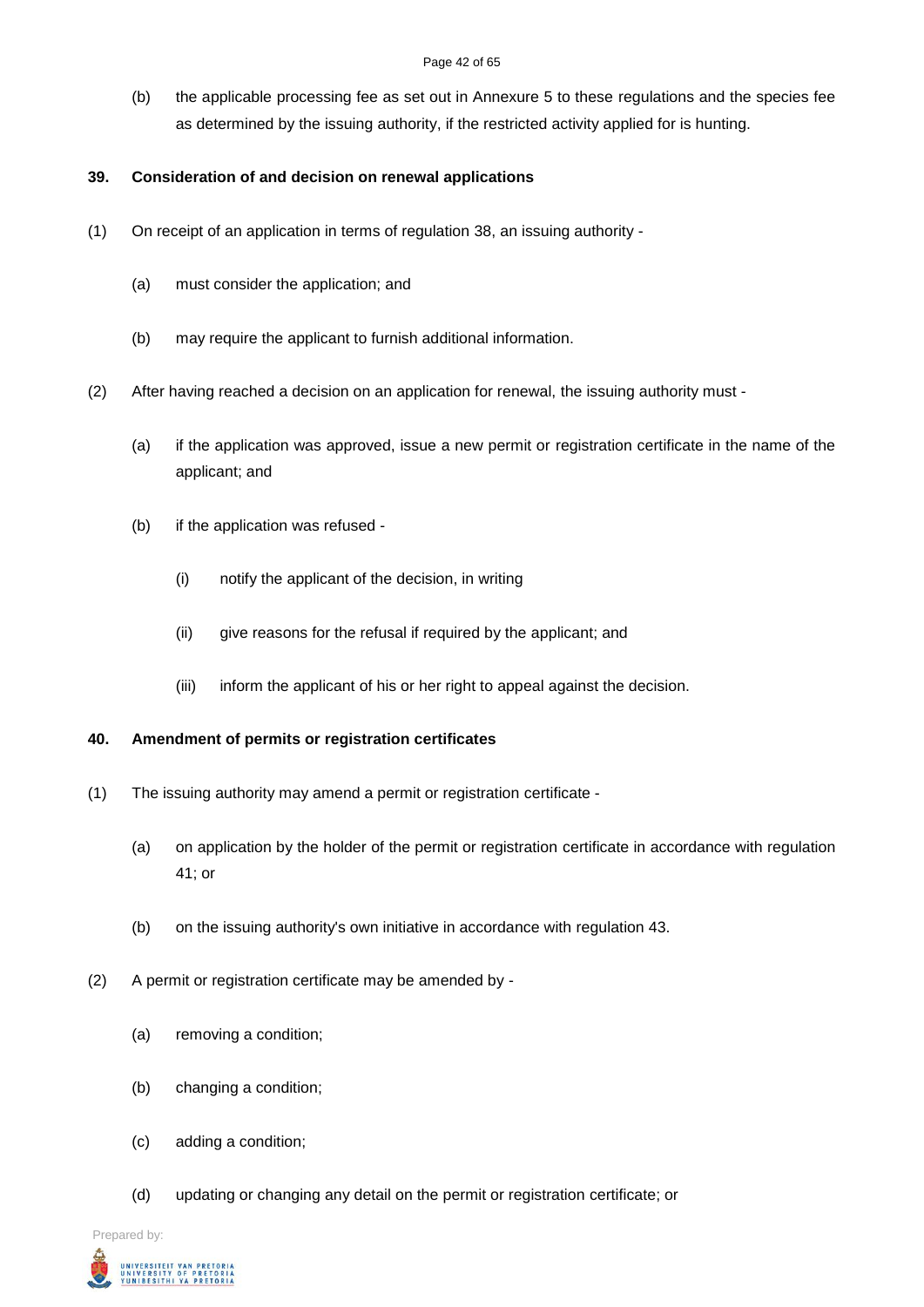(b) the applicable processing fee as set out in Annexure 5 to these regulations and the species fee as determined by the issuing authority, if the restricted activity applied for is hunting.

**39. Consideration of and decision on renewal applications**

(1) On receipt of an application in terms of regulation 38, an issuing authority -

(a) must consider the application; and

(b) may require the applicant to furnish additional information.

(2) After having reached a decision on an application for renewal, the issuing authority must -

(a) if the application was approved, issue a new permit or registration certificate in the name of the applicant; and

(b) if the application was refused -

(i) notify the applicant of the decision, in writing

(ii) give reasons for the refusal if required by the applicant; and

(iii) inform the applicant of his or her right to appeal against the decision.

**40. Amendment of permits or registration certificates**

(1) The issuing authority may amend a permit or registration certificate -

(a) on application by the holder of the permit or registration certificate in accordance with regulation 41; or

(b) on the issuing authority's own initiative in accordance with regulation 43.

(2) A permit or registration certificate may be amended by -

(a) removing a condition;

(b) changing a condition;

(c) adding a condition;

(d) updating or changing any detail on the permit or registration certificate; or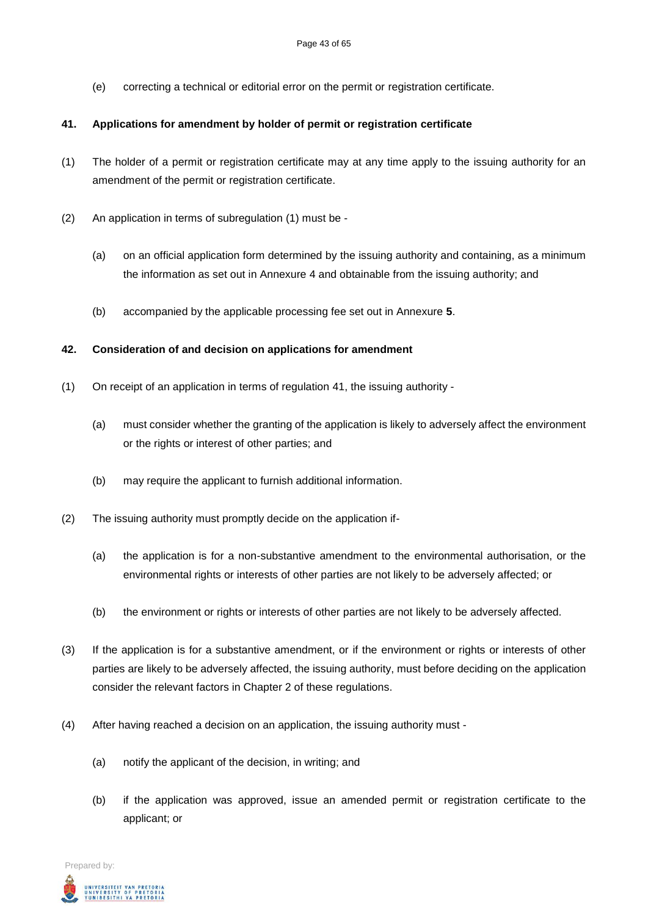(e) correcting a technical or editorial error on the permit or registration certificate.

**41. Applications for amendment by holder of permit or registration certificate**

(1) The holder of a permit or registration certificate may at any time apply to the issuing authority for an amendment of the permit or registration certificate.

(2) An application in terms of subregulation (1) must be -

(a) on an official application form determined by the issuing authority and containing, as a minimum the information as set out in Annexure 4 and obtainable from the issuing authority; and

(b) accompanied by the applicable processing fee set out in Annexure **5**.

**42. Consideration of and decision on applications for amendment**

(1) On receipt of an application in terms of regulation 41, the issuing authority -

(a) must consider whether the granting of the application is likely to adversely affect the environment or the rights or interest of other parties; and

(b) may require the applicant to furnish additional information.

(2) The issuing authority must promptly decide on the application if-

(a) the application is for a non-substantive amendment to the environmental authorisation, or the environmental rights or interests of other parties are not likely to be adversely affected; or

(b) the environment or rights or interests of other parties are not likely to be adversely affected.

(3) If the application is for a substantive amendment, or if the environment or rights or interests of other parties are likely to be adversely affected, the issuing authority, must before deciding on the application consider the relevant factors in Chapter 2 of these regulations.

(4) After having reached a decision on an application, the issuing authority must -

(a) notify the applicant of the decision, in writing; and

(b) if the application was approved, issue an amended permit or registration certificate to the applicant; or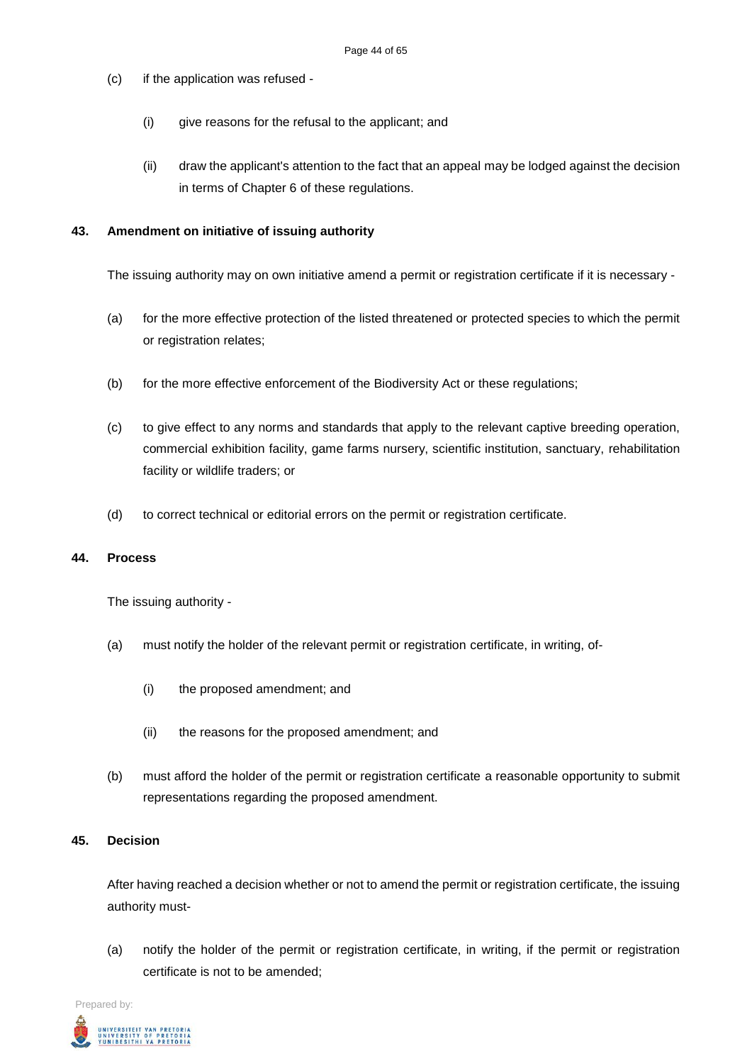(c) if the application was refused -

  (i) give reasons for the refusal to the applicant; and

  (ii) draw the applicant's attention to the fact that an appeal may be lodged against the decision in terms of Chapter 6 of these regulations.

### 43. Amendment on initiative of issuing authority

The issuing authority may on own initiative amend a permit or registration certificate if it is necessary -

(a) for the more effective protection of the listed threatened or protected species to which the permit or registration relates;

(b) for the more effective enforcement of the Biodiversity Act or these regulations;

(c) to give effect to any norms and standards that apply to the relevant captive breeding operation, commercial exhibition facility, game farms nursery, scientific institution, sanctuary, rehabilitation facility or wildlife traders; or

(d) to correct technical or editorial errors on the permit or registration certificate.

### 44. Process

The issuing authority -

(a) must notify the holder of the relevant permit or registration certificate, in writing, of-

  (i) the proposed amendment; and

  (ii) the reasons for the proposed amendment; and

(b) must afford the holder of the permit or registration certificate a reasonable opportunity to submit representations regarding the proposed amendment.

### 45. Decision

After having reached a decision whether or not to amend the permit or registration certificate, the issuing authority must-

(a) notify the holder of the permit or registration certificate, in writing, if the permit or registration certificate is not to be amended;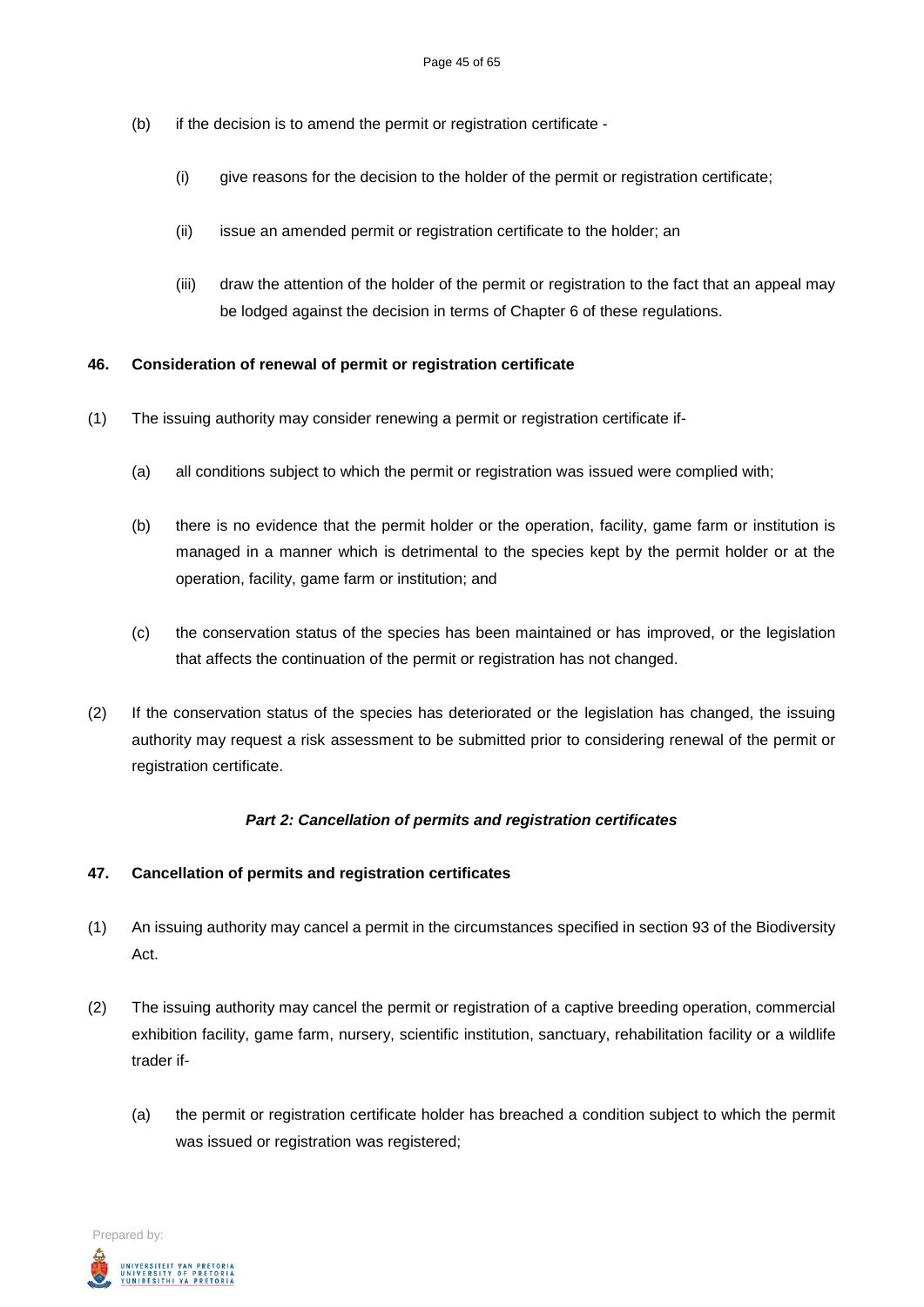(b) if the decision is to amend the permit or registration certificate -

   (i) give reasons for the decision to the holder of the permit or registration certificate;

   (ii) issue an amended permit or registration certificate to the holder; an

   (iii) draw the attention of the holder of the permit or registration to the fact that an appeal may be lodged against the decision in terms of Chapter 6 of these regulations.

**46. Consideration of renewal of permit or registration certificate**

(1) The issuing authority may consider renewing a permit or registration certificate if-

   (a) all conditions subject to which the permit or registration was issued were complied with;

   (b) there is no evidence that the permit holder or the operation, facility, game farm or institution is managed in a manner which is detrimental to the species kept by the permit holder or at the operation, facility, game farm or institution; and

   (c) the conservation status of the species has been maintained or has improved, or the legislation that affects the continuation of the permit or registration has not changed.

(2) If the conservation status of the species has deteriorated or the legislation has changed, the issuing authority may request a risk assessment to be submitted prior to considering renewal of the permit or registration certificate.

***Part 2: Cancellation of permits and registration certificates***

**47. Cancellation of permits and registration certificates**

(1) An issuing authority may cancel a permit in the circumstances specified in section 93 of the Biodiversity Act.

(2) The issuing authority may cancel the permit or registration of a captive breeding operation, commercial exhibition facility, game farm, nursery, scientific institution, sanctuary, rehabilitation facility or a wildlife trader if-

   (a) the permit or registration certificate holder has breached a condition subject to which the permit was issued or registration was registered;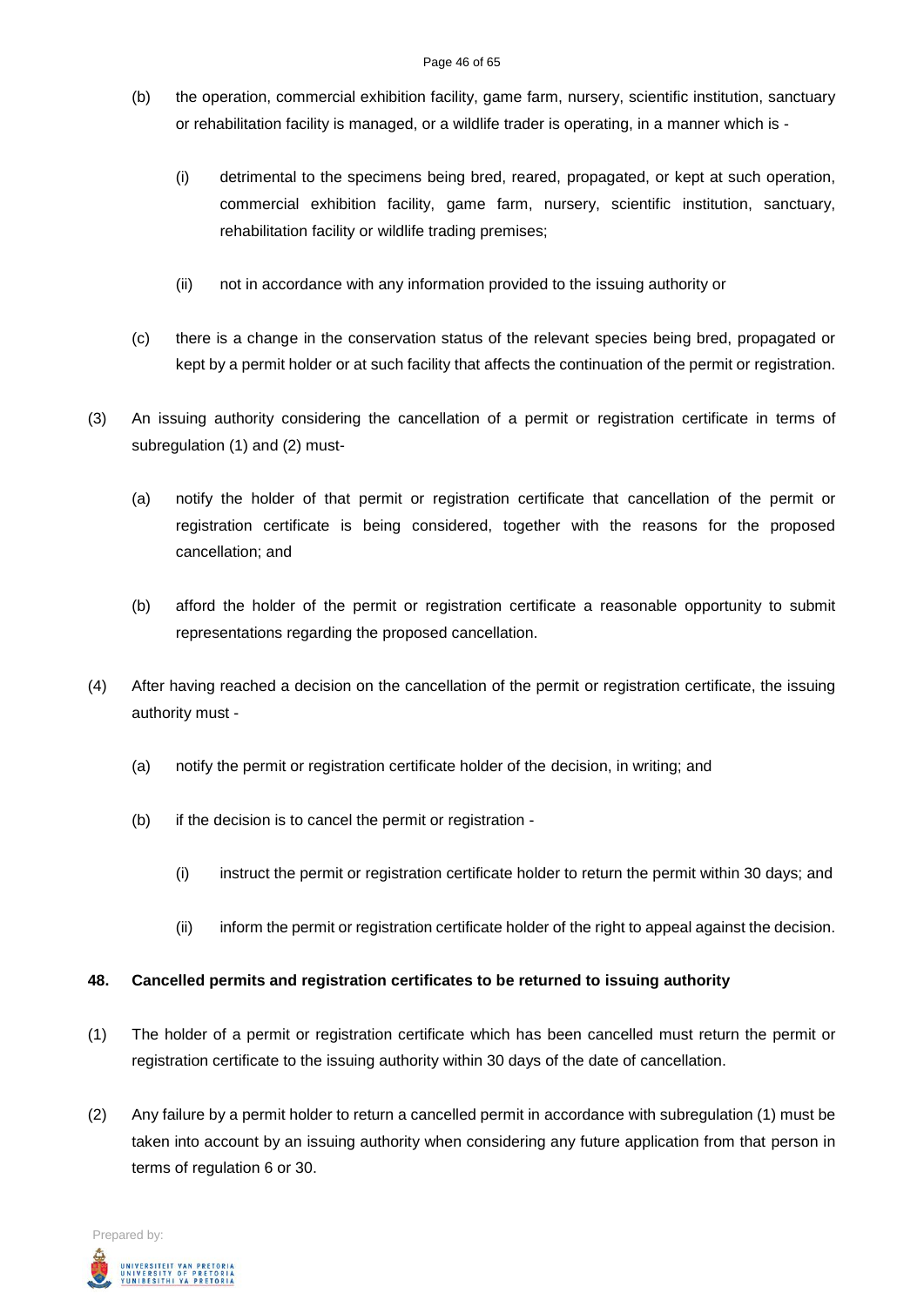(b) the operation, commercial exhibition facility, game farm, nursery, scientific institution, sanctuary or rehabilitation facility is managed, or a wildlife trader is operating, in a manner which is -

(i) detrimental to the specimens being bred, reared, propagated, or kept at such operation, commercial exhibition facility, game farm, nursery, scientific institution, sanctuary, rehabilitation facility or wildlife trading premises;

(ii) not in accordance with any information provided to the issuing authority or

(c) there is a change in the conservation status of the relevant species being bred, propagated or kept by a permit holder or at such facility that affects the continuation of the permit or registration.

(3) An issuing authority considering the cancellation of a permit or registration certificate in terms of subregulation (1) and (2) must-

(a) notify the holder of that permit or registration certificate that cancellation of the permit or registration certificate is being considered, together with the reasons for the proposed cancellation; and

(b) afford the holder of the permit or registration certificate a reasonable opportunity to submit representations regarding the proposed cancellation.

(4) After having reached a decision on the cancellation of the permit or registration certificate, the issuing authority must -

(a) notify the permit or registration certificate holder of the decision, in writing; and

(b) if the decision is to cancel the permit or registration -

(i) instruct the permit or registration certificate holder to return the permit within 30 days; and

(ii) inform the permit or registration certificate holder of the right to appeal against the decision.

**48. Cancelled permits and registration certificates to be returned to issuing authority**

(1) The holder of a permit or registration certificate which has been cancelled must return the permit or registration certificate to the issuing authority within 30 days of the date of cancellation.

(2) Any failure by a permit holder to return a cancelled permit in accordance with subregulation (1) must be taken into account by an issuing authority when considering any future application from that person in terms of regulation 6 or 30.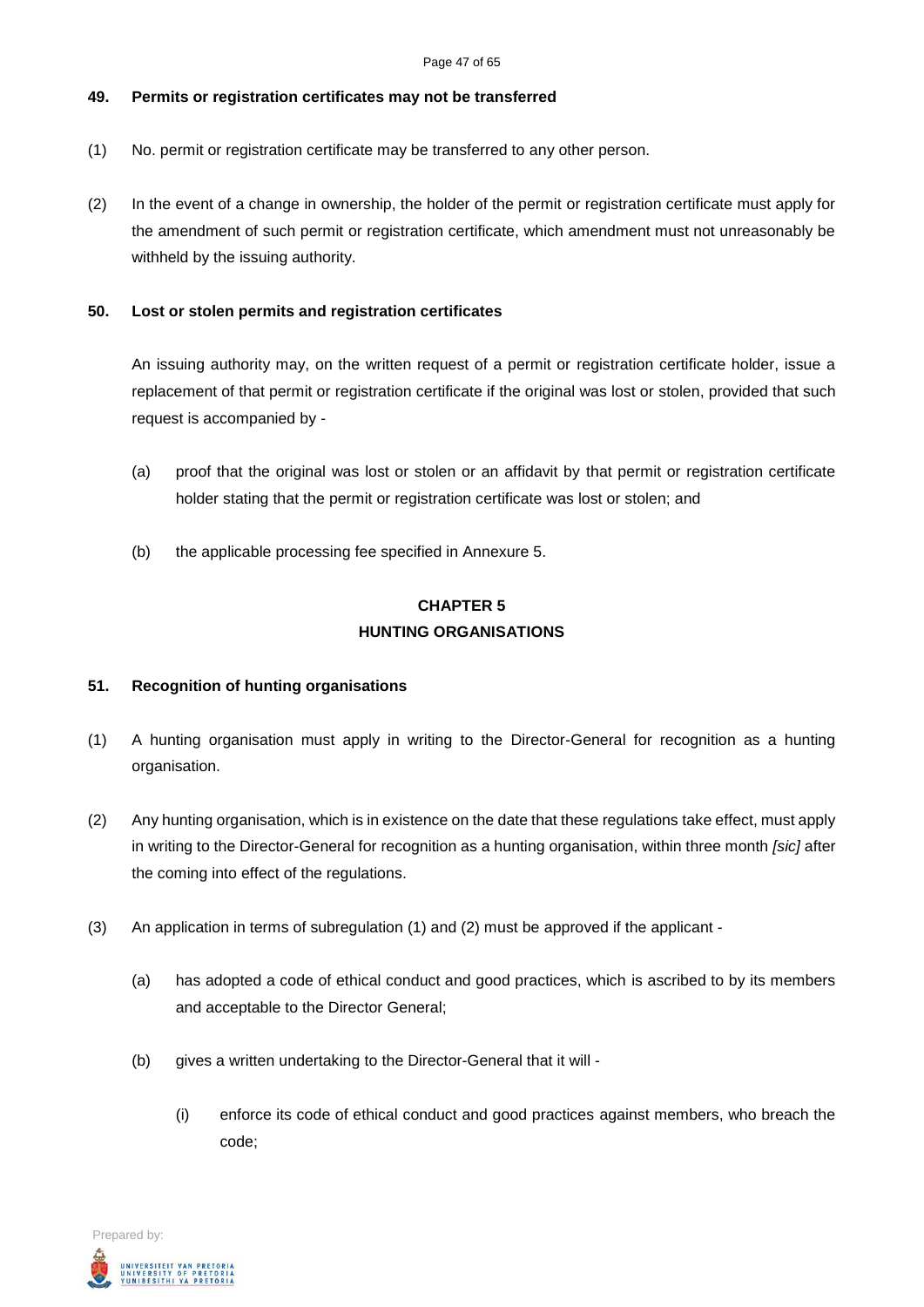**49. Permits or registration certificates may not be transferred**

(1) No. permit or registration certificate may be transferred to any other person.

(2) In the event of a change in ownership, the holder of the permit or registration certificate must apply for the amendment of such permit or registration certificate, which amendment must not unreasonably be withheld by the issuing authority.

**50. Lost or stolen permits and registration certificates**

An issuing authority may, on the written request of a permit or registration certificate holder, issue a replacement of that permit or registration certificate if the original was lost or stolen, provided that such request is accompanied by -

(a) proof that the original was lost or stolen or an affidavit by that permit or registration certificate holder stating that the permit or registration certificate was lost or stolen; and

(b) the applicable processing fee specified in Annexure 5.

## CHAPTER 5
## HUNTING ORGANISATIONS

**51. Recognition of hunting organisations**

(1) A hunting organisation must apply in writing to the Director-General for recognition as a hunting organisation.

(2) Any hunting organisation, which is in existence on the date that these regulations take effect, must apply in writing to the Director-General for recognition as a hunting organisation, within three month *[sic]* after the coming into effect of the regulations.

(3) An application in terms of subregulation (1) and (2) must be approved if the applicant -

(a) has adopted a code of ethical conduct and good practices, which is ascribed to by its members and acceptable to the Director General;

(b) gives a written undertaking to the Director-General that it will -

(i) enforce its code of ethical conduct and good practices against members, who breach the code;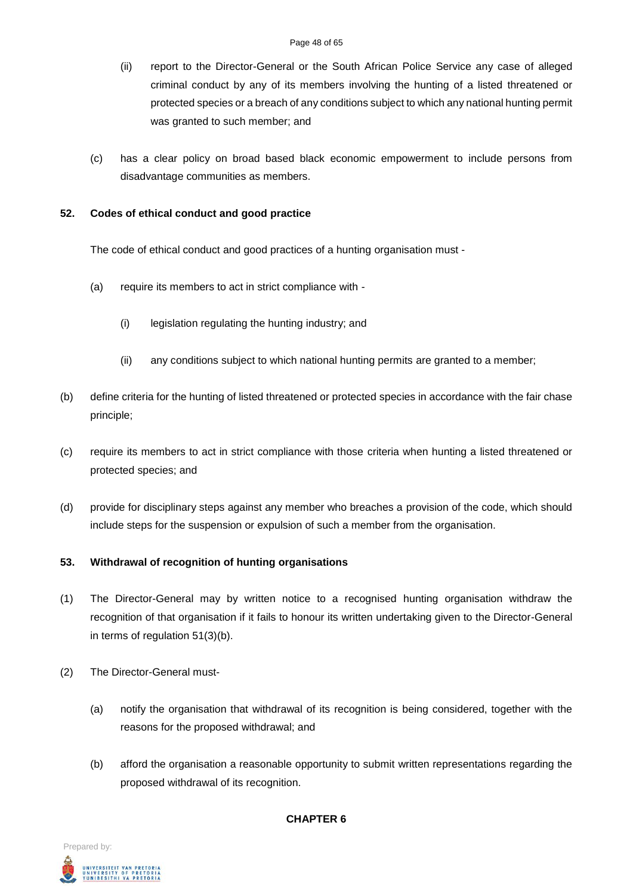(ii) report to the Director-General or the South African Police Service any case of alleged criminal conduct by any of its members involving the hunting of a listed threatened or protected species or a breach of any conditions subject to which any national hunting permit was granted to such member; and

(c) has a clear policy on broad based black economic empowerment to include persons from disadvantage communities as members.

**52. Codes of ethical conduct and good practice**

The code of ethical conduct and good practices of a hunting organisation must -

(a) require its members to act in strict compliance with -

(i) legislation regulating the hunting industry; and

(ii) any conditions subject to which national hunting permits are granted to a member;

(b) define criteria for the hunting of listed threatened or protected species in accordance with the fair chase principle;

(c) require its members to act in strict compliance with those criteria when hunting a listed threatened or protected species; and

(d) provide for disciplinary steps against any member who breaches a provision of the code, which should include steps for the suspension or expulsion of such a member from the organisation.

**53. Withdrawal of recognition of hunting organisations**

(1) The Director-General may by written notice to a recognised hunting organisation withdraw the recognition of that organisation if it fails to honour its written undertaking given to the Director-General in terms of regulation 51(3)(b).

(2) The Director-General must-

(a) notify the organisation that withdrawal of its recognition is being considered, together with the reasons for the proposed withdrawal; and

(b) afford the organisation a reasonable opportunity to submit written representations regarding the proposed withdrawal of its recognition.

**CHAPTER 6**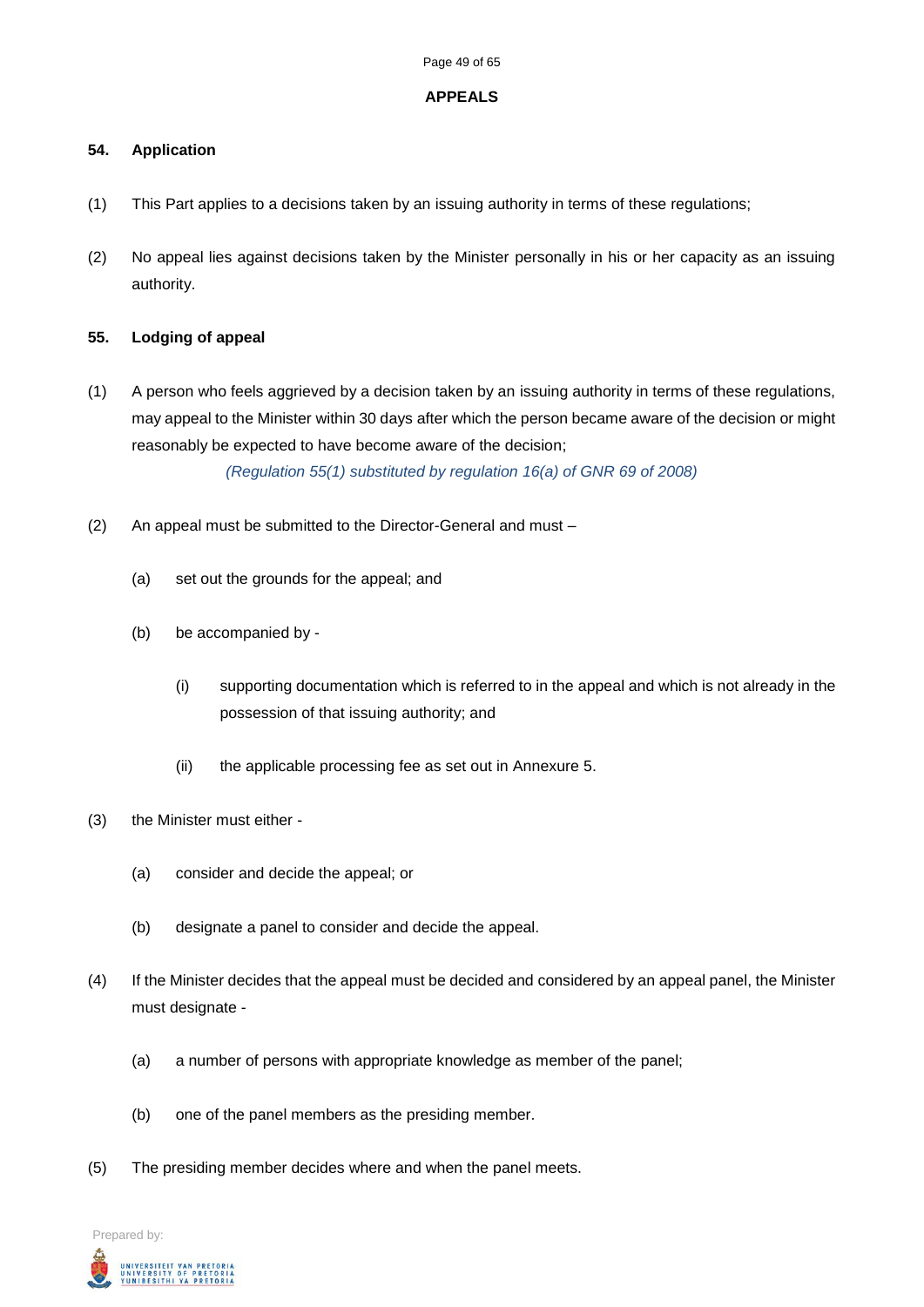## APPEALS

### 54. Application

(1) This Part applies to a decisions taken by an issuing authority in terms of these regulations;

(2) No appeal lies against decisions taken by the Minister personally in his or her capacity as an issuing authority.

### 55. Lodging of appeal

(1) A person who feels aggrieved by a decision taken by an issuing authority in terms of these regulations, may appeal to the Minister within 30 days after which the person became aware of the decision or might reasonably be expected to have become aware of the decision;

*(Regulation 55(1) substituted by regulation 16(a) of GNR 69 of 2008)*

(2) An appeal must be submitted to the Director-General and must –

(a) set out the grounds for the appeal; and

(b) be accompanied by -

(i) supporting documentation which is referred to in the appeal and which is not already in the possession of that issuing authority; and

(ii) the applicable processing fee as set out in Annexure 5.

(3) the Minister must either -

(a) consider and decide the appeal; or

(b) designate a panel to consider and decide the appeal.

(4) If the Minister decides that the appeal must be decided and considered by an appeal panel, the Minister must designate -

(a) a number of persons with appropriate knowledge as member of the panel;

(b) one of the panel members as the presiding member.

(5) The presiding member decides where and when the panel meets.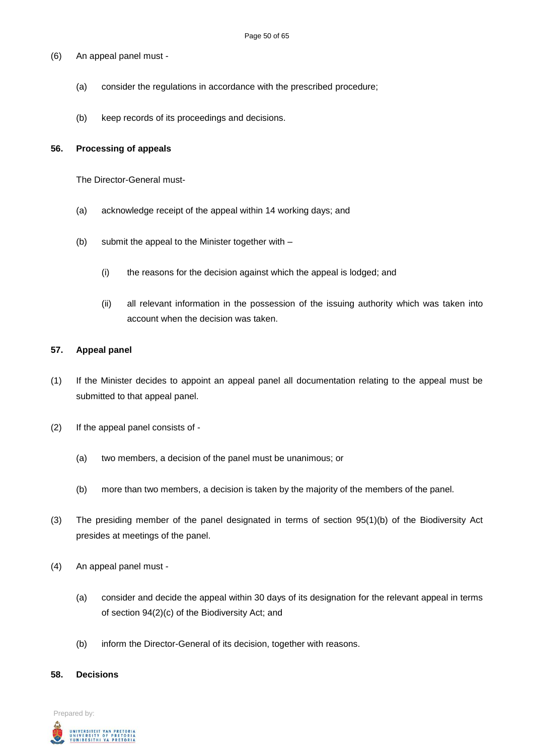(6) An appeal panel must -

(a) consider the regulations in accordance with the prescribed procedure;

(b) keep records of its proceedings and decisions.

**56. Processing of appeals**

The Director-General must-

(a) acknowledge receipt of the appeal within 14 working days; and

(b) submit the appeal to the Minister together with –

(i) the reasons for the decision against which the appeal is lodged; and

(ii) all relevant information in the possession of the issuing authority which was taken into account when the decision was taken.

**57. Appeal panel**

(1) If the Minister decides to appoint an appeal panel all documentation relating to the appeal must be submitted to that appeal panel.

(2) If the appeal panel consists of -

(a) two members, a decision of the panel must be unanimous; or

(b) more than two members, a decision is taken by the majority of the members of the panel.

(3) The presiding member of the panel designated in terms of section 95(1)(b) of the Biodiversity Act presides at meetings of the panel.

(4) An appeal panel must -

(a) consider and decide the appeal within 30 days of its designation for the relevant appeal in terms of section 94(2)(c) of the Biodiversity Act; and

(b) inform the Director-General of its decision, together with reasons.

**58. Decisions**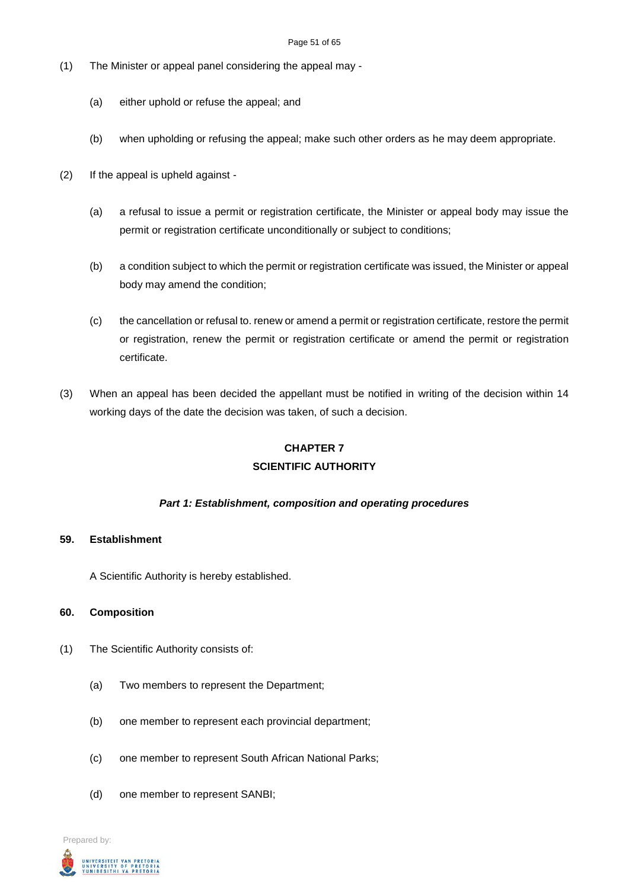(1) The Minister or appeal panel considering the appeal may -

   (a) either uphold or refuse the appeal; and

   (b) when upholding or refusing the appeal; make such other orders as he may deem appropriate.

(2) If the appeal is upheld against -

   (a) a refusal to issue a permit or registration certificate, the Minister or appeal body may issue the permit or registration certificate unconditionally or subject to conditions;

   (b) a condition subject to which the permit or registration certificate was issued, the Minister or appeal body may amend the condition;

   (c) the cancellation or refusal to. renew or amend a permit or registration certificate, restore the permit or registration, renew the permit or registration certificate or amend the permit or registration certificate.

(3) When an appeal has been decided the appellant must be notified in writing of the decision within 14 working days of the date the decision was taken, of such a decision.

## CHAPTER 7
## SCIENTIFIC AUTHORITY

### *Part 1: Establishment, composition and operating procedures*

**59. Establishment**

A Scientific Authority is hereby established.

**60. Composition**

(1) The Scientific Authority consists of:

   (a) Two members to represent the Department;

   (b) one member to represent each provincial department;

   (c) one member to represent South African National Parks;

   (d) one member to represent SANBI;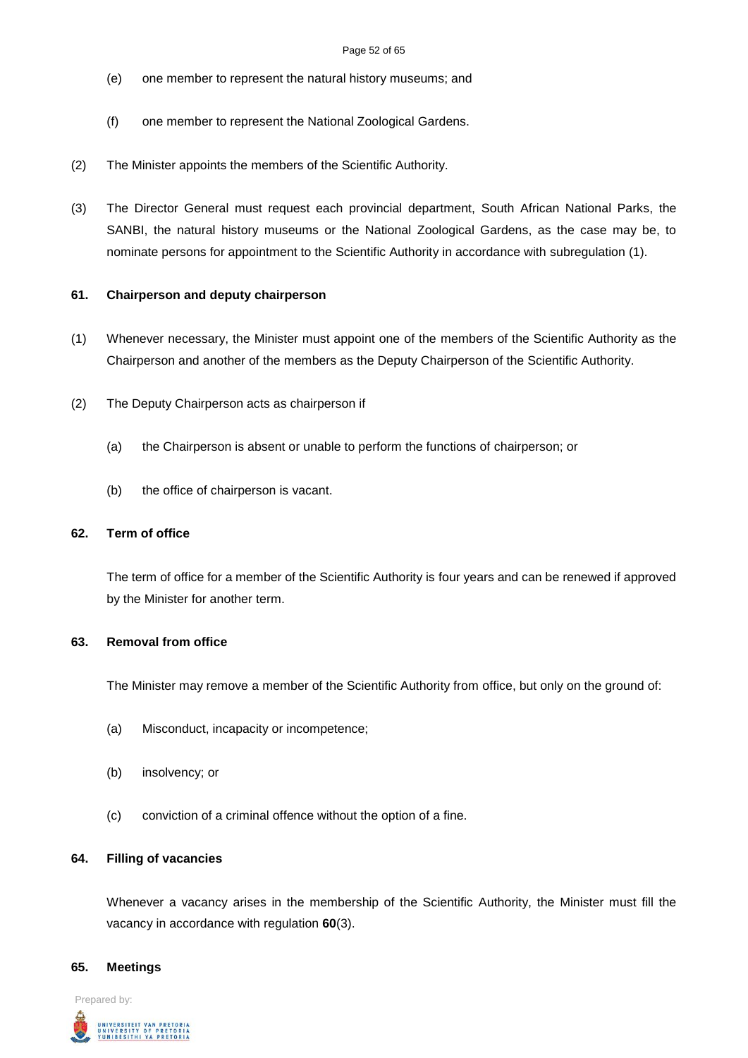(e) one member to represent the natural history museums; and

(f) one member to represent the National Zoological Gardens.

(2) The Minister appoints the members of the Scientific Authority.

(3) The Director General must request each provincial department, South African National Parks, the SANBI, the natural history museums or the National Zoological Gardens, as the case may be, to nominate persons for appointment to the Scientific Authority in accordance with subregulation (1).

**61. Chairperson and deputy chairperson**

(1) Whenever necessary, the Minister must appoint one of the members of the Scientific Authority as the Chairperson and another of the members as the Deputy Chairperson of the Scientific Authority.

(2) The Deputy Chairperson acts as chairperson if

(a) the Chairperson is absent or unable to perform the functions of chairperson; or

(b) the office of chairperson is vacant.

**62. Term of office**

The term of office for a member of the Scientific Authority is four years and can be renewed if approved by the Minister for another term.

**63. Removal from office**

The Minister may remove a member of the Scientific Authority from office, but only on the ground of:

(a) Misconduct, incapacity or incompetence;

(b) insolvency; or

(c) conviction of a criminal offence without the option of a fine.

**64. Filling of vacancies**

Whenever a vacancy arises in the membership of the Scientific Authority, the Minister must fill the vacancy in accordance with regulation **60**(3).

**65. Meetings**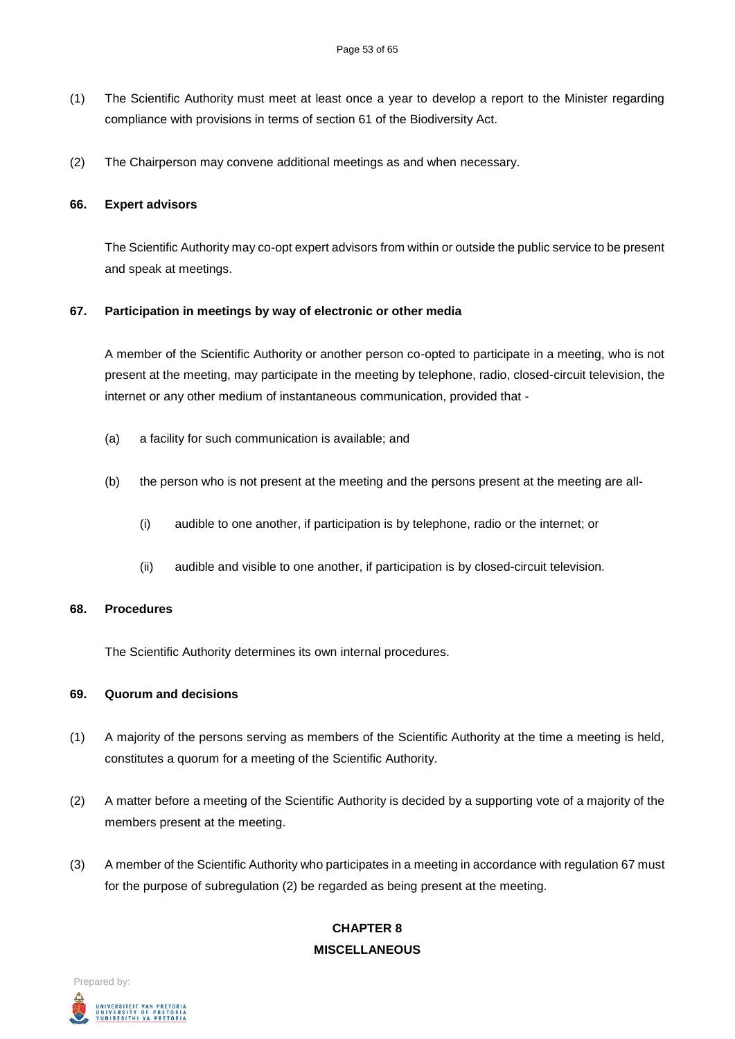(1) The Scientific Authority must meet at least once a year to develop a report to the Minister regarding compliance with provisions in terms of section 61 of the Biodiversity Act.

(2) The Chairperson may convene additional meetings as and when necessary.

**66. Expert advisors**

The Scientific Authority may co-opt expert advisors from within or outside the public service to be present and speak at meetings.

**67. Participation in meetings by way of electronic or other media**

A member of the Scientific Authority or another person co-opted to participate in a meeting, who is not present at the meeting, may participate in the meeting by telephone, radio, closed-circuit television, the internet or any other medium of instantaneous communication, provided that -

(a) a facility for such communication is available; and

(b) the person who is not present at the meeting and the persons present at the meeting are all-

(i) audible to one another, if participation is by telephone, radio or the internet; or

(ii) audible and visible to one another, if participation is by closed-circuit television.

**68. Procedures**

The Scientific Authority determines its own internal procedures.

**69. Quorum and decisions**

(1) A majority of the persons serving as members of the Scientific Authority at the time a meeting is held, constitutes a quorum for a meeting of the Scientific Authority.

(2) A matter before a meeting of the Scientific Authority is decided by a supporting vote of a majority of the members present at the meeting.

(3) A member of the Scientific Authority who participates in a meeting in accordance with regulation 67 must for the purpose of subregulation (2) be regarded as being present at the meeting.

## CHAPTER 8
## MISCELLANEOUS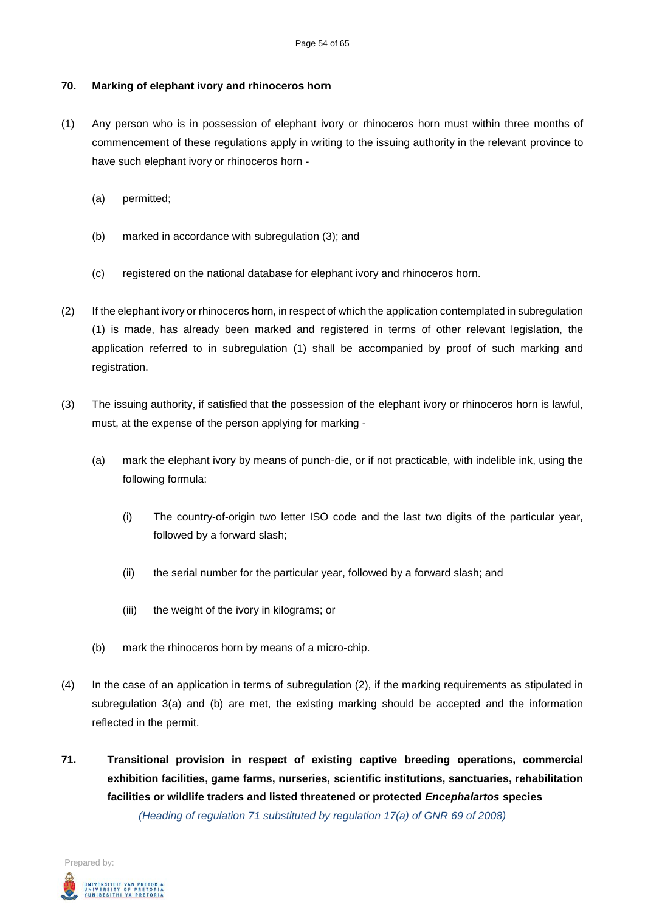**70. Marking of elephant ivory and rhinoceros horn**

(1) Any person who is in possession of elephant ivory or rhinoceros horn must within three months of commencement of these regulations apply in writing to the issuing authority in the relevant province to have such elephant ivory or rhinoceros horn -

(a) permitted;

(b) marked in accordance with subregulation (3); and

(c) registered on the national database for elephant ivory and rhinoceros horn.

(2) If the elephant ivory or rhinoceros horn, in respect of which the application contemplated in subregulation (1) is made, has already been marked and registered in terms of other relevant legislation, the application referred to in subregulation (1) shall be accompanied by proof of such marking and registration.

(3) The issuing authority, if satisfied that the possession of the elephant ivory or rhinoceros horn is lawful, must, at the expense of the person applying for marking -

(a) mark the elephant ivory by means of punch-die, or if not practicable, with indelible ink, using the following formula:

(i) The country-of-origin two letter ISO code and the last two digits of the particular year, followed by a forward slash;

(ii) the serial number for the particular year, followed by a forward slash; and

(iii) the weight of the ivory in kilograms; or

(b) mark the rhinoceros horn by means of a micro-chip.

(4) In the case of an application in terms of subregulation (2), if the marking requirements as stipulated in subregulation 3(a) and (b) are met, the existing marking should be accepted and the information reflected in the permit.

**71. Transitional provision in respect of existing captive breeding operations, commercial exhibition facilities, game farms, nurseries, scientific institutions, sanctuaries, rehabilitation facilities or wildlife traders and listed threatened or protected *Encephalartos* species**

*(Heading of regulation 71 substituted by regulation 17(a) of GNR 69 of 2008)*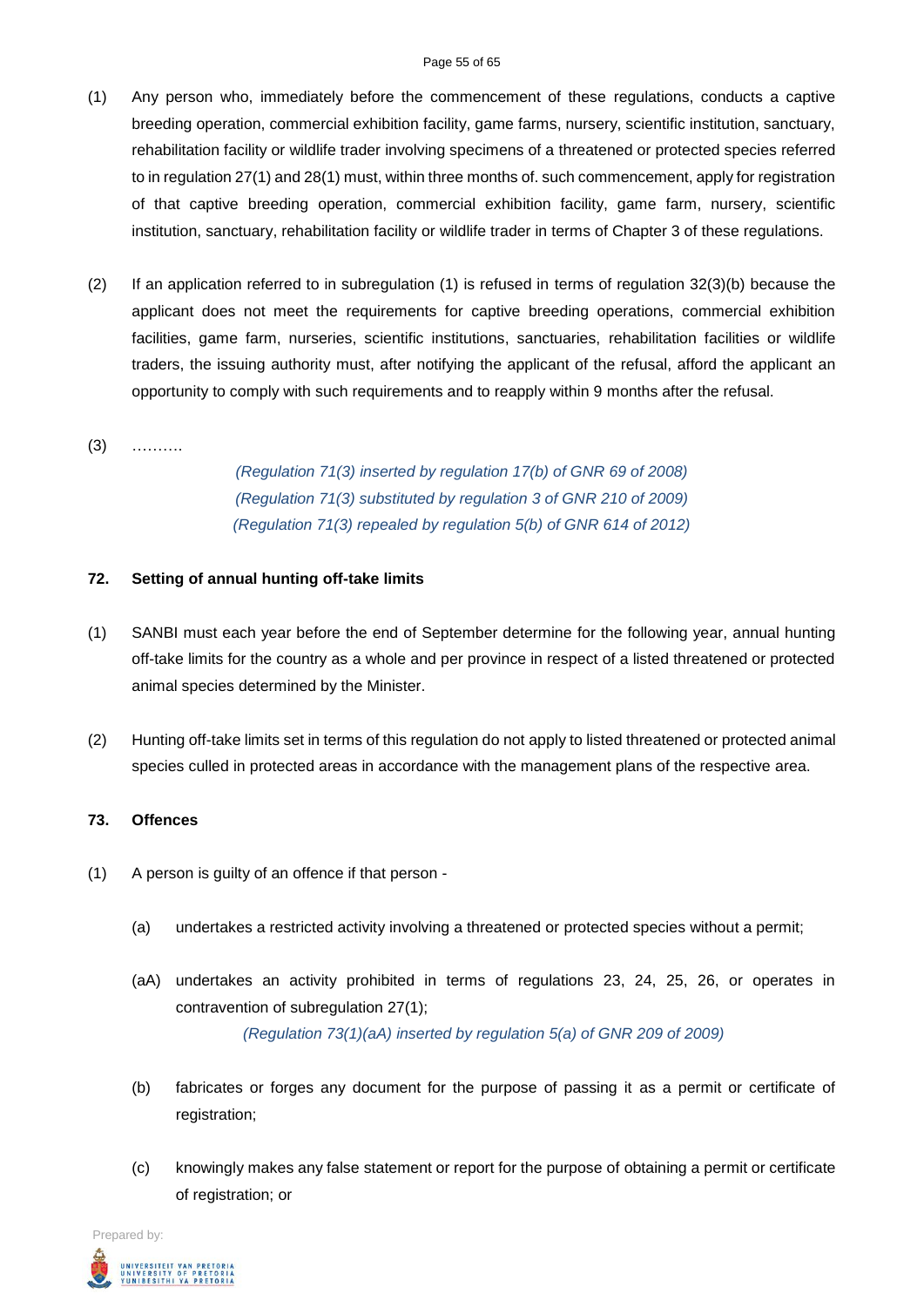(1) Any person who, immediately before the commencement of these regulations, conducts a captive breeding operation, commercial exhibition facility, game farms, nursery, scientific institution, sanctuary, rehabilitation facility or wildlife trader involving specimens of a threatened or protected species referred to in regulation 27(1) and 28(1) must, within three months of. such commencement, apply for registration of that captive breeding operation, commercial exhibition facility, game farm, nursery, scientific institution, sanctuary, rehabilitation facility or wildlife trader in terms of Chapter 3 of these regulations.

(2) If an application referred to in subregulation (1) is refused in terms of regulation 32(3)(b) because the applicant does not meet the requirements for captive breeding operations, commercial exhibition facilities, game farm, nurseries, scientific institutions, sanctuaries, rehabilitation facilities or wildlife traders, the issuing authority must, after notifying the applicant of the refusal, afford the applicant an opportunity to comply with such requirements and to reapply within 9 months after the refusal.

(3) ……….

*(Regulation 71(3) inserted by regulation 17(b) of GNR 69 of 2008)*
*(Regulation 71(3) substituted by regulation 3 of GNR 210 of 2009)*
*(Regulation 71(3) repealed by regulation 5(b) of GNR 614 of 2012)*

**72. Setting of annual hunting off-take limits**

(1) SANBI must each year before the end of September determine for the following year, annual hunting off-take limits for the country as a whole and per province in respect of a listed threatened or protected animal species determined by the Minister.

(2) Hunting off-take limits set in terms of this regulation do not apply to listed threatened or protected animal species culled in protected areas in accordance with the management plans of the respective area.

**73. Offences**

(1) A person is guilty of an offence if that person -

(a) undertakes a restricted activity involving a threatened or protected species without a permit;

(aA) undertakes an activity prohibited in terms of regulations 23, 24, 25, 26, or operates in contravention of subregulation 27(1);

*(Regulation 73(1)(aA) inserted by regulation 5(a) of GNR 209 of 2009)*

(b) fabricates or forges any document for the purpose of passing it as a permit or certificate of registration;

(c) knowingly makes any false statement or report for the purpose of obtaining a permit or certificate of registration; or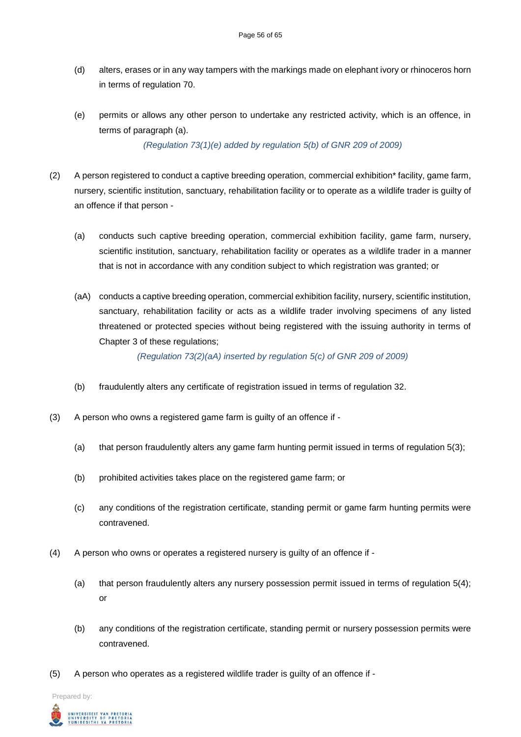(d) alters, erases or in any way tampers with the markings made on elephant ivory or rhinoceros horn in terms of regulation 70.

(e) permits or allows any other person to undertake any restricted activity, which is an offence, in terms of paragraph (a).

*(Regulation 73(1)(e) added by regulation 5(b) of GNR 209 of 2009)*

(2) A person registered to conduct a captive breeding operation, commercial exhibition* facility, game farm, nursery, scientific institution, sanctuary, rehabilitation facility or to operate as a wildlife trader is guilty of an offence if that person -

(a) conducts such captive breeding operation, commercial exhibition facility, game farm, nursery, scientific institution, sanctuary, rehabilitation facility or operates as a wildlife trader in a manner that is not in accordance with any condition subject to which registration was granted; or

(aA) conducts a captive breeding operation, commercial exhibition facility, nursery, scientific institution, sanctuary, rehabilitation facility or acts as a wildlife trader involving specimens of any listed threatened or protected species without being registered with the issuing authority in terms of Chapter 3 of these regulations;

*(Regulation 73(2)(aA) inserted by regulation 5(c) of GNR 209 of 2009)*

(b) fraudulently alters any certificate of registration issued in terms of regulation 32.

(3) A person who owns a registered game farm is guilty of an offence if -

(a) that person fraudulently alters any game farm hunting permit issued in terms of regulation 5(3);

(b) prohibited activities takes place on the registered game farm; or

(c) any conditions of the registration certificate, standing permit or game farm hunting permits were contravened.

(4) A person who owns or operates a registered nursery is guilty of an offence if -

(a) that person fraudulently alters any nursery possession permit issued in terms of regulation 5(4); or

(b) any conditions of the registration certificate, standing permit or nursery possession permits were contravened.

(5) A person who operates as a registered wildlife trader is guilty of an offence if -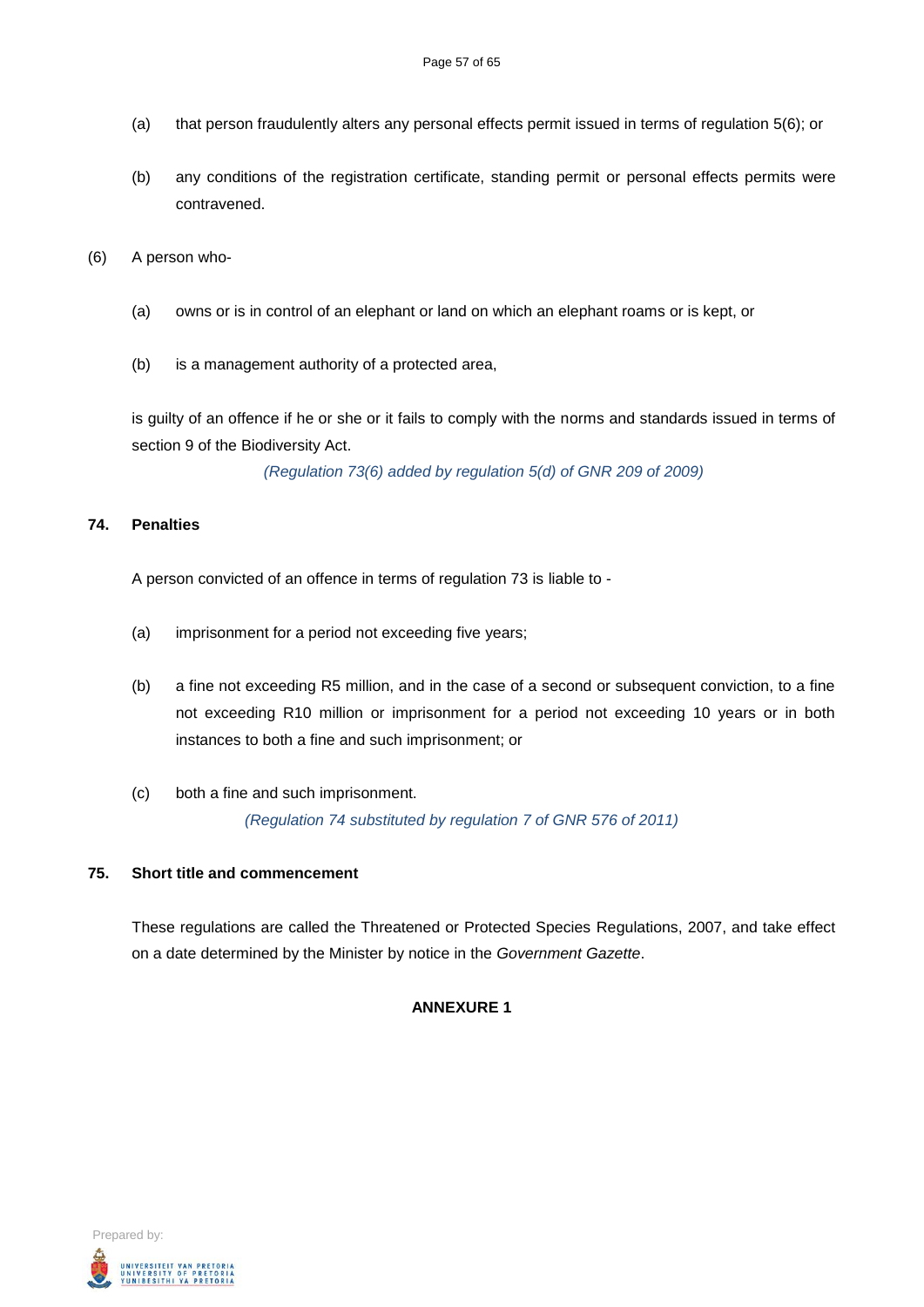(a) that person fraudulently alters any personal effects permit issued in terms of regulation 5(6); or

(b) any conditions of the registration certificate, standing permit or personal effects permits were contravened.

(6) A person who-

(a) owns or is in control of an elephant or land on which an elephant roams or is kept, or

(b) is a management authority of a protected area,

is guilty of an offence if he or she or it fails to comply with the norms and standards issued in terms of section 9 of the Biodiversity Act.

*(Regulation 73(6) added by regulation 5(d) of GNR 209 of 2009)*

## 74. Penalties

A person convicted of an offence in terms of regulation 73 is liable to -

(a) imprisonment for a period not exceeding five years;

(b) a fine not exceeding R5 million, and in the case of a second or subsequent conviction, to a fine not exceeding R10 million or imprisonment for a period not exceeding 10 years or in both instances to both a fine and such imprisonment; or

(c) both a fine and such imprisonment.

*(Regulation 74 substituted by regulation 7 of GNR 576 of 2011)*

## 75. Short title and commencement

These regulations are called the Threatened or Protected Species Regulations, 2007, and take effect on a date determined by the Minister by notice in the *Government Gazette*.

**ANNEXURE 1**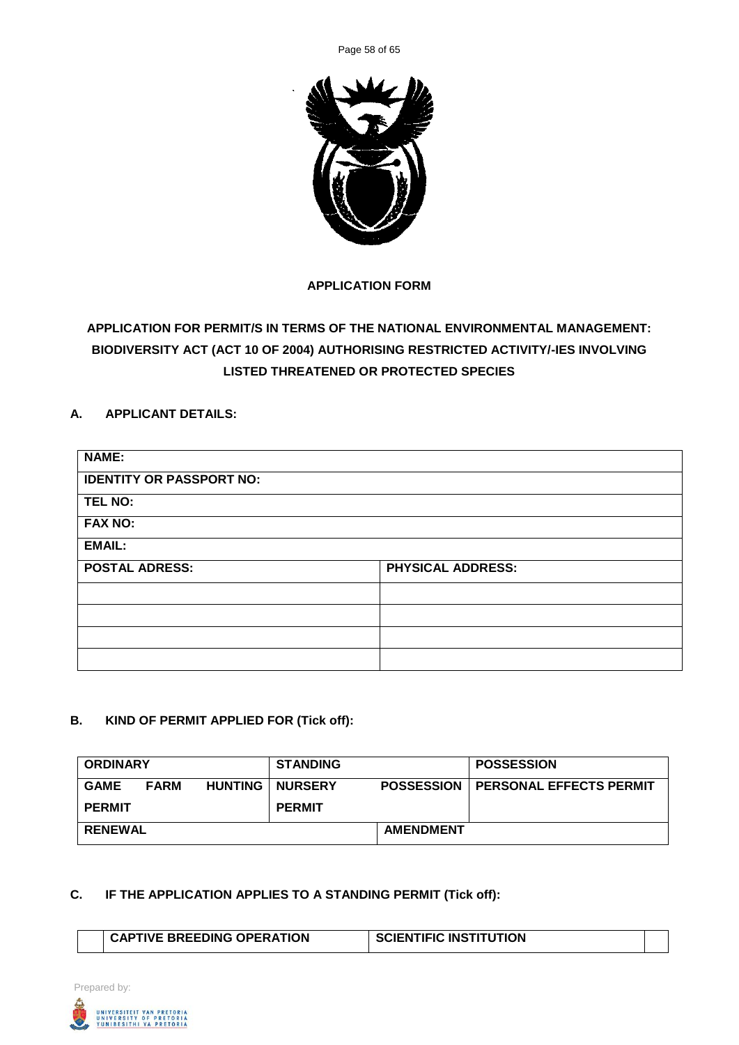**APPLICATION FORM**

**APPLICATION FOR PERMIT/S IN TERMS OF THE NATIONAL ENVIRONMENTAL MANAGEMENT: BIODIVERSITY ACT (ACT 10 OF 2004) AUTHORISING RESTRICTED ACTIVITY/-IES INVOLVING LISTED THREATENED OR PROTECTED SPECIES**

**A. APPLICANT DETAILS:**

| **NAME:** | |
|---|---|
| **IDENTITY OR PASSPORT NO:** | |
| **TEL NO:** | |
| **FAX NO:** | |
| **EMAIL:** | |
| **POSTAL ADRESS:** | **PHYSICAL ADDRESS:** |
| | |
| | |
| | |
| | |

**B. KIND OF PERMIT APPLIED FOR (Tick off):**

| **ORDINARY** | | | **STANDING** | | **POSSESSION** |
|---|---|---|---|---|---|
| **GAME PERMIT** | **FARM** | **HUNTING** | **NURSERY PERMIT** | **POSSESSION** | **PERSONAL EFFECTS PERMIT** |
| **RENEWAL** | | | | **AMENDMENT** | |

**C. IF THE APPLICATION APPLIES TO A STANDING PERMIT (Tick off):**

| | **CAPTIVE BREEDING OPERATION** | **SCIENTIFIC INSTITUTION** | |
|---|---|---|---|

Prepared by: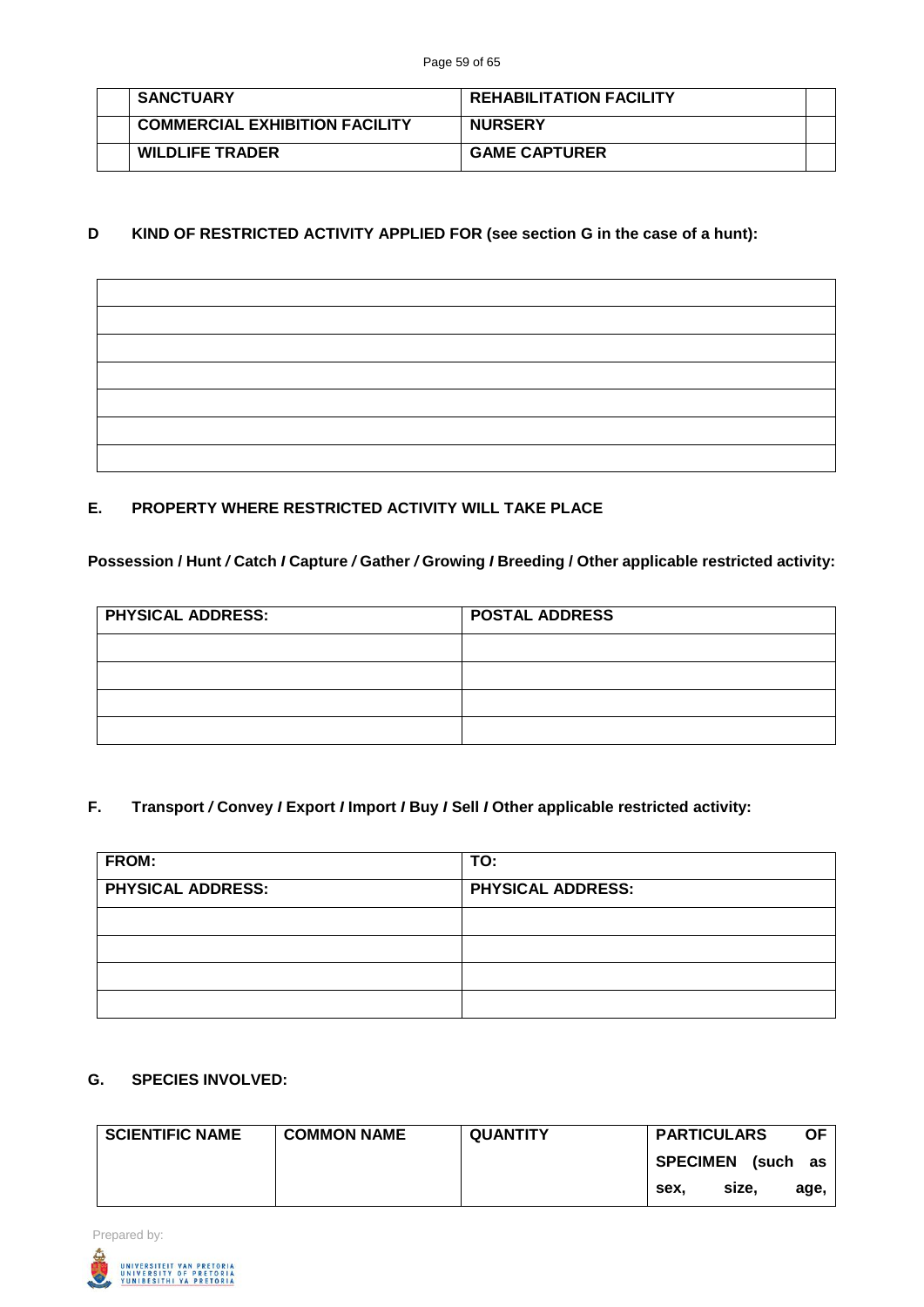| | | | |
|---|---|---|---|
| | **SANCTUARY** | **REHABILITATION FACILITY** | |
| | **COMMERCIAL EXHIBITION FACILITY** | **NURSERY** | |
| | **WILDLIFE TRADER** | **GAME CAPTURER** | |

## D KIND OF RESTRICTED ACTIVITY APPLIED FOR (see section G in the case of a hunt):

| |
|---|
| |
| |
| |
| |
| |
| |
| |

## E. PROPERTY WHERE RESTRICTED ACTIVITY WILL TAKE PLACE

**Possession / Hunt / Catch / Capture / Gather / Growing / Breeding / Other applicable restricted activity:**

| PHYSICAL ADDRESS: | POSTAL ADDRESS |
|---|---|
| | |
| | |
| | |
| | |

## F. Transport / Convey / Export / Import / Buy / Sell / Other applicable restricted activity:

| FROM: | TO: |
|---|---|
| **PHYSICAL ADDRESS:** | **PHYSICAL ADDRESS:** |
| | |
| | |
| | |
| | |

## G. SPECIES INVOLVED:

| SCIENTIFIC NAME | COMMON NAME | QUANTITY | PARTICULARS OF SPECIMEN (such as sex, size, age, |
|---|---|---|---|

Prepared by: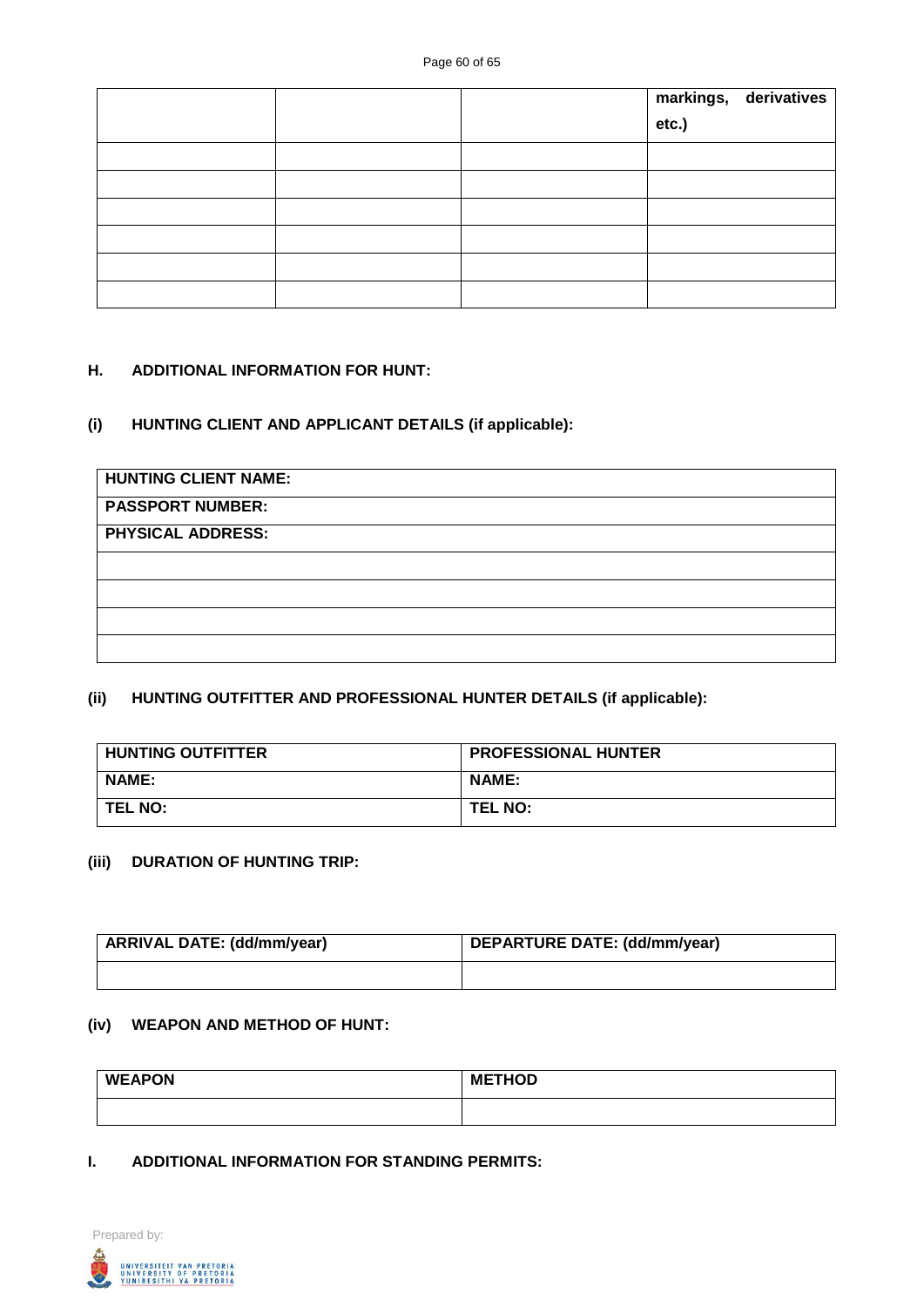| | | | markings, derivatives etc.) |
|---|---|---|---|
| | | | |
| | | | |
| | | | |
| | | | |
| | | | |
| | | | |

**H. ADDITIONAL INFORMATION FOR HUNT:**

**(i) HUNTING CLIENT AND APPLICANT DETAILS (if applicable):**

| HUNTING CLIENT NAME: |
|---|
| PASSPORT NUMBER: |
| PHYSICAL ADDRESS: |
| |
| |
| |
| |

**(ii) HUNTING OUTFITTER AND PROFESSIONAL HUNTER DETAILS (if applicable):**

| HUNTING OUTFITTER | PROFESSIONAL HUNTER |
|---|---|
| NAME: | NAME: |
| TEL NO: | TEL NO: |

**(iii) DURATION OF HUNTING TRIP:**

| ARRIVAL DATE: (dd/mm/year) | DEPARTURE DATE: (dd/mm/year) |
|---|---|
| | |

**(iv) WEAPON AND METHOD OF HUNT:**

| WEAPON | METHOD |
|---|---|
| | |

**I. ADDITIONAL INFORMATION FOR STANDING PERMITS:**

Prepared by:

UNIVERSITEIT VAN PRETORIA
UNIVERSITY OF PRETORIA
YUNIBESITHI YA PRETORIA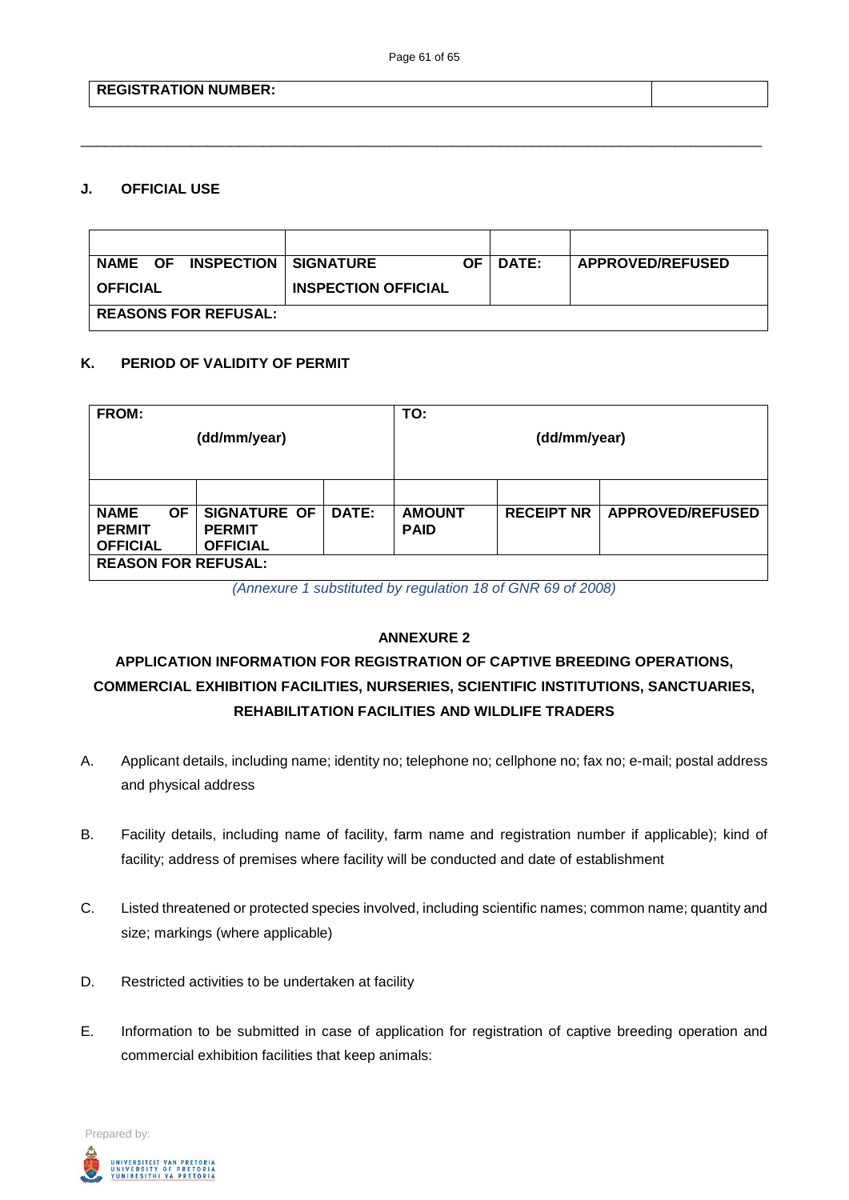| REGISTRATION NUMBER: | |
|---|---|

---

**J. OFFICIAL USE**

| | | | |
|---|---|---|---|
| **NAME OF INSPECTION OFFICIAL** | **SIGNATURE OF INSPECTION OFFICIAL** | **DATE:** | **APPROVED/REFUSED** |
| **REASONS FOR REFUSAL:** | | | |

**K. PERIOD OF VALIDITY OF PERMIT**

| **FROM: (dd/mm/year)** | | | **TO: (dd/mm/year)** | | |
|---|---|---|---|---|---|
| | | | | | |
| **NAME OF PERMIT OFFICIAL** | **SIGNATURE OF PERMIT OFFICIAL** | **DATE:** | **AMOUNT PAID** | **RECEIPT NR** | **APPROVED/REFUSED** |
| **REASON FOR REFUSAL:** | | | | | |

*(Annexure 1 substituted by regulation 18 of GNR 69 of 2008)*

**ANNEXURE 2**

**APPLICATION INFORMATION FOR REGISTRATION OF CAPTIVE BREEDING OPERATIONS, COMMERCIAL EXHIBITION FACILITIES, NURSERIES, SCIENTIFIC INSTITUTIONS, SANCTUARIES, REHABILITATION FACILITIES AND WILDLIFE TRADERS**

A. Applicant details, including name; identity no; telephone no; cellphone no; fax no; e-mail; postal address and physical address

B. Facility details, including name of facility, farm name and registration number if applicable); kind of facility; address of premises where facility will be conducted and date of establishment

C. Listed threatened or protected species involved, including scientific names; common name; quantity and size; markings (where applicable)

D. Restricted activities to be undertaken at facility

E. Information to be submitted in case of application for registration of captive breeding operation and commercial exhibition facilities that keep animals: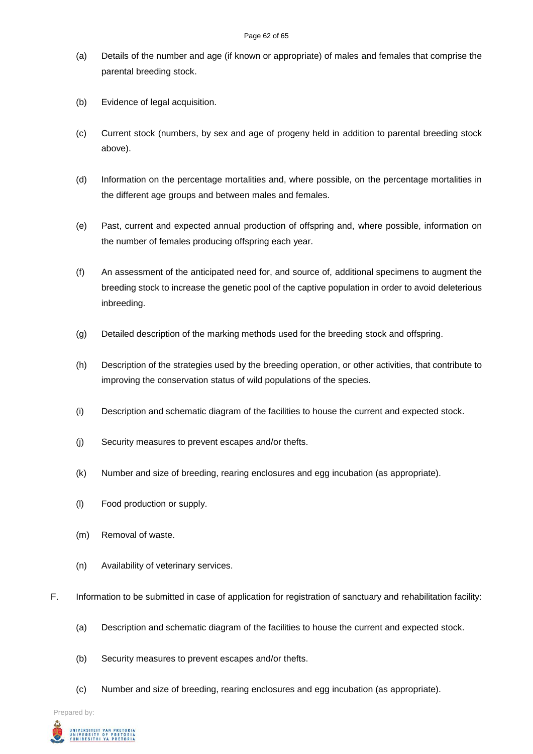(a) Details of the number and age (if known or appropriate) of males and females that comprise the parental breeding stock.

(b) Evidence of legal acquisition.

(c) Current stock (numbers, by sex and age of progeny held in addition to parental breeding stock above).

(d) Information on the percentage mortalities and, where possible, on the percentage mortalities in the different age groups and between males and females.

(e) Past, current and expected annual production of offspring and, where possible, information on the number of females producing offspring each year.

(f) An assessment of the anticipated need for, and source of, additional specimens to augment the breeding stock to increase the genetic pool of the captive population in order to avoid deleterious inbreeding.

(g) Detailed description of the marking methods used for the breeding stock and offspring.

(h) Description of the strategies used by the breeding operation, or other activities, that contribute to improving the conservation status of wild populations of the species.

(i) Description and schematic diagram of the facilities to house the current and expected stock.

(j) Security measures to prevent escapes and/or thefts.

(k) Number and size of breeding, rearing enclosures and egg incubation (as appropriate).

(l) Food production or supply.

(m) Removal of waste.

(n) Availability of veterinary services.

F. Information to be submitted in case of application for registration of sanctuary and rehabilitation facility:

(a) Description and schematic diagram of the facilities to house the current and expected stock.

(b) Security measures to prevent escapes and/or thefts.

(c) Number and size of breeding, rearing enclosures and egg incubation (as appropriate).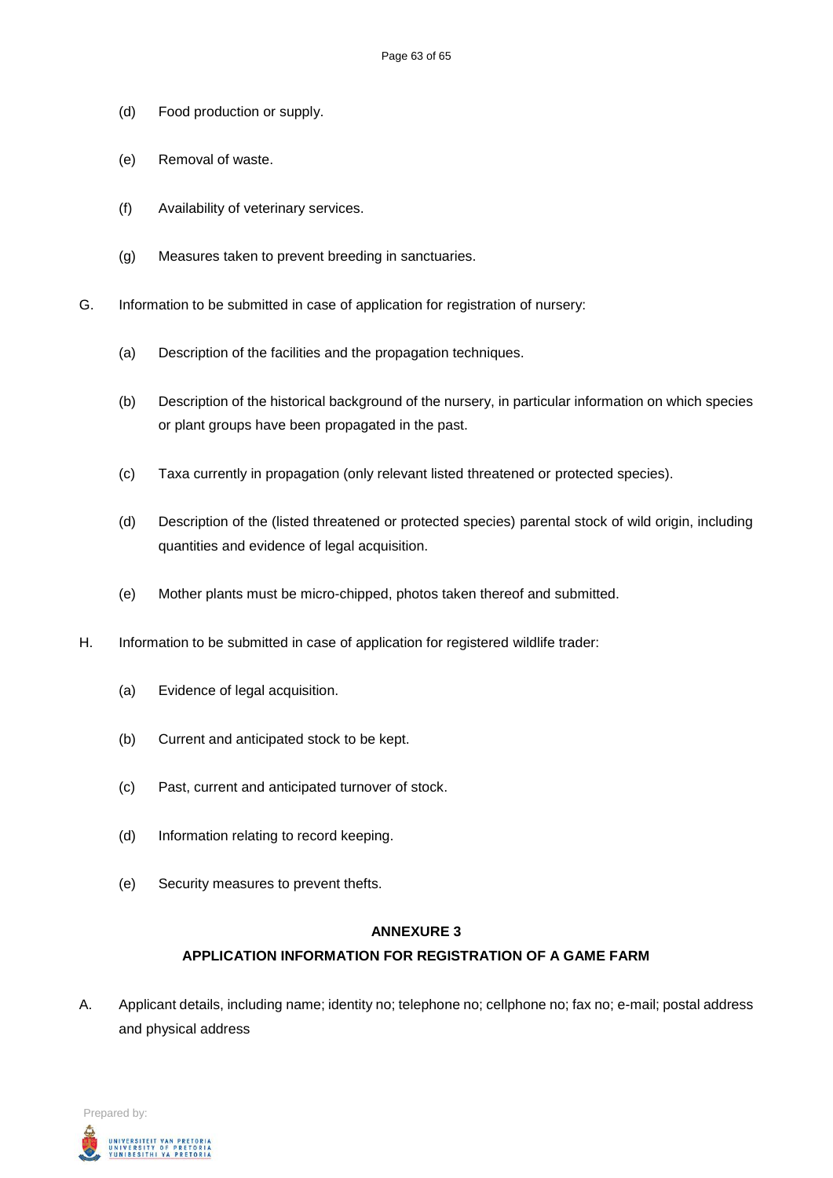(d) Food production or supply.

(e) Removal of waste.

(f) Availability of veterinary services.

(g) Measures taken to prevent breeding in sanctuaries.

G. Information to be submitted in case of application for registration of nursery:

(a) Description of the facilities and the propagation techniques.

(b) Description of the historical background of the nursery, in particular information on which species or plant groups have been propagated in the past.

(c) Taxa currently in propagation (only relevant listed threatened or protected species).

(d) Description of the (listed threatened or protected species) parental stock of wild origin, including quantities and evidence of legal acquisition.

(e) Mother plants must be micro-chipped, photos taken thereof and submitted.

H. Information to be submitted in case of application for registered wildlife trader:

(a) Evidence of legal acquisition.

(b) Current and anticipated stock to be kept.

(c) Past, current and anticipated turnover of stock.

(d) Information relating to record keeping.

(e) Security measures to prevent thefts.

## ANNEXURE 3

## APPLICATION INFORMATION FOR REGISTRATION OF A GAME FARM

A. Applicant details, including name; identity no; telephone no; cellphone no; fax no; e-mail; postal address and physical address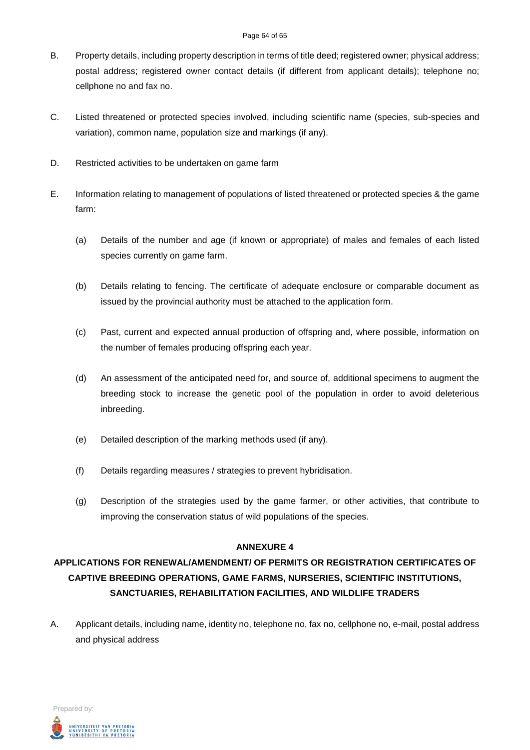B. Property details, including property description in terms of title deed; registered owner; physical address; postal address; registered owner contact details (if different from applicant details); telephone no; cellphone no and fax no.

C. Listed threatened or protected species involved, including scientific name (species, sub-species and variation), common name, population size and markings (if any).

D. Restricted activities to be undertaken on game farm

E. Information relating to management of populations of listed threatened or protected species & the game farm:

  (a) Details of the number and age (if known or appropriate) of males and females of each listed species currently on game farm.

  (b) Details relating to fencing. The certificate of adequate enclosure or comparable document as issued by the provincial authority must be attached to the application form.

  (c) Past, current and expected annual production of offspring and, where possible, information on the number of females producing offspring each year.

  (d) An assessment of the anticipated need for, and source of, additional specimens to augment the breeding stock to increase the genetic pool of the population in order to avoid deleterious inbreeding.

  (e) Detailed description of the marking methods used (if any).

  (f) Details regarding measures / strategies to prevent hybridisation.

  (g) Description of the strategies used by the game farmer, or other activities, that contribute to improving the conservation status of wild populations of the species.

## ANNEXURE 4

## APPLICATIONS FOR RENEWAL/AMENDMENT/ OF PERMITS OR REGISTRATION CERTIFICATES OF CAPTIVE BREEDING OPERATIONS, GAME FARMS, NURSERIES, SCIENTIFIC INSTITUTIONS, SANCTUARIES, REHABILITATION FACILITIES, AND WILDLIFE TRADERS

A. Applicant details, including name, identity no, telephone no, fax no, cellphone no, e-mail, postal address and physical address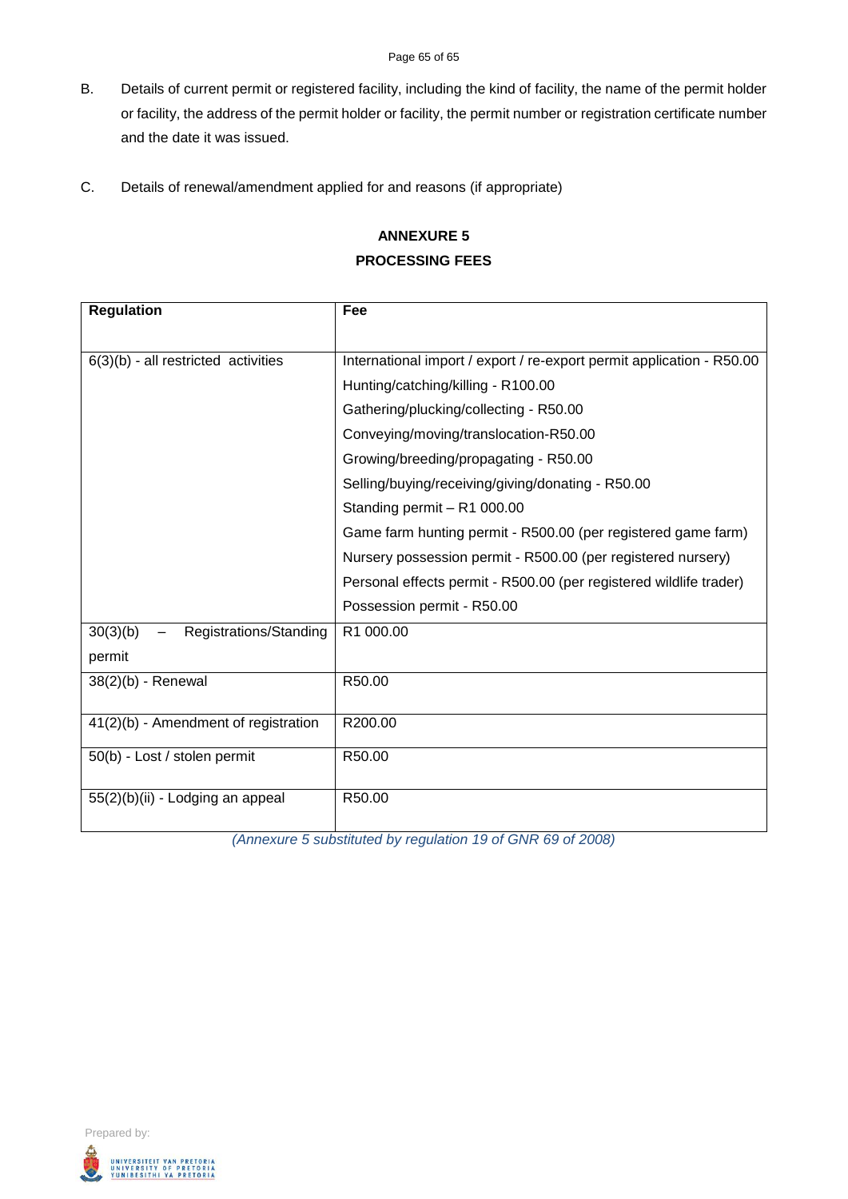B. Details of current permit or registered facility, including the kind of facility, the name of the permit holder or facility, the address of the permit holder or facility, the permit number or registration certificate number and the date it was issued.

C. Details of renewal/amendment applied for and reasons (if appropriate)

## ANNEXURE 5

## PROCESSING FEES

| Regulation | Fee |
|---|---|
| 6(3)(b) - all restricted activities | International import / export / re-export permit application - R50.00<br>Hunting/catching/killing - R100.00<br>Gathering/plucking/collecting - R50.00<br>Conveying/moving/translocation-R50.00<br>Growing/breeding/propagating - R50.00<br>Selling/buying/receiving/giving/donating - R50.00<br>Standing permit – R1 000.00<br>Game farm hunting permit - R500.00 (per registered game farm)<br>Nursery possession permit - R500.00 (per registered nursery)<br>Personal effects permit - R500.00 (per registered wildlife trader)<br>Possession permit - R50.00 |
| 30(3)(b) – Registrations/Standing permit | R1 000.00 |
| 38(2)(b) - Renewal | R50.00 |
| 41(2)(b) - Amendment of registration | R200.00 |
| 50(b) - Lost / stolen permit | R50.00 |
| 55(2)(b)(ii) - Lodging an appeal | R50.00 |

*(Annexure 5 substituted by regulation 19 of GNR 69 of 2008)*